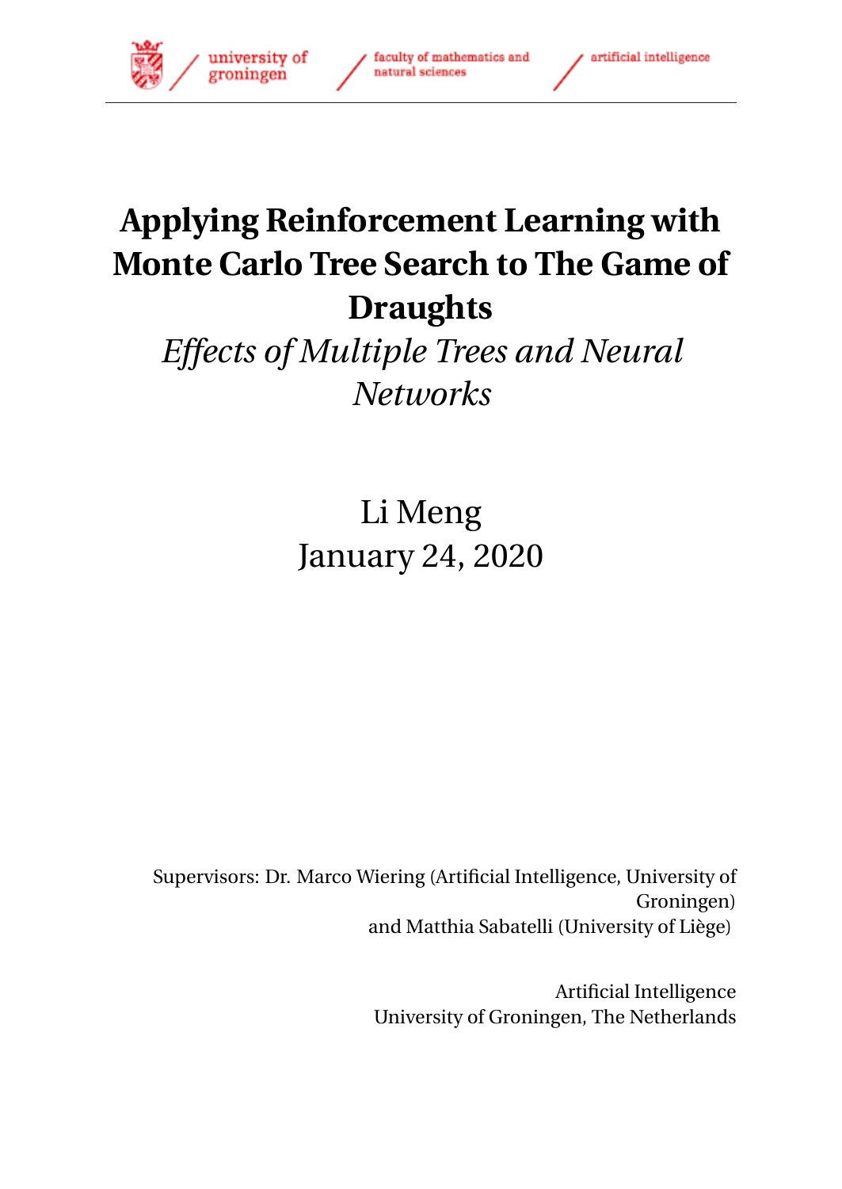university of groningen / faculty of mathematics and natural sciences / artificial intelligence

# Applying Reinforcement Learning with Monte Carlo Tree Search to The Game of Draughts

*Effects of Multiple Trees and Neural Networks*

Li Meng
January 24, 2020

Supervisors: Dr. Marco Wiering (Artificial Intelligence, University of Groningen)
and Matthia Sabatelli (University of Liège)

Artificial Intelligence
University of Groningen, The Netherlands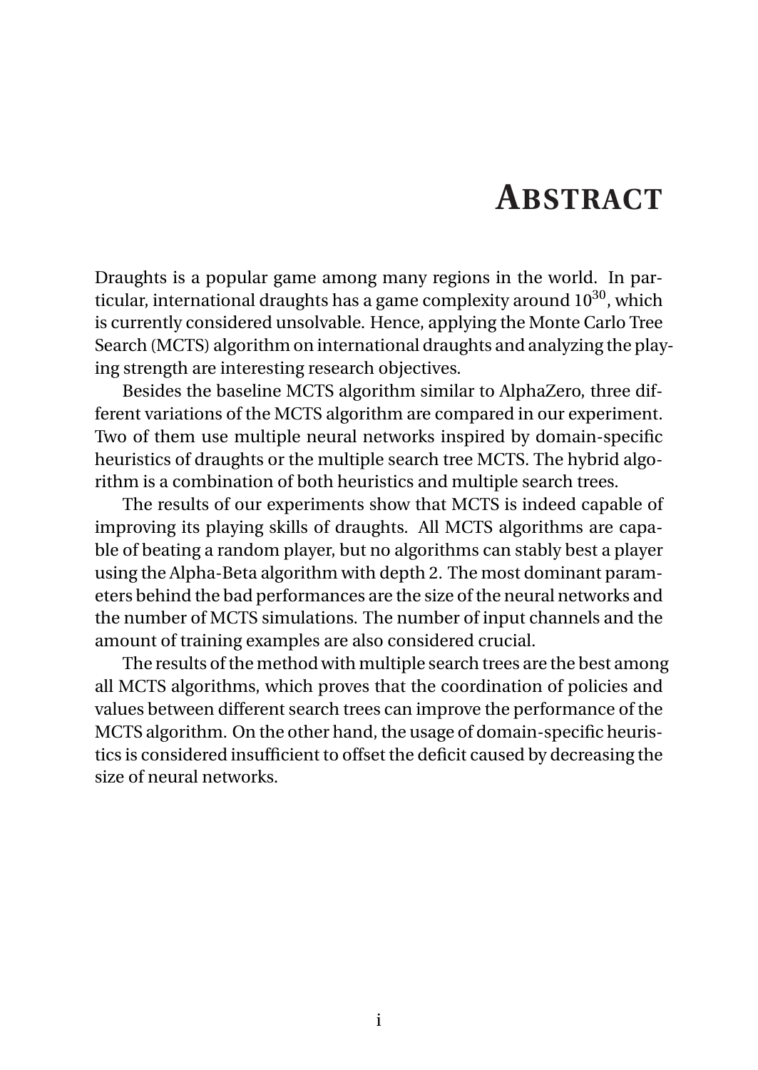# Abstract

Draughts is a popular game among many regions in the world. In particular, international draughts has a game complexity around $10^{30}$, which is currently considered unsolvable. Hence, applying the Monte Carlo Tree Search (MCTS) algorithm on international draughts and analyzing the playing strength are interesting research objectives.

Besides the baseline MCTS algorithm similar to AlphaZero, three different variations of the MCTS algorithm are compared in our experiment. Two of them use multiple neural networks inspired by domain-specific heuristics of draughts or the multiple search tree MCTS. The hybrid algorithm is a combination of both heuristics and multiple search trees.

The results of our experiments show that MCTS is indeed capable of improving its playing skills of draughts. All MCTS algorithms are capable of beating a random player, but no algorithms can stably best a player using the Alpha-Beta algorithm with depth 2. The most dominant parameters behind the bad performances are the size of the neural networks and the number of MCTS simulations. The number of input channels and the amount of training examples are also considered crucial.

The results of the method with multiple search trees are the best among all MCTS algorithms, which proves that the coordination of policies and values between different search trees can improve the performance of the MCTS algorithm. On the other hand, the usage of domain-specific heuristics is considered insufficient to offset the deficit caused by decreasing the size of neural networks.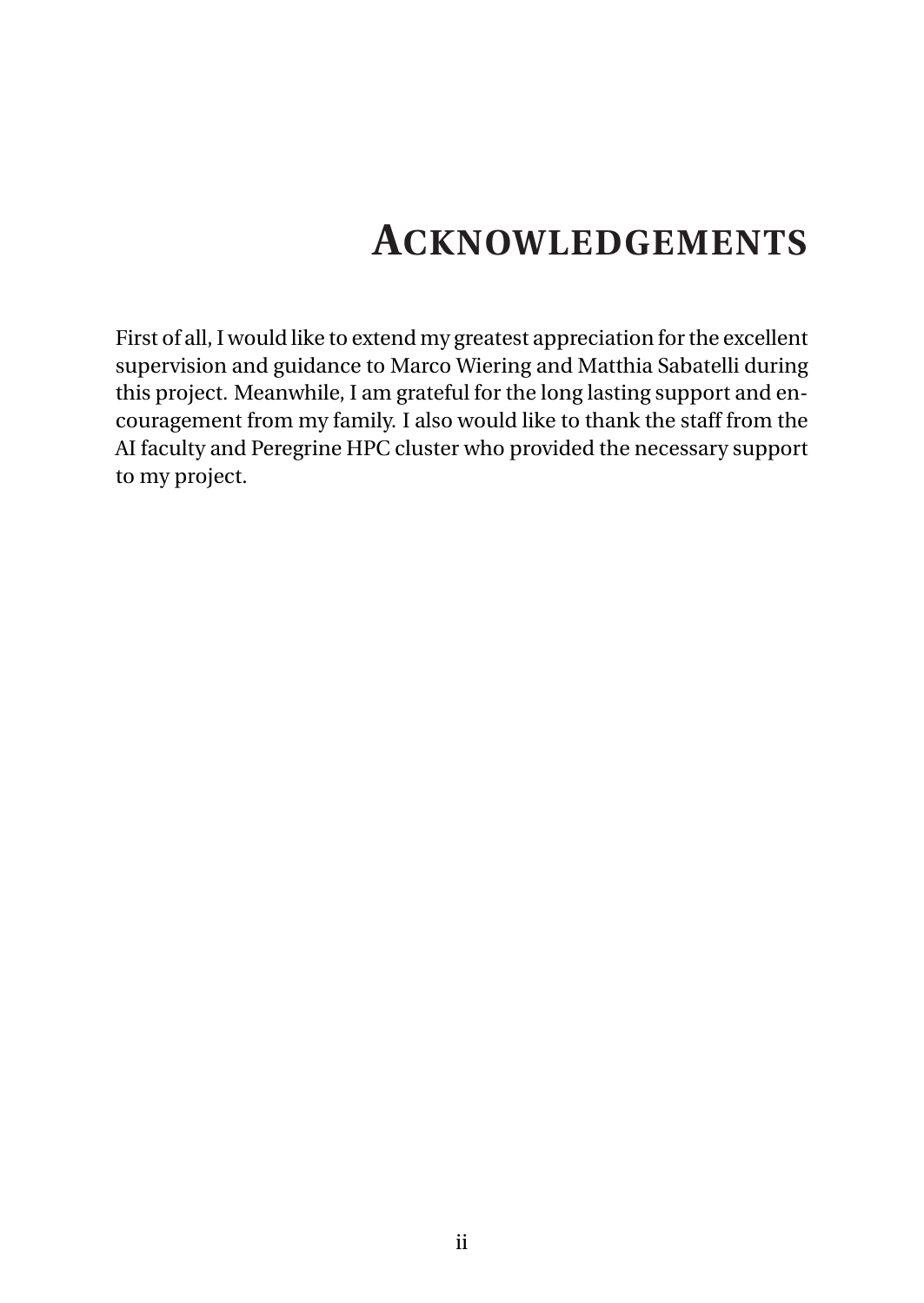# ACKNOWLEDGEMENTS

First of all, I would like to extend my greatest appreciation for the excellent supervision and guidance to Marco Wiering and Matthia Sabatelli during this project. Meanwhile, I am grateful for the long lasting support and encouragement from my family. I also would like to thank the staff from the AI faculty and Peregrine HPC cluster who provided the necessary support to my project.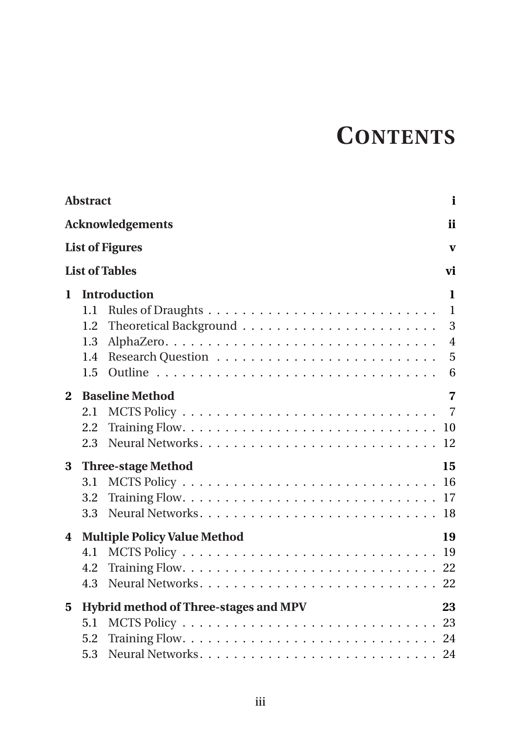# Contents

**Abstract** **i**

**Acknowledgements** **ii**

**List of Figures** **v**

**List of Tables** **vi**

**1 Introduction** **1**

- 1.1 Rules of Draughts . . . . . . . . . . . . . . . . . . . . . . . . . . . 1
- 1.2 Theoretical Background . . . . . . . . . . . . . . . . . . . . . . . 3
- 1.3 AlphaZero. . . . . . . . . . . . . . . . . . . . . . . . . . . . . . . 4
- 1.4 Research Question . . . . . . . . . . . . . . . . . . . . . . . . . . 5
- 1.5 Outline . . . . . . . . . . . . . . . . . . . . . . . . . . . . . . . . 6

**2 Baseline Method** **7**

- 2.1 MCTS Policy . . . . . . . . . . . . . . . . . . . . . . . . . . . . . . 7
- 2.2 Training Flow. . . . . . . . . . . . . . . . . . . . . . . . . . . . . . 10
- 2.3 Neural Networks. . . . . . . . . . . . . . . . . . . . . . . . . . . . 12

**3 Three-stage Method** **15**

- 3.1 MCTS Policy . . . . . . . . . . . . . . . . . . . . . . . . . . . . . . 16
- 3.2 Training Flow. . . . . . . . . . . . . . . . . . . . . . . . . . . . . . 17
- 3.3 Neural Networks. . . . . . . . . . . . . . . . . . . . . . . . . . . . 18

**4 Multiple Policy Value Method** **19**

- 4.1 MCTS Policy . . . . . . . . . . . . . . . . . . . . . . . . . . . . . . 19
- 4.2 Training Flow. . . . . . . . . . . . . . . . . . . . . . . . . . . . . . 22
- 4.3 Neural Networks. . . . . . . . . . . . . . . . . . . . . . . . . . . . 22

**5 Hybrid method of Three-stages and MPV** **23**

- 5.1 MCTS Policy . . . . . . . . . . . . . . . . . . . . . . . . . . . . . . 23
- 5.2 Training Flow. . . . . . . . . . . . . . . . . . . . . . . . . . . . . . 24
- 5.3 Neural Networks. . . . . . . . . . . . . . . . . . . . . . . . . . . . 24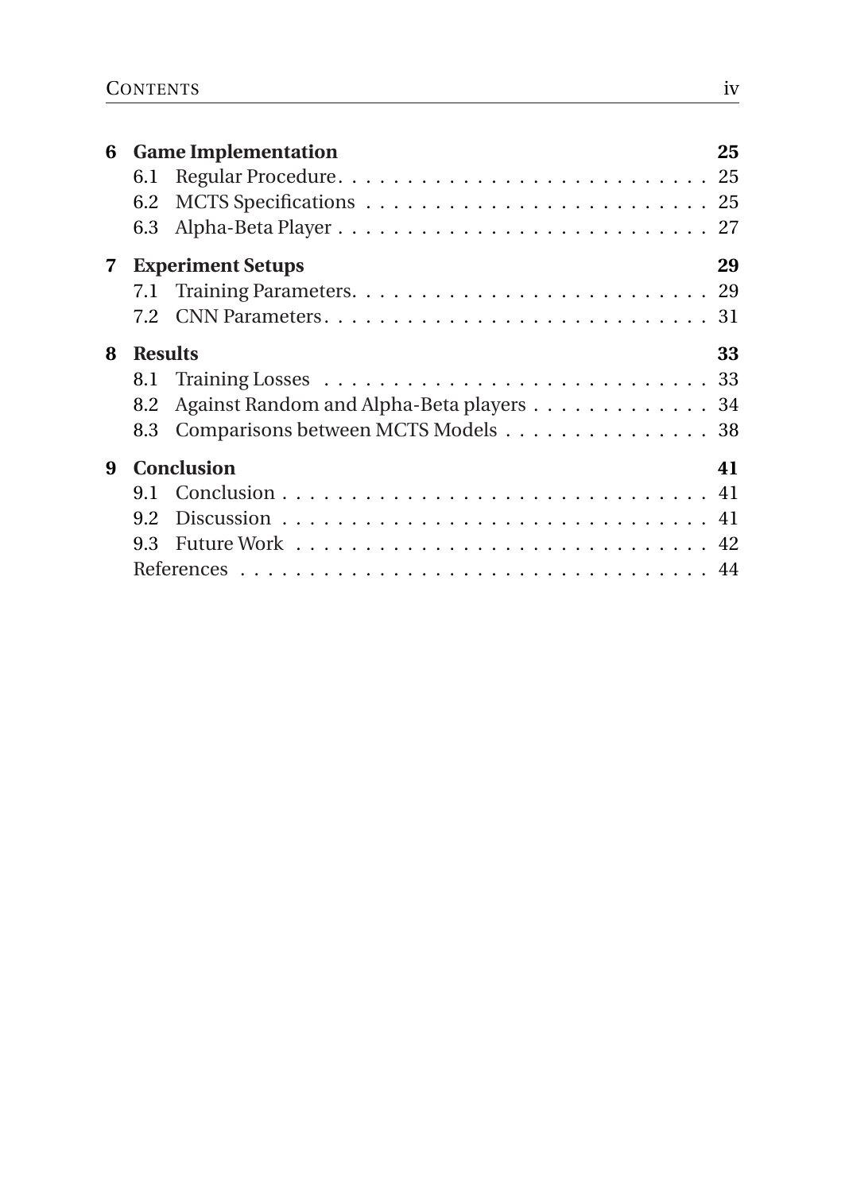**6 Game Implementation** **25**

- 6.1 Regular Procedure . . . . . . . . . . . . . . . . . . . . . . . . . . . 25
- 6.2 MCTS Specifications . . . . . . . . . . . . . . . . . . . . . . . . . . 25
- 6.3 Alpha-Beta Player . . . . . . . . . . . . . . . . . . . . . . . . . . . 27

**7 Experiment Setups** **29**

- 7.1 Training Parameters. . . . . . . . . . . . . . . . . . . . . . . . . . 29
- 7.2 CNN Parameters. . . . . . . . . . . . . . . . . . . . . . . . . . . . 31

**8 Results** **33**

- 8.1 Training Losses . . . . . . . . . . . . . . . . . . . . . . . . . . . . 33
- 8.2 Against Random and Alpha-Beta players . . . . . . . . . . . . . 34
- 8.3 Comparisons between MCTS Models . . . . . . . . . . . . . . . . 38

**9 Conclusion** **41**

- 9.1 Conclusion . . . . . . . . . . . . . . . . . . . . . . . . . . . . . . . 41
- 9.2 Discussion . . . . . . . . . . . . . . . . . . . . . . . . . . . . . . . 41
- 9.3 Future Work . . . . . . . . . . . . . . . . . . . . . . . . . . . . . . 42
- References . . . . . . . . . . . . . . . . . . . . . . . . . . . . . . . . 44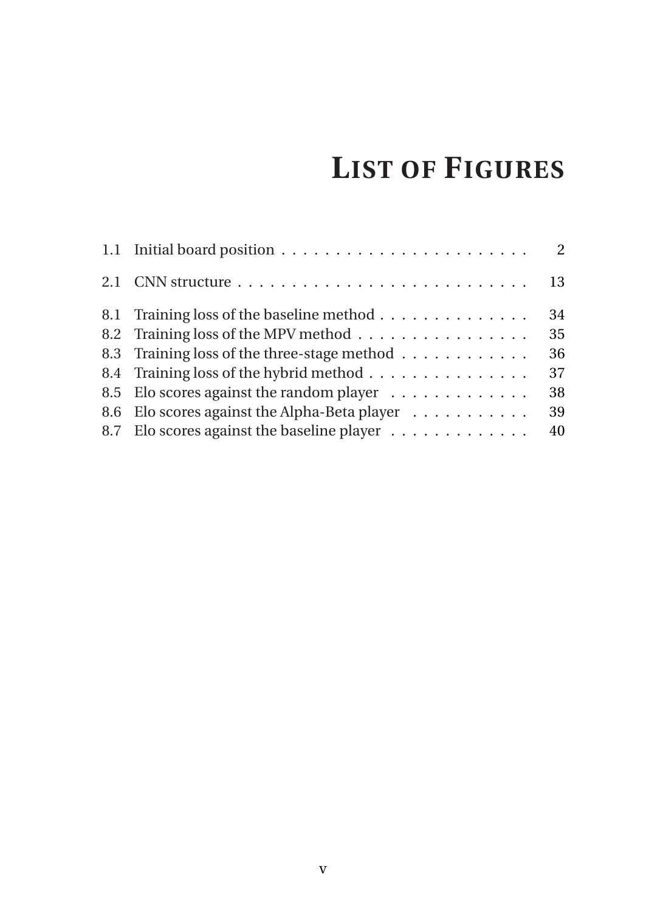# LIST OF FIGURES

1.1 Initial board position . . . . . . . . . . . . . . . . . . . . . . . . 2

2.1 CNN structure . . . . . . . . . . . . . . . . . . . . . . . . . . . . 13

8.1 Training loss of the baseline method . . . . . . . . . . . . . . 34
8.2 Training loss of the MPV method . . . . . . . . . . . . . . . . 35
8.3 Training loss of the three-stage method . . . . . . . . . . . . 36
8.4 Training loss of the hybrid method . . . . . . . . . . . . . . . 37
8.5 Elo scores against the random player . . . . . . . . . . . . . 38
8.6 Elo scores against the Alpha-Beta player . . . . . . . . . . . 39
8.7 Elo scores against the baseline player . . . . . . . . . . . . . 40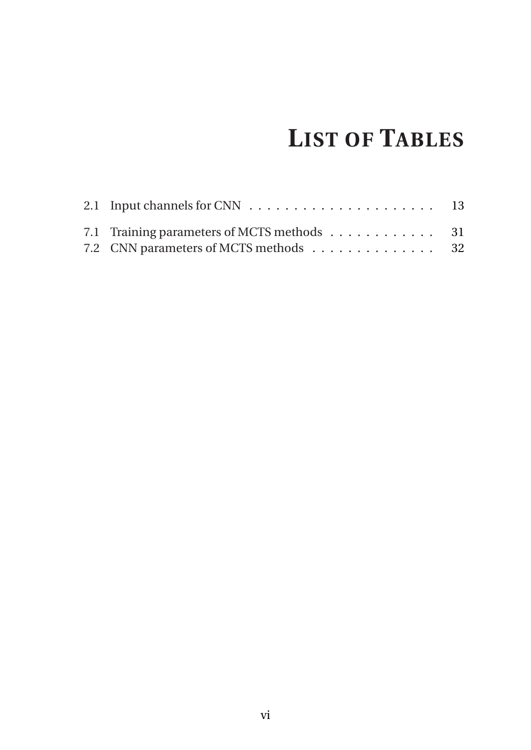# LIST OF TABLES

2.1 Input channels for CNN . . . . . . . . . . . . . . . . . . . . . . 13

7.1 Training parameters of MCTS methods . . . . . . . . . . . . 31
7.2 CNN parameters of MCTS methods . . . . . . . . . . . . . . . 32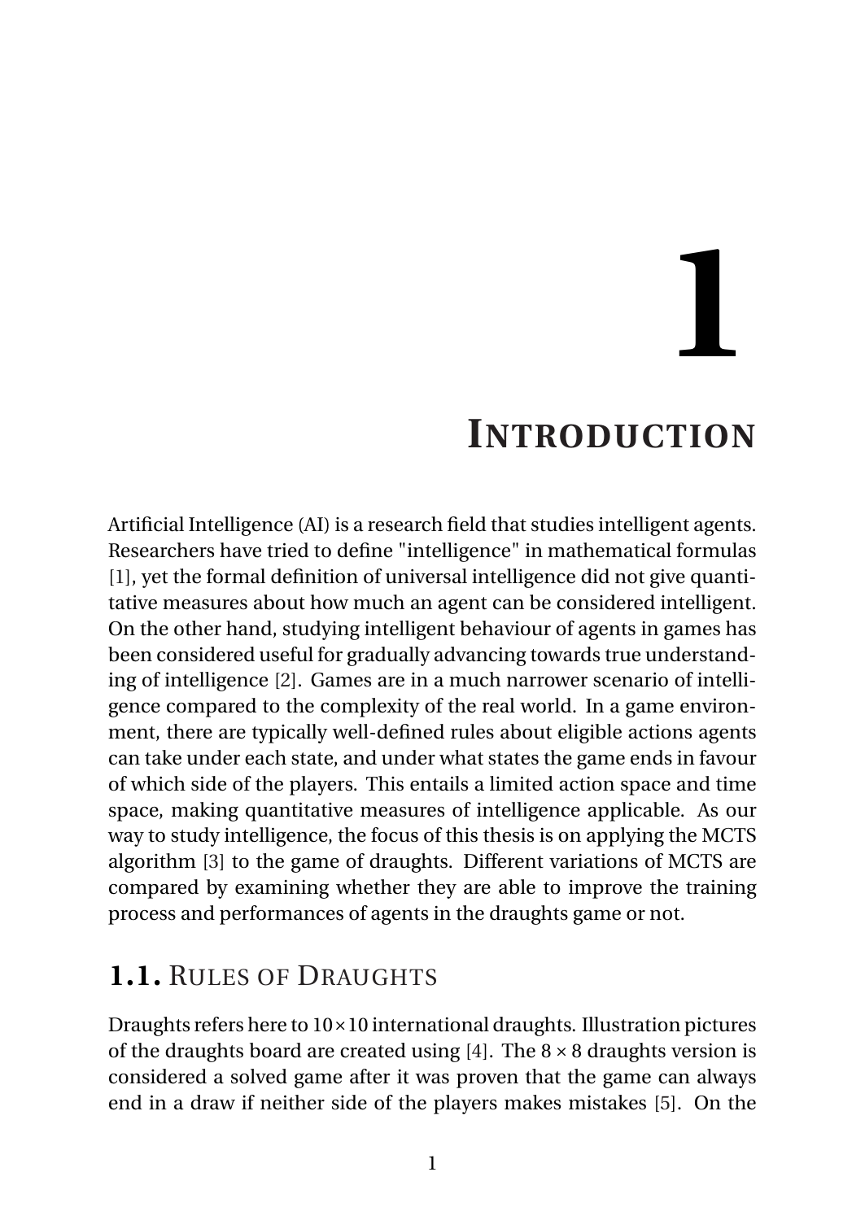# 1 Introduction

Artificial Intelligence (AI) is a research field that studies intelligent agents. Researchers have tried to define "intelligence" in mathematical formulas [1], yet the formal definition of universal intelligence did not give quantitative measures about how much an agent can be considered intelligent. On the other hand, studying intelligent behaviour of agents in games has been considered useful for gradually advancing towards true understanding of intelligence [2]. Games are in a much narrower scenario of intelligence compared to the complexity of the real world. In a game environment, there are typically well-defined rules about eligible actions agents can take under each state, and under what states the game ends in favour of which side of the players. This entails a limited action space and time space, making quantitative measures of intelligence applicable. As our way to study intelligence, the focus of this thesis is on applying the MCTS algorithm [3] to the game of draughts. Different variations of MCTS are compared by examining whether they are able to improve the training process and performances of agents in the draughts game or not.

## 1.1. Rules of Draughts

Draughts refers here to $10 \times 10$ international draughts. Illustration pictures of the draughts board are created using [4]. The $8 \times 8$ draughts version is considered a solved game after it was proven that the game can always end in a draw if neither side of the players makes mistakes [5]. On the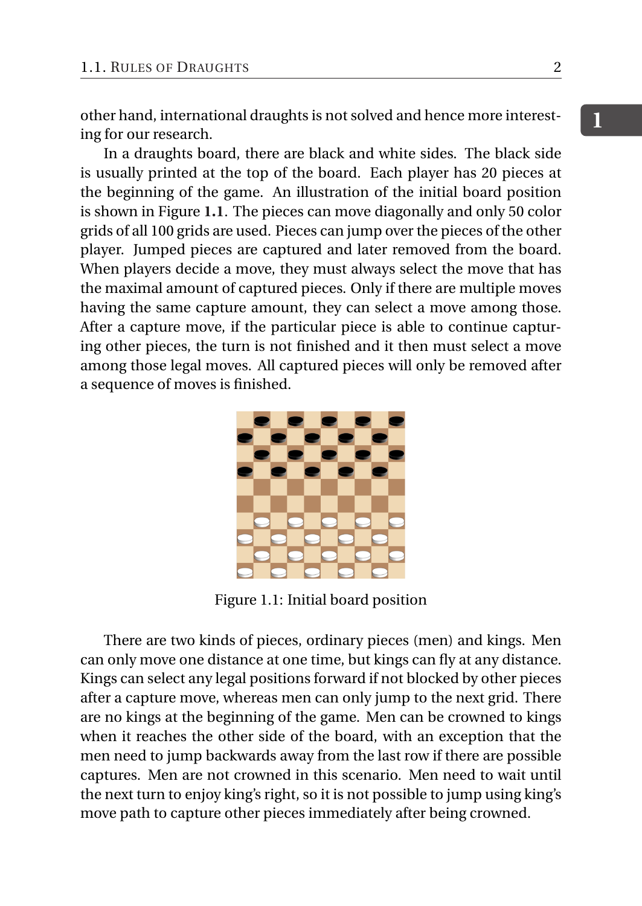other hand, international draughts is not solved and hence more interesting for our research.

In a draughts board, there are black and white sides. The black side is usually printed at the top of the board. Each player has 20 pieces at the beginning of the game. An illustration of the initial board position is shown in Figure **1.1**. The pieces can move diagonally and only 50 color grids of all 100 grids are used. Pieces can jump over the pieces of the other player. Jumped pieces are captured and later removed from the board. When players decide a move, they must always select the move that has the maximal amount of captured pieces. Only if there are multiple moves having the same capture amount, they can select a move among those. After a capture move, if the particular piece is able to continue capturing other pieces, the turn is not finished and it then must select a move among those legal moves. All captured pieces will only be removed after a sequence of moves is finished.

Figure 1.1: Initial board position

There are two kinds of pieces, ordinary pieces (men) and kings. Men can only move one distance at one time, but kings can fly at any distance. Kings can select any legal positions forward if not blocked by other pieces after a capture move, whereas men can only jump to the next grid. There are no kings at the beginning of the game. Men can be crowned to kings when it reaches the other side of the board, with an exception that the men need to jump backwards away from the last row if there are possible captures. Men are not crowned in this scenario. Men need to wait until the next turn to enjoy king's right, so it is not possible to jump using king's move path to capture other pieces immediately after being crowned.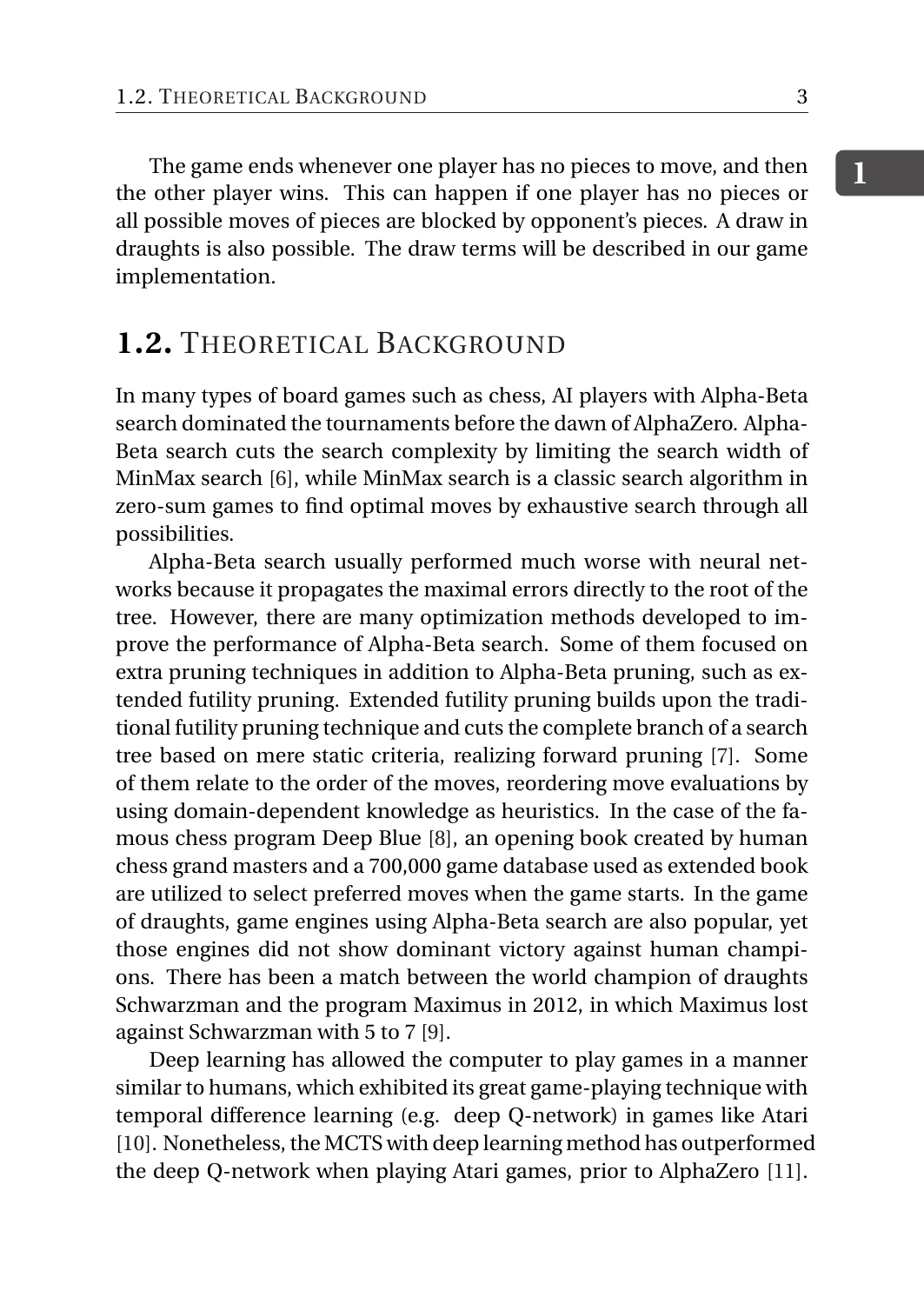The game ends whenever one player has no pieces to move, and then the other player wins. This can happen if one player has no pieces or all possible moves of pieces are blocked by opponent's pieces. A draw in draughts is also possible. The draw terms will be described in our game implementation.

## 1.2. Theoretical Background

In many types of board games such as chess, AI players with Alpha-Beta search dominated the tournaments before the dawn of AlphaZero. Alpha-Beta search cuts the search complexity by limiting the search width of MinMax search [6], while MinMax search is a classic search algorithm in zero-sum games to find optimal moves by exhaustive search through all possibilities.

Alpha-Beta search usually performed much worse with neural networks because it propagates the maximal errors directly to the root of the tree. However, there are many optimization methods developed to improve the performance of Alpha-Beta search. Some of them focused on extra pruning techniques in addition to Alpha-Beta pruning, such as extended futility pruning. Extended futility pruning builds upon the traditional futility pruning technique and cuts the complete branch of a search tree based on mere static criteria, realizing forward pruning [7]. Some of them relate to the order of the moves, reordering move evaluations by using domain-dependent knowledge as heuristics. In the case of the famous chess program Deep Blue [8], an opening book created by human chess grand masters and a 700,000 game database used as extended book are utilized to select preferred moves when the game starts. In the game of draughts, game engines using Alpha-Beta search are also popular, yet those engines did not show dominant victory against human champions. There has been a match between the world champion of draughts Schwarzman and the program Maximus in 2012, in which Maximus lost against Schwarzman with 5 to 7 [9].

Deep learning has allowed the computer to play games in a manner similar to humans, which exhibited its great game-playing technique with temporal difference learning (e.g. deep Q-network) in games like Atari [10]. Nonetheless, the MCTS with deep learning method has outperformed the deep Q-network when playing Atari games, prior to AlphaZero [11].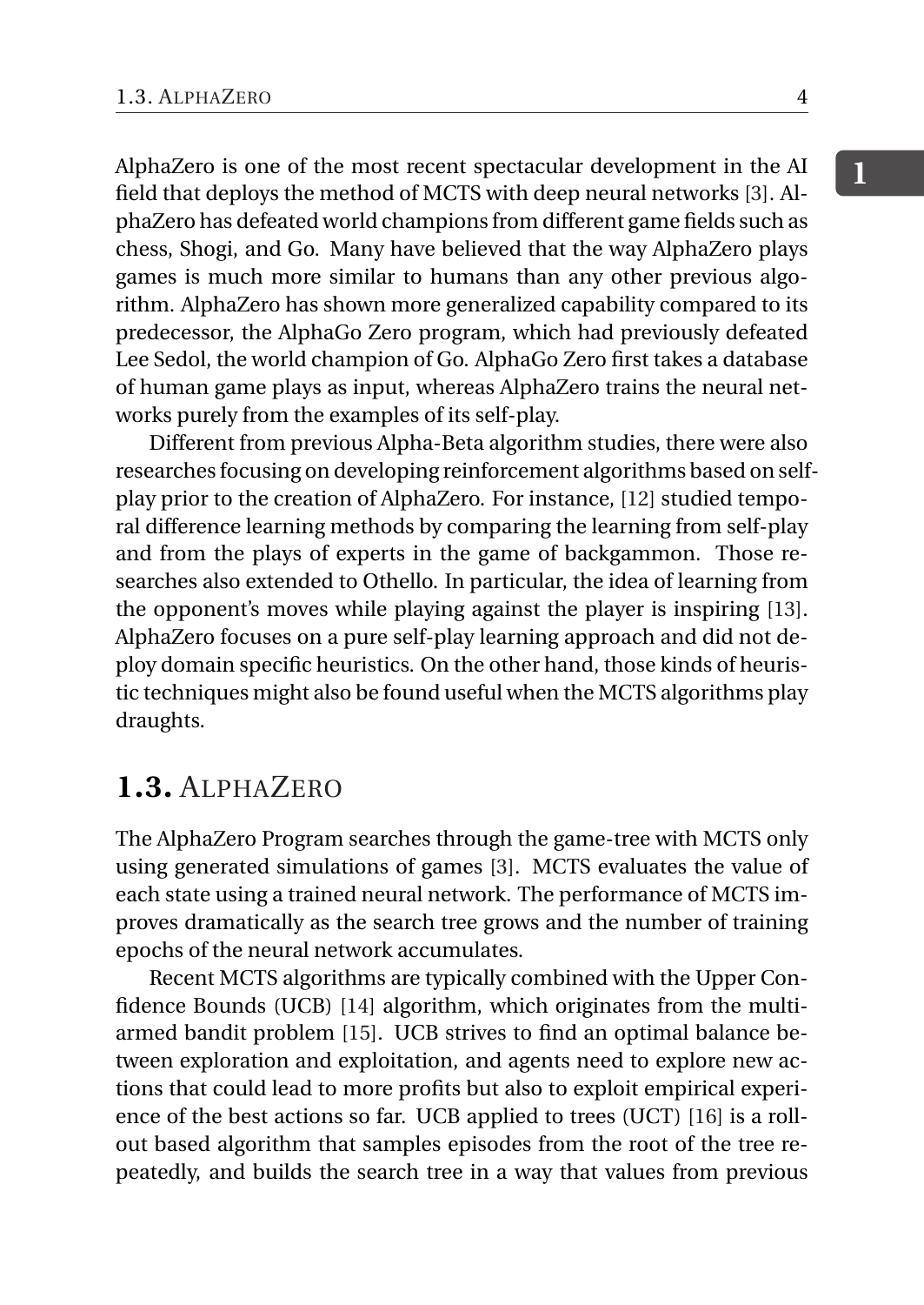AlphaZero is one of the most recent spectacular development in the AI field that deploys the method of MCTS with deep neural networks [3]. AlphaZero has defeated world champions from different game fields such as chess, Shogi, and Go. Many have believed that the way AlphaZero plays games is much more similar to humans than any other previous algorithm. AlphaZero has shown more generalized capability compared to its predecessor, the AlphaGo Zero program, which had previously defeated Lee Sedol, the world champion of Go. AlphaGo Zero first takes a database of human game plays as input, whereas AlphaZero trains the neural networks purely from the examples of its self-play.

Different from previous Alpha-Beta algorithm studies, there were also researches focusing on developing reinforcement algorithms based on self-play prior to the creation of AlphaZero. For instance, [12] studied temporal difference learning methods by comparing the learning from self-play and from the plays of experts in the game of backgammon. Those researches also extended to Othello. In particular, the idea of learning from the opponent's moves while playing against the player is inspiring [13]. AlphaZero focuses on a pure self-play learning approach and did not deploy domain specific heuristics. On the other hand, those kinds of heuristic techniques might also be found useful when the MCTS algorithms play draughts.

## 1.3. AlphaZero

The AlphaZero Program searches through the game-tree with MCTS only using generated simulations of games [3]. MCTS evaluates the value of each state using a trained neural network. The performance of MCTS improves dramatically as the search tree grows and the number of training epochs of the neural network accumulates.

Recent MCTS algorithms are typically combined with the Upper Confidence Bounds (UCB) [14] algorithm, which originates from the multi-armed bandit problem [15]. UCB strives to find an optimal balance between exploration and exploitation, and agents need to explore new actions that could lead to more profits but also to exploit empirical experience of the best actions so far. UCB applied to trees (UCT) [16] is a roll-out based algorithm that samples episodes from the root of the tree repeatedly, and builds the search tree in a way that values from previous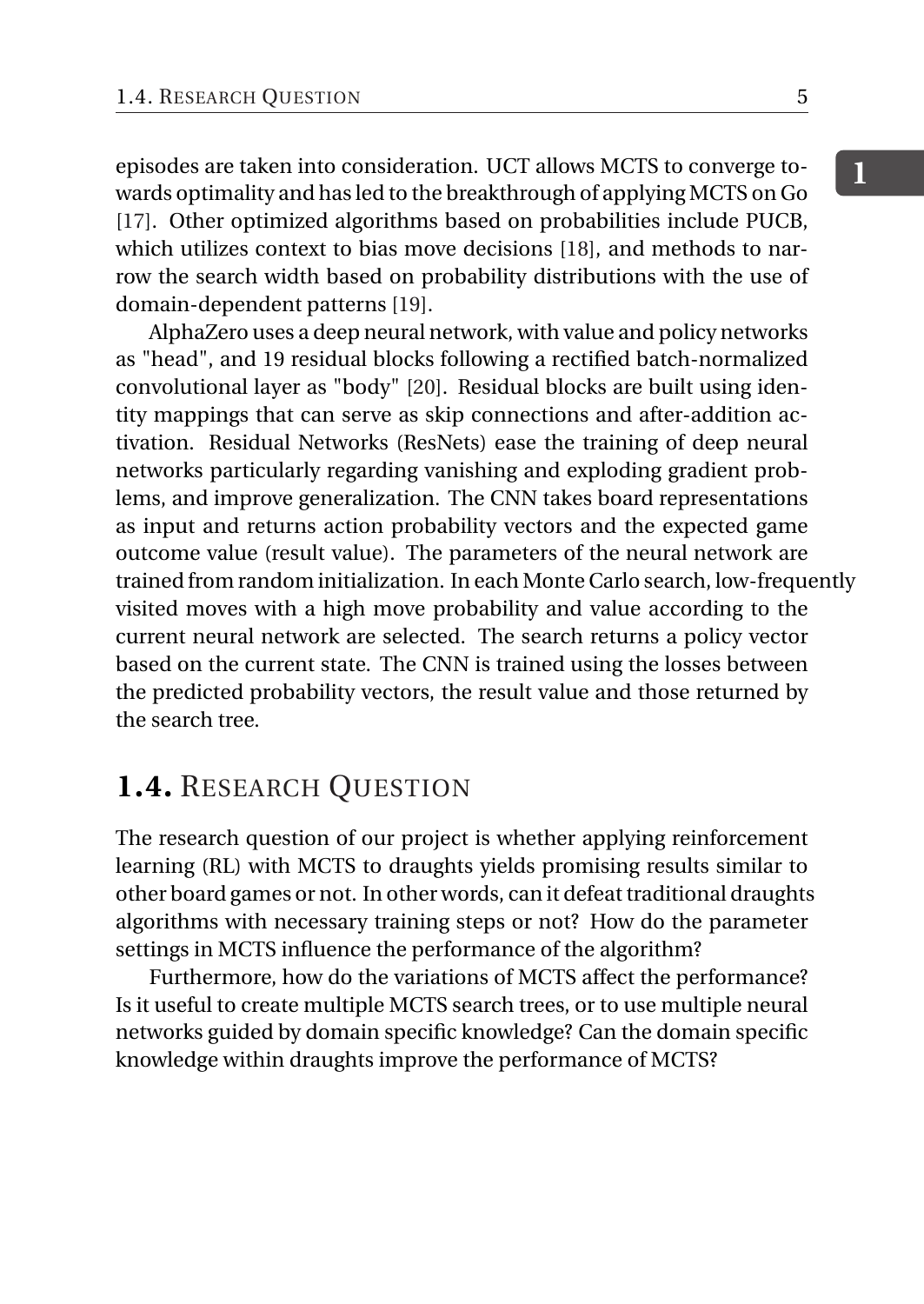episodes are taken into consideration. UCT allows MCTS to converge towards optimality and has led to the breakthrough of applying MCTS on Go [17]. Other optimized algorithms based on probabilities include PUCB, which utilizes context to bias move decisions [18], and methods to narrow the search width based on probability distributions with the use of domain-dependent patterns [19].

AlphaZero uses a deep neural network, with value and policy networks as "head", and 19 residual blocks following a rectified batch-normalized convolutional layer as "body" [20]. Residual blocks are built using identity mappings that can serve as skip connections and after-addition activation. Residual Networks (ResNets) ease the training of deep neural networks particularly regarding vanishing and exploding gradient problems, and improve generalization. The CNN takes board representations as input and returns action probability vectors and the expected game outcome value (result value). The parameters of the neural network are trained from random initialization. In each Monte Carlo search, low-frequently visited moves with a high move probability and value according to the current neural network are selected. The search returns a policy vector based on the current state. The CNN is trained using the losses between the predicted probability vectors, the result value and those returned by the search tree.

## 1.4. Research Question

The research question of our project is whether applying reinforcement learning (RL) with MCTS to draughts yields promising results similar to other board games or not. In other words, can it defeat traditional draughts algorithms with necessary training steps or not? How do the parameter settings in MCTS influence the performance of the algorithm?

Furthermore, how do the variations of MCTS affect the performance? Is it useful to create multiple MCTS search trees, or to use multiple neural networks guided by domain specific knowledge? Can the domain specific knowledge within draughts improve the performance of MCTS?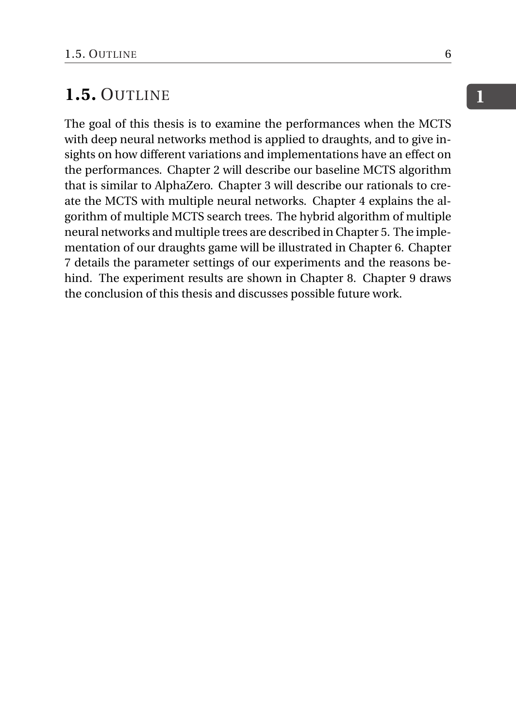## 1.5. OUTLINE

The goal of this thesis is to examine the performances when the MCTS with deep neural networks method is applied to draughts, and to give insights on how different variations and implementations have an effect on the performances. Chapter 2 will describe our baseline MCTS algorithm that is similar to AlphaZero. Chapter 3 will describe our rationals to create the MCTS with multiple neural networks. Chapter 4 explains the algorithm of multiple MCTS search trees. The hybrid algorithm of multiple neural networks and multiple trees are described in Chapter 5. The implementation of our draughts game will be illustrated in Chapter 6. Chapter 7 details the parameter settings of our experiments and the reasons behind. The experiment results are shown in Chapter 8. Chapter 9 draws the conclusion of this thesis and discusses possible future work.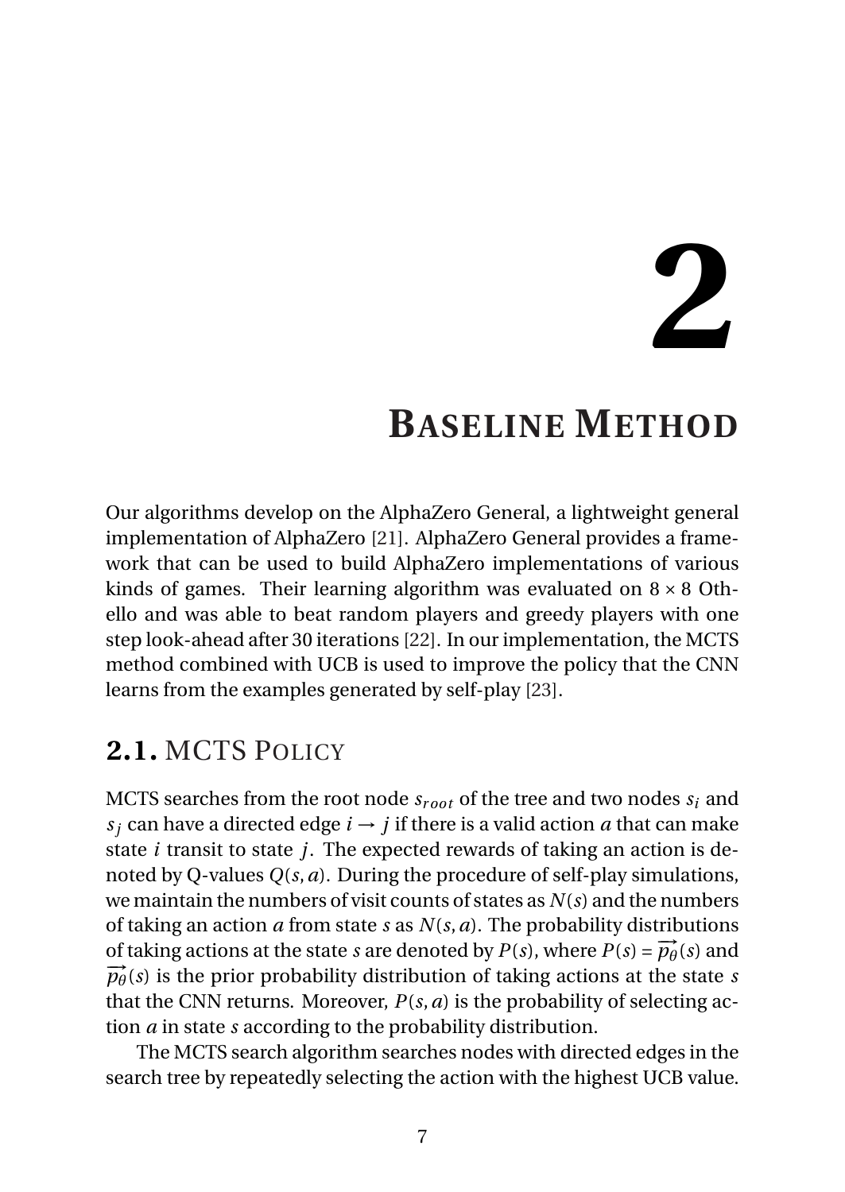# 2 Baseline Method

Our algorithms develop on the AlphaZero General, a lightweight general implementation of AlphaZero [21]. AlphaZero General provides a framework that can be used to build AlphaZero implementations of various kinds of games. Their learning algorithm was evaluated on $8 \times 8$ Othello and was able to beat random players and greedy players with one step look-ahead after 30 iterations [22]. In our implementation, the MCTS method combined with UCB is used to improve the policy that the CNN learns from the examples generated by self-play [23].

## 2.1. MCTS Policy

MCTS searches from the root node $s_{root}$ of the tree and two nodes $s_i$ and $s_j$ can have a directed edge $i \rightarrow j$ if there is a valid action $a$ that can make state $i$ transit to state $j$. The expected rewards of taking an action is denoted by Q-values $Q(s,a)$. During the procedure of self-play simulations, we maintain the numbers of visit counts of states as $N(s)$ and the numbers of taking an action $a$ from state $s$ as $N(s,a)$. The probability distributions of taking actions at the state $s$ are denoted by $P(s)$, where $P(s) = \overrightarrow{p_\theta}(s)$ and $\overrightarrow{p_\theta}(s)$ is the prior probability distribution of taking actions at the state $s$ that the CNN returns. Moreover, $P(s,a)$ is the probability of selecting action $a$ in state $s$ according to the probability distribution.

The MCTS search algorithm searches nodes with directed edges in the search tree by repeatedly selecting the action with the highest UCB value.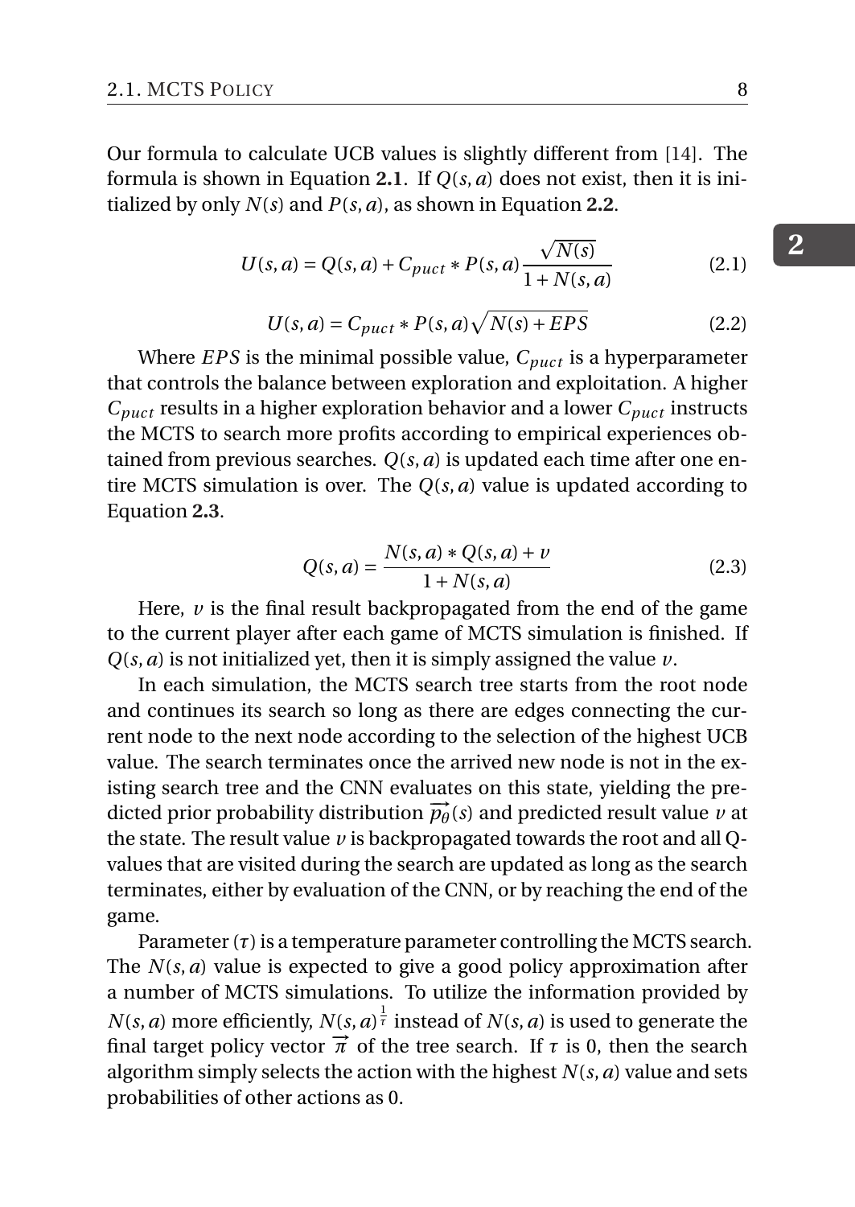Our formula to calculate UCB values is slightly different from [14]. The formula is shown in Equation **2.1**. If $Q(s,a)$ does not exist, then it is initialized by only $N(s)$ and $P(s,a)$, as shown in Equation **2.2**.

$$U(s,a) = Q(s,a) + C_{puct} * P(s,a)\frac{\sqrt{N(s)}}{1+N(s,a)} \tag{2.1}$$

$$U(s,a) = C_{puct} * P(s,a)\sqrt{N(s)+EPS} \tag{2.2}$$

Where $EPS$ is the minimal possible value, $C_{puct}$ is a hyperparameter that controls the balance between exploration and exploitation. A higher $C_{puct}$ results in a higher exploration behavior and a lower $C_{puct}$ instructs the MCTS to search more profits according to empirical experiences obtained from previous searches. $Q(s,a)$ is updated each time after one entire MCTS simulation is over. The $Q(s,a)$ value is updated according to Equation **2.3**.

$$Q(s,a) = \frac{N(s,a) * Q(s,a) + v}{1+N(s,a)} \tag{2.3}$$

Here, $v$ is the final result backpropagated from the end of the game to the current player after each game of MCTS simulation is finished. If $Q(s,a)$ is not initialized yet, then it is simply assigned the value $v$.

In each simulation, the MCTS search tree starts from the root node and continues its search so long as there are edges connecting the current node to the next node according to the selection of the highest UCB value. The search terminates once the arrived new node is not in the existing search tree and the CNN evaluates on this state, yielding the predicted prior probability distribution $\overrightarrow{p_\theta}(s)$ and predicted result value $v$ at the state. The result value $v$ is backpropagated towards the root and all Q-values that are visited during the search are updated as long as the search terminates, either by evaluation of the CNN, or by reaching the end of the game.

Parameter ($\tau$) is a temperature parameter controlling the MCTS search. The $N(s,a)$ value is expected to give a good policy approximation after a number of MCTS simulations. To utilize the information provided by $N(s,a)$ more efficiently, $N(s,a)^{\frac{1}{\tau}}$ instead of $N(s,a)$ is used to generate the final target policy vector $\overrightarrow{\pi}$ of the tree search. If $\tau$ is 0, then the search algorithm simply selects the action with the highest $N(s,a)$ value and sets probabilities of other actions as 0.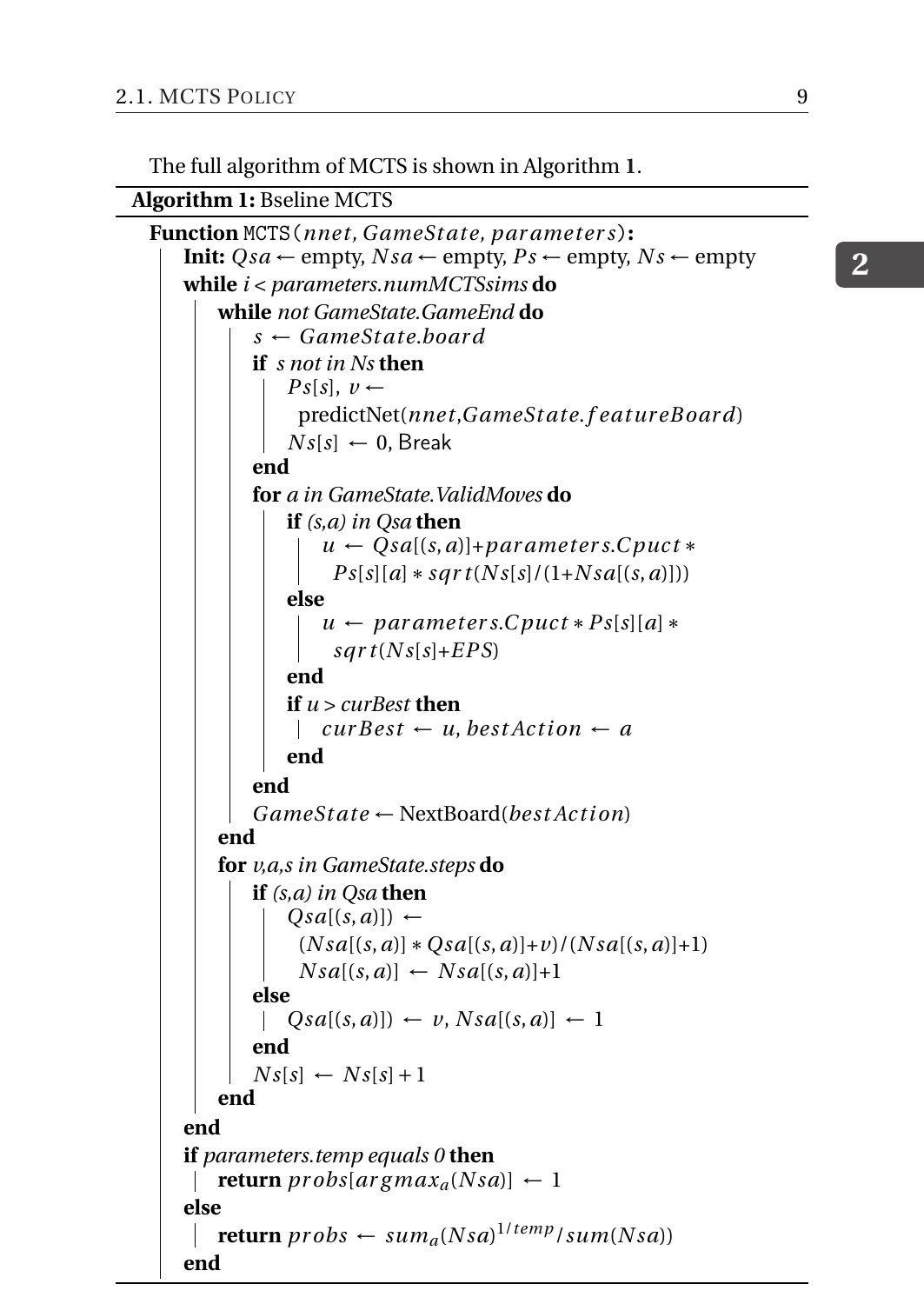The full algorithm of MCTS is shown in Algorithm **1**.

**Algorithm 1:** Bseline MCTS

```
Function MCTS(nnet, GameState, parameters):
    Init: Qsa ← empty, Nsa ← empty, Ps ← empty, Ns ← empty
    while i < parameters.numMCTSsims do
        while not GameState.GameEnd do
            s ← GameState.board
            if s not in Ns then
                Ps[s], v ←
                  predictNet(nnet,GameState.featureBoard)
                Ns[s] ← 0, Break
            end
            for a in GameState.ValidMoves do
                if (s,a) in Qsa then
                    u ← Qsa[(s,a)]+parameters.Cpuct ∗
                      Ps[s][a] ∗ sqrt(Ns[s]/(1+Nsa[(s,a)]))
                else
                    u ← parameters.Cpuct ∗ Ps[s][a] ∗
                      sqrt(Ns[s]+EPS)
                end
                if u > curBest then
                    curBest ← u, bestAction ← a
                end
            end
            GameState ← NextBoard(bestAction)
        end
        for v,a,s in GameState.steps do
            if (s,a) in Qsa then
                Qsa[(s,a)]) ←
                  (Nsa[(s,a)] ∗ Qsa[(s,a)]+v)/(Nsa[(s,a)]+1)
                Nsa[(s,a)] ← Nsa[(s,a)]+1
            else
                Qsa[(s,a)]) ← v, Nsa[(s,a)] ← 1
            end
            Ns[s] ← Ns[s]+1
        end
    end
    if parameters.temp equals 0 then
        return probs[argmax_a(Nsa)] ← 1
    else
        return probs ← sum_a(Nsa)^(1/temp)/sum(Nsa))
    end
```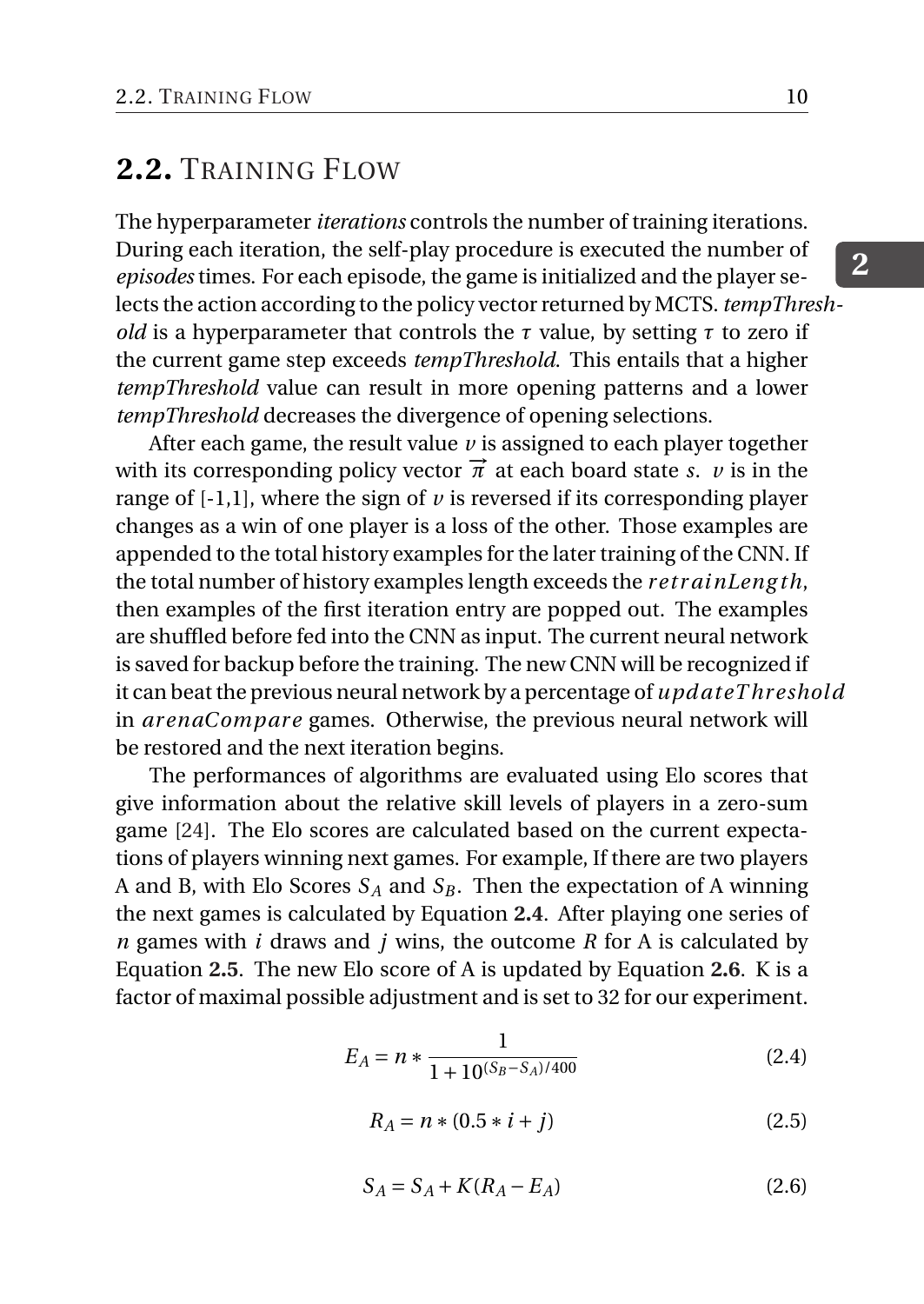## 2.2. Training Flow

The hyperparameter *iterations* controls the number of training iterations. During each iteration, the self-play procedure is executed the number of *episodes* times. For each episode, the game is initialized and the player selects the action according to the policy vector returned by MCTS. *tempThreshold* is a hyperparameter that controls the $\tau$ value, by setting $\tau$ to zero if the current game step exceeds *tempThreshold*. This entails that a higher *tempThreshold* value can result in more opening patterns and a lower *tempThreshold* decreases the divergence of opening selections.

After each game, the result value $v$ is assigned to each player together with its corresponding policy vector $\overrightarrow{\pi}$ at each board state $s$. $v$ is in the range of [-1,1], where the sign of $v$ is reversed if its corresponding player changes as a win of one player is a loss of the other. Those examples are appended to the total history examples for the later training of the CNN. If the total number of history examples length exceeds the $retrainLength$, then examples of the first iteration entry are popped out. The examples are shuffled before fed into the CNN as input. The current neural network is saved for backup before the training. The new CNN will be recognized if it can beat the previous neural network by a percentage of $updateThreshold$ in $arenaCompare$ games. Otherwise, the previous neural network will be restored and the next iteration begins.

The performances of algorithms are evaluated using Elo scores that give information about the relative skill levels of players in a zero-sum game [24]. The Elo scores are calculated based on the current expectations of players winning next games. For example, If there are two players A and B, with Elo Scores $S_A$ and $S_B$. Then the expectation of A winning the next games is calculated by Equation **2.4**. After playing one series of $n$ games with $i$ draws and $j$ wins, the outcome $R$ for A is calculated by Equation **2.5**. The new Elo score of A is updated by Equation **2.6**. K is a factor of maximal possible adjustment and is set to 32 for our experiment.

$$E_A = n * \frac{1}{1 + 10^{(S_B - S_A)/400}} \tag{2.4}$$

$$R_A = n * (0.5 * i + j) \tag{2.5}$$

$$S_A = S_A + K(R_A - E_A) \tag{2.6}$$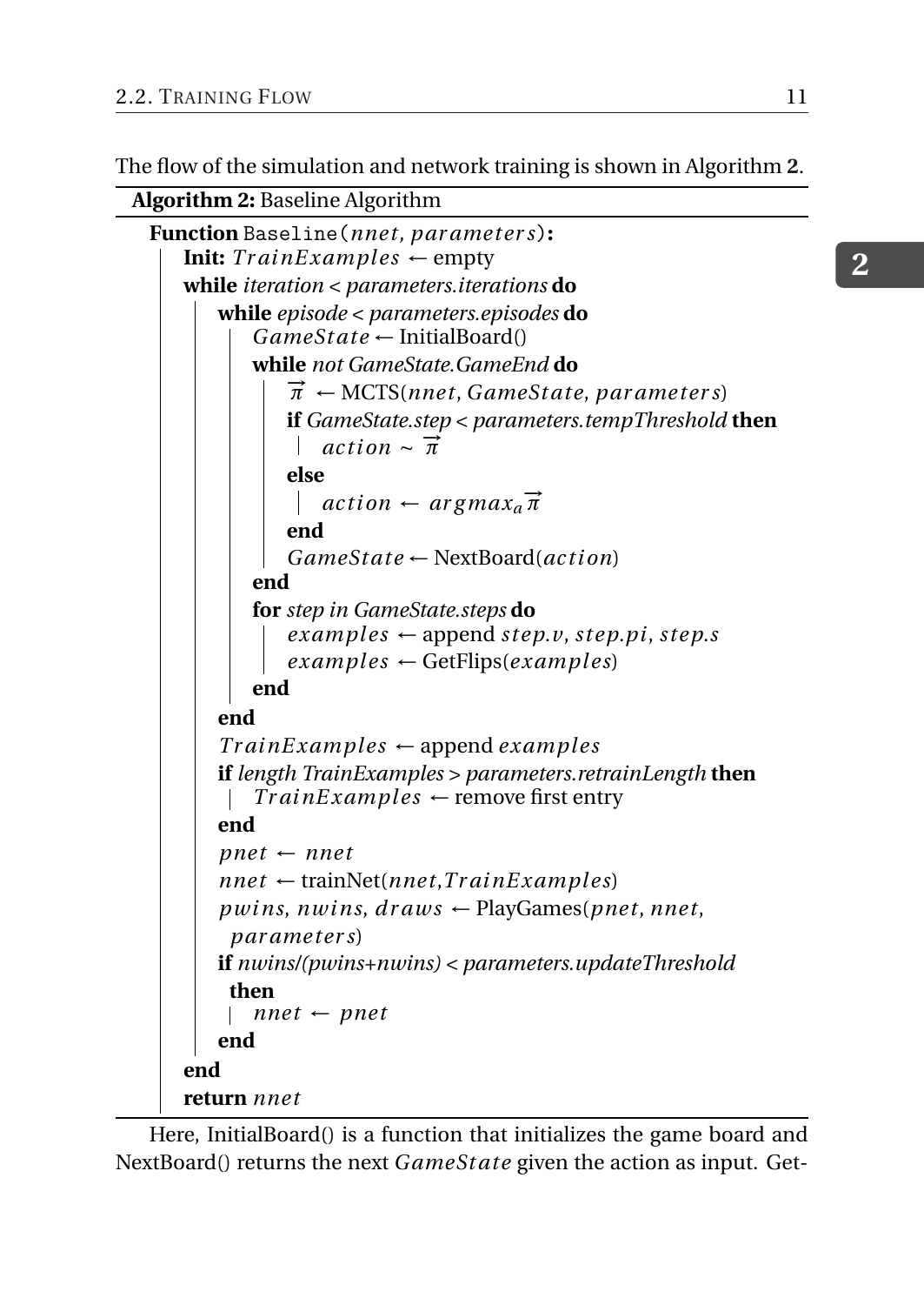The flow of the simulation and network training is shown in Algorithm **2**.

**Algorithm 2:** Baseline Algorithm

```
Function Baseline(nnet, parameters):
    Init: TrainExamples ← empty
    while iteration < parameters.iterations do
        while episode < parameters.episodes do
            GameState ← InitialBoard()
            while not GameState.GameEnd do
                π⃗ ← MCTS(nnet, GameState, parameters)
                if GameState.step < parameters.tempThreshold then
                    action ~ π⃗
                else
                    action ← argmax_a π⃗
                end
                GameState ← NextBoard(action)
            end
            for step in GameState.steps do
                examples ← append step.v, step.pi, step.s
                examples ← GetFlips(examples)
            end
        end
        TrainExamples ← append examples
        if length TrainExamples > parameters.retrainLength then
            TrainExamples ← remove first entry
        end
        pnet ← nnet
        nnet ← trainNet(nnet,TrainExamples)
        pwins, nwins, draws ← PlayGames(pnet, nnet,
          parameters)
        if nwins/(pwins+nwins) < parameters.updateThreshold
          then
            nnet ← pnet
        end
    end
    return nnet
```

Here, InitialBoard() is a function that initializes the game board and NextBoard() returns the next *GameState* given the action as input. Get-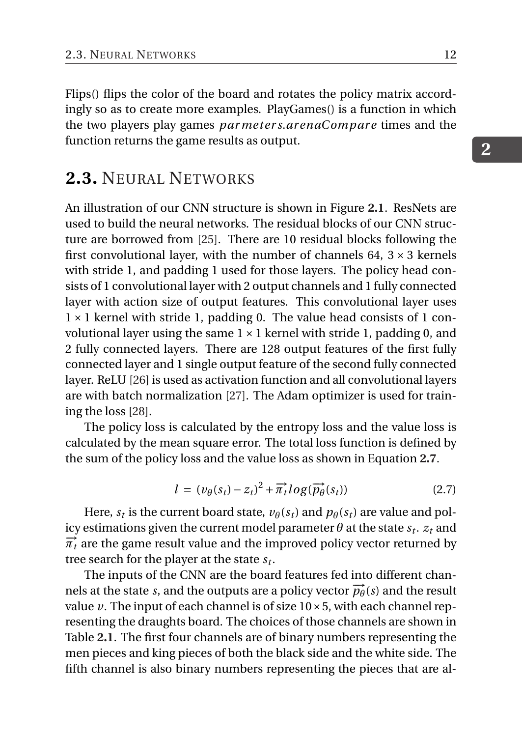Flips() flips the color of the board and rotates the policy matrix accordingly so as to create more examples. PlayGames() is a function in which the two players play games $parmeters.arenaCompare$ times and the function returns the game results as output.

## 2.3. NEURAL NETWORKS

An illustration of our CNN structure is shown in Figure **2.1**. ResNets are used to build the neural networks. The residual blocks of our CNN structure are borrowed from [25]. There are 10 residual blocks following the first convolutional layer, with the number of channels 64, $3 \times 3$ kernels with stride 1, and padding 1 used for those layers. The policy head consists of 1 convolutional layer with 2 output channels and 1 fully connected layer with action size of output features. This convolutional layer uses $1 \times 1$ kernel with stride 1, padding 0. The value head consists of 1 convolutional layer using the same $1 \times 1$ kernel with stride 1, padding 0, and 2 fully connected layers. There are 128 output features of the first fully connected layer and 1 single output feature of the second fully connected layer. ReLU [26] is used as activation function and all convolutional layers are with batch normalization [27]. The Adam optimizer is used for training the loss [28].

The policy loss is calculated by the entropy loss and the value loss is calculated by the mean square error. The total loss function is defined by the sum of the policy loss and the value loss as shown in Equation **2.7**.

$$l = (v_\theta(s_t) - z_t)^2 + \overrightarrow{\pi_t} log(\overrightarrow{p_\theta}(s_t)) \tag{2.7}$$

Here, $s_t$ is the current board state, $v_\theta(s_t)$ and $p_\theta(s_t)$ are value and policy estimations given the current model parameter $\theta$ at the state $s_t$. $z_t$ and $\overrightarrow{\pi_t}$ are the game result value and the improved policy vector returned by tree search for the player at the state $s_t$.

The inputs of the CNN are the board features fed into different channels at the state $s$, and the outputs are a policy vector $\overrightarrow{p_\theta}(s)$ and the result value $v$. The input of each channel is of size $10 \times 5$, with each channel representing the draughts board. The choices of those channels are shown in Table **2.1**. The first four channels are of binary numbers representing the men pieces and king pieces of both the black side and the white side. The fifth channel is also binary numbers representing the pieces that are al-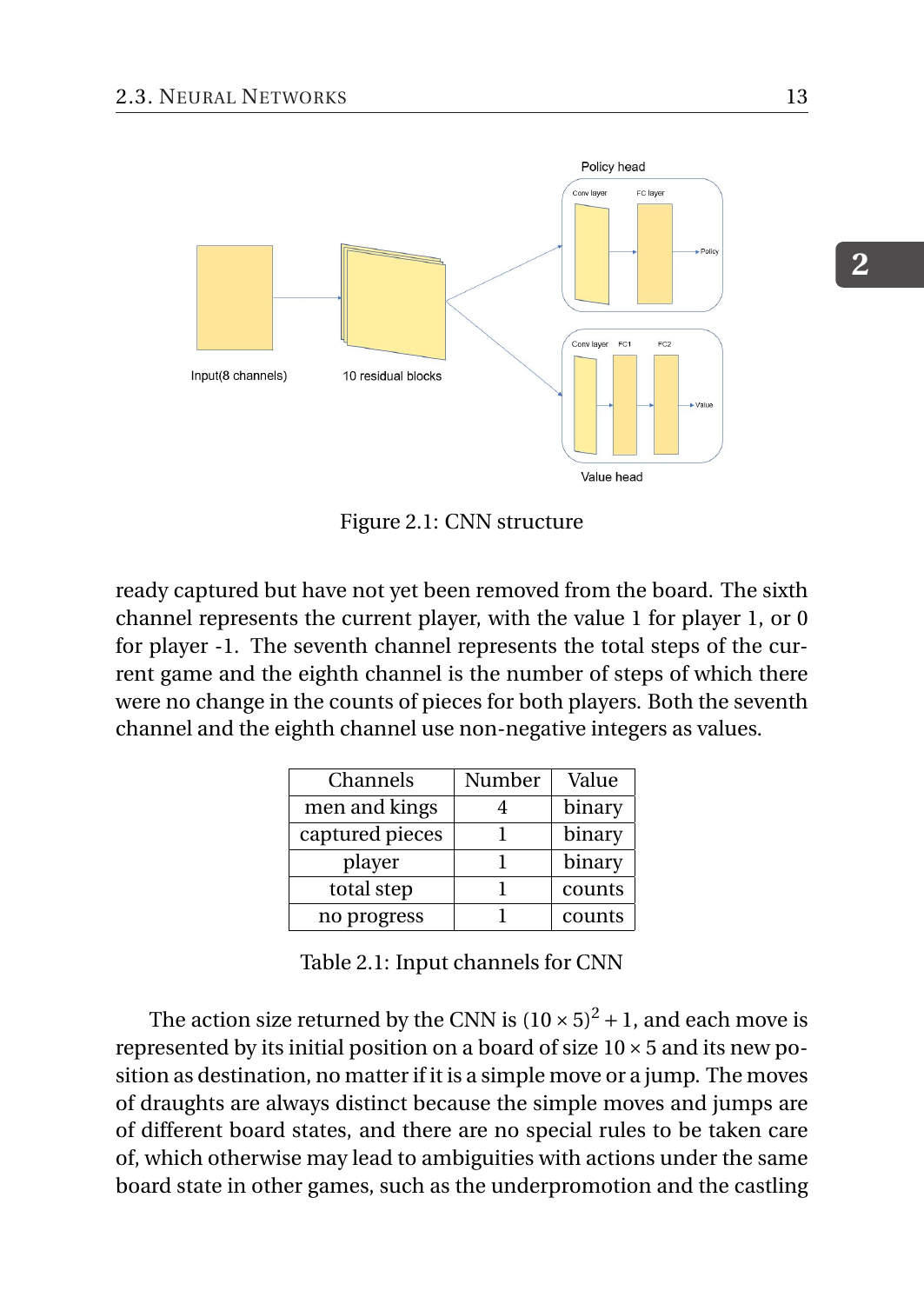Figure 2.1: CNN structure

ready captured but have not yet been removed from the board. The sixth channel represents the current player, with the value 1 for player 1, or 0 for player -1. The seventh channel represents the total steps of the current game and the eighth channel is the number of steps of which there were no change in the counts of pieces for both players. Both the seventh channel and the eighth channel use non-negative integers as values.

| Channels | Number | Value |
| --- | --- | --- |
| men and kings | 4 | binary |
| captured pieces | 1 | binary |
| player | 1 | binary |
| total step | 1 | counts |
| no progress | 1 | counts |

Table 2.1: Input channels for CNN

The action size returned by the CNN is $(10 \times 5)^2 + 1$, and each move is represented by its initial position on a board of size $10 \times 5$ and its new position as destination, no matter if it is a simple move or a jump. The moves of draughts are always distinct because the simple moves and jumps are of different board states, and there are no special rules to be taken care of, which otherwise may lead to ambiguities with actions under the same board state in other games, such as the underpromotion and the castling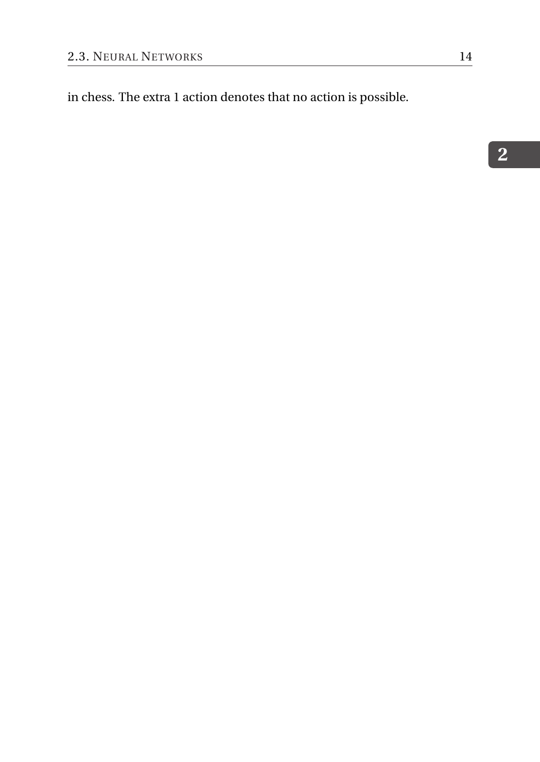in chess. The extra 1 action denotes that no action is possible.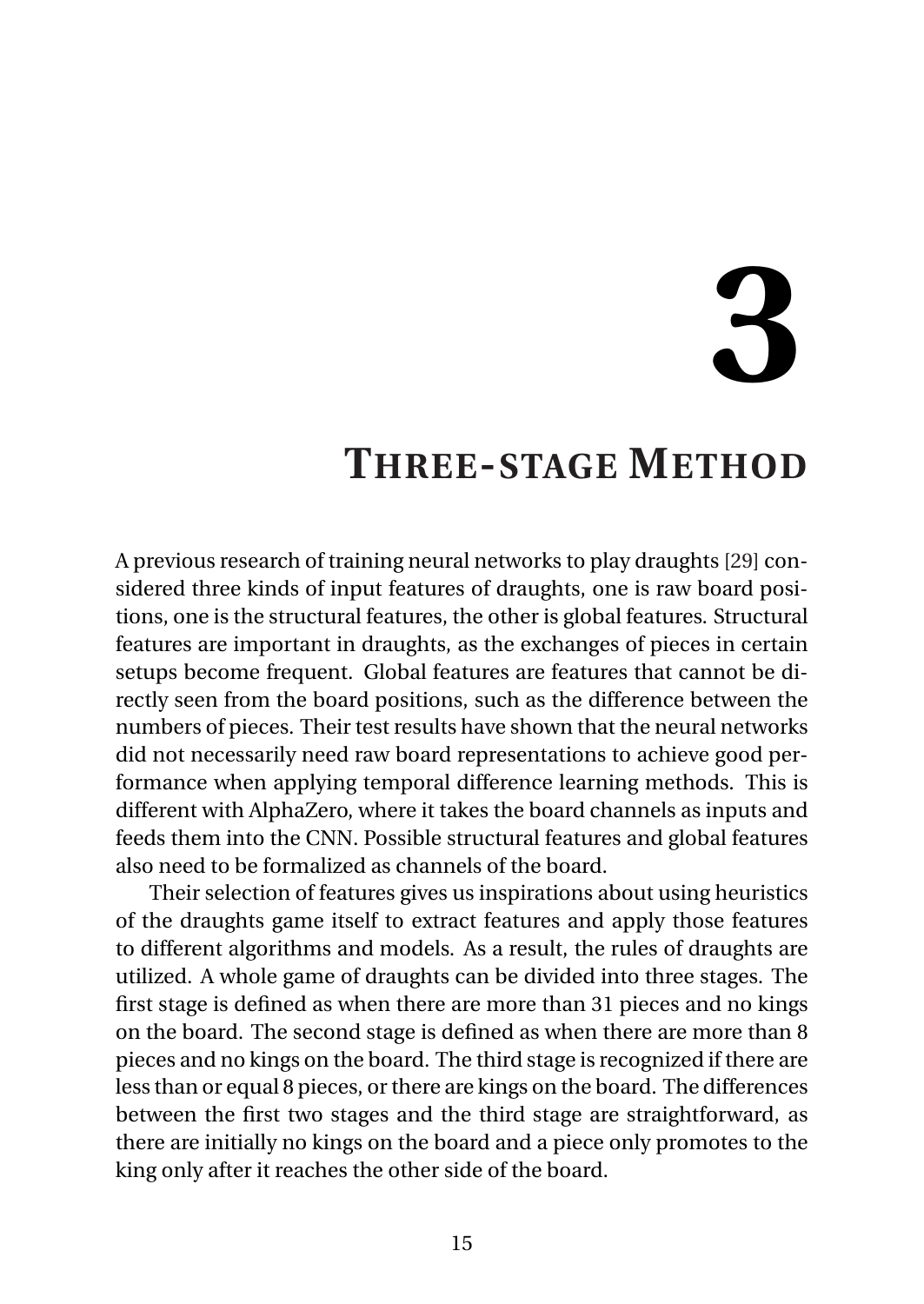# 3 Three-stage Method

A previous research of training neural networks to play draughts [29] considered three kinds of input features of draughts, one is raw board positions, one is the structural features, the other is global features. Structural features are important in draughts, as the exchanges of pieces in certain setups become frequent. Global features are features that cannot be directly seen from the board positions, such as the difference between the numbers of pieces. Their test results have shown that the neural networks did not necessarily need raw board representations to achieve good performance when applying temporal difference learning methods. This is different with AlphaZero, where it takes the board channels as inputs and feeds them into the CNN. Possible structural features and global features also need to be formalized as channels of the board.

Their selection of features gives us inspirations about using heuristics of the draughts game itself to extract features and apply those features to different algorithms and models. As a result, the rules of draughts are utilized. A whole game of draughts can be divided into three stages. The first stage is defined as when there are more than 31 pieces and no kings on the board. The second stage is defined as when there are more than 8 pieces and no kings on the board. The third stage is recognized if there are less than or equal 8 pieces, or there are kings on the board. The differences between the first two stages and the third stage are straightforward, as there are initially no kings on the board and a piece only promotes to the king only after it reaches the other side of the board.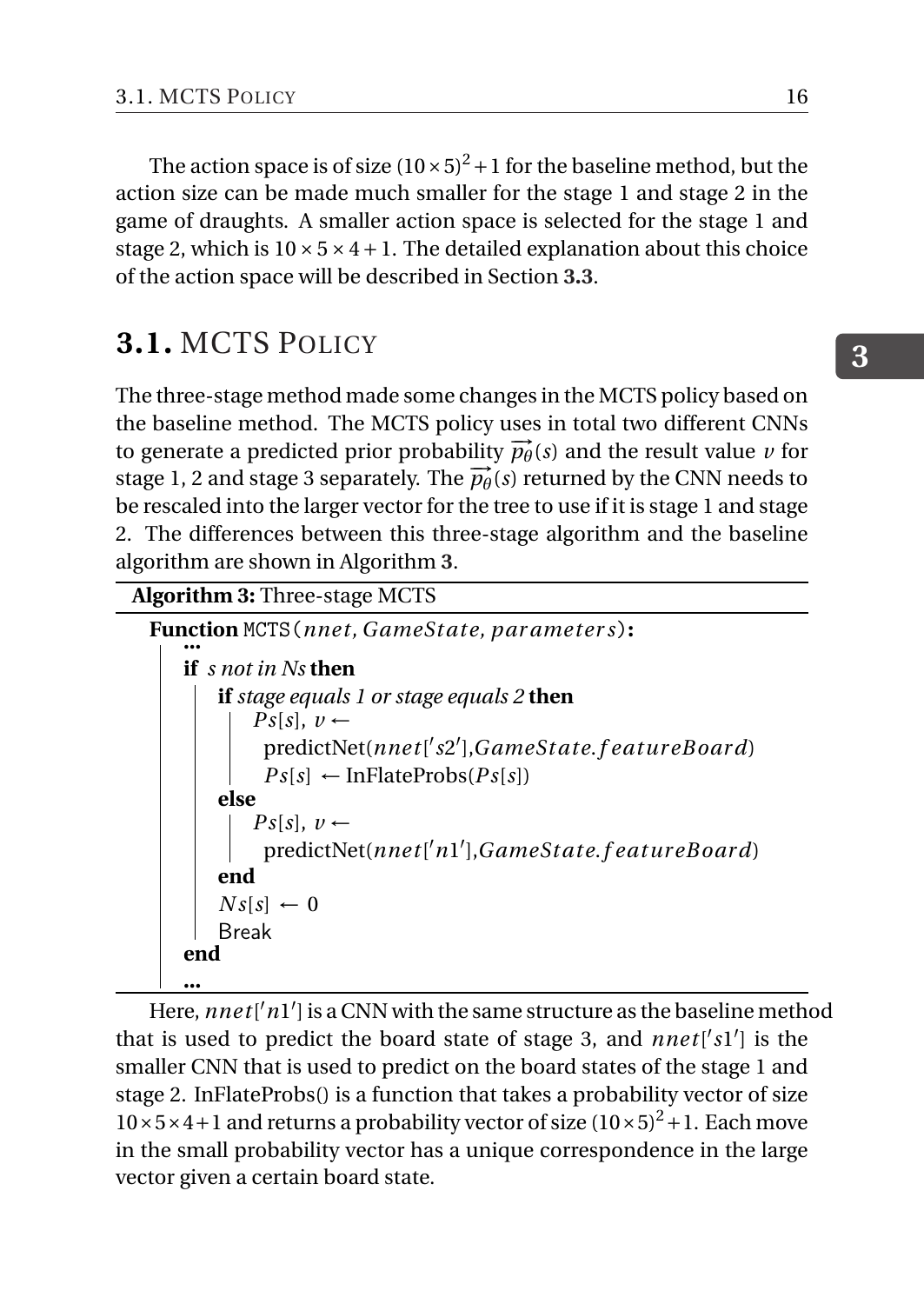The action space is of size $(10 \times 5)^2 + 1$ for the baseline method, but the action size can be made much smaller for the stage 1 and stage 2 in the game of draughts. A smaller action space is selected for the stage 1 and stage 2, which is $10 \times 5 \times 4 + 1$. The detailed explanation about this choice of the action space will be described in Section **3.3**.

## 3.1. MCTS Policy

The three-stage method made some changes in the MCTS policy based on the baseline method. The MCTS policy uses in total two different CNNs to generate a predicted prior probability $\overrightarrow{p_\theta}(s)$ and the result value $v$ for stage 1, 2 and stage 3 separately. The $\overrightarrow{p_\theta}(s)$ returned by the CNN needs to be rescaled into the larger vector for the tree to use if it is stage 1 and stage 2. The differences between this three-stage algorithm and the baseline algorithm are shown in Algorithm **3**.

**Algorithm 3:** Three-stage MCTS

```
Function MCTS(nnet, GameState, parameters):
    ...
    if s not in Ns then
        if stage equals 1 or stage equals 2 then
            Ps[s], v ←
              predictNet(nnet['s2'], GameState.featureBoard)
            Ps[s] ← InFlateProbs(Ps[s])
        else
            Ps[s], v ←
              predictNet(nnet['n1'], GameState.featureBoard)
        end
        Ns[s] ← 0
        Break
    end
    ...
```

Here, $nnet['n1']$ is a CNN with the same structure as the baseline method that is used to predict the board state of stage 3, and $nnet['s1']$ is the smaller CNN that is used to predict on the board states of the stage 1 and stage 2. InFlateProbs() is a function that takes a probability vector of size $10 \times 5 \times 4 + 1$ and returns a probability vector of size $(10 \times 5)^2 + 1$. Each move in the small probability vector has a unique correspondence in the large vector given a certain board state.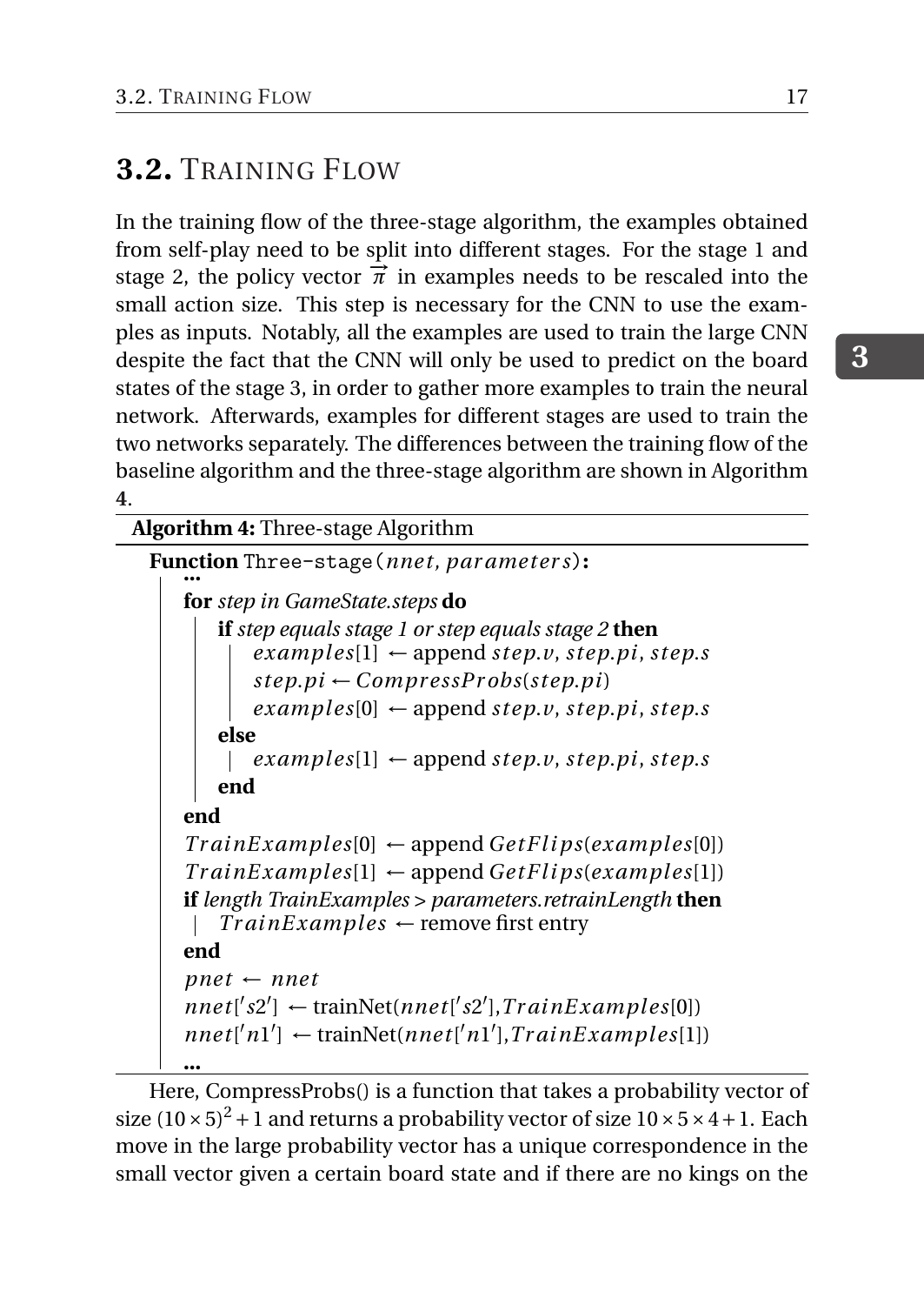## 3.2. Training Flow

In the training flow of the three-stage algorithm, the examples obtained from self-play need to be split into different stages. For the stage 1 and stage 2, the policy vector $\vec{\pi}$ in examples needs to be rescaled into the small action size. This step is necessary for the CNN to use the examples as inputs. Notably, all the examples are used to train the large CNN despite the fact that the CNN will only be used to predict on the board states of the stage 3, in order to gather more examples to train the neural network. Afterwards, examples for different stages are used to train the two networks separately. The differences between the training flow of the baseline algorithm and the three-stage algorithm are shown in Algorithm 4.

**Algorithm 4:** Three-stage Algorithm

```
Function Three-stage(nnet, parameters):
    ...
    for step in GameState.steps do
        if step equals stage 1 or step equals stage 2 then
            examples[1] ← append step.v, step.pi, step.s
            step.pi ← CompressProbs(step.pi)
            examples[0] ← append step.v, step.pi, step.s
        else
            examples[1] ← append step.v, step.pi, step.s
        end
    end
    TrainExamples[0] ← append GetFlips(examples[0])
    TrainExamples[1] ← append GetFlips(examples[1])
    if length TrainExamples > parameters.retrainLength then
        TrainExamples ← remove first entry
    end
    pnet ← nnet
    nnet['s2'] ← trainNet(nnet['s2'], TrainExamples[0])
    nnet['n1'] ← trainNet(nnet['n1'], TrainExamples[1])
    ...
```

Here, CompressProbs() is a function that takes a probability vector of size $(10 \times 5)^2 + 1$ and returns a probability vector of size $10 \times 5 \times 4 + 1$. Each move in the large probability vector has a unique correspondence in the small vector given a certain board state and if there are no kings on the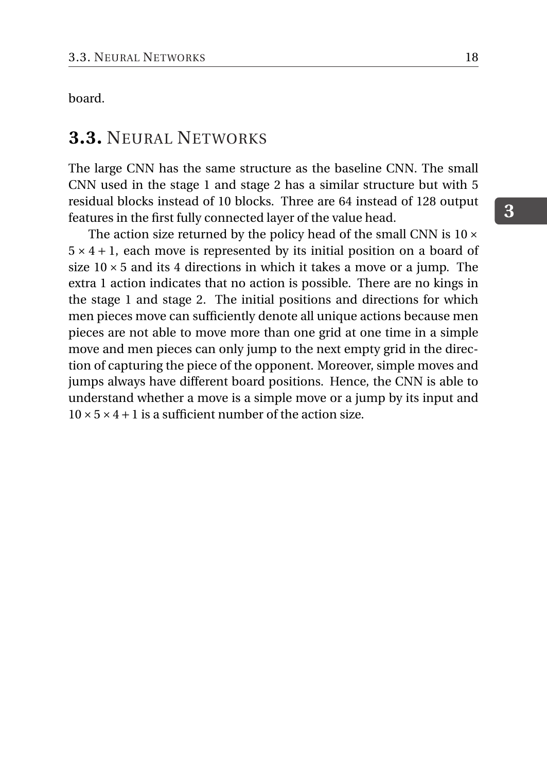board.

## 3.3. Neural Networks

The large CNN has the same structure as the baseline CNN. The small CNN used in the stage 1 and stage 2 has a similar structure but with 5 residual blocks instead of 10 blocks. Three are 64 instead of 128 output features in the first fully connected layer of the value head.

The action size returned by the policy head of the small CNN is $10 \times 5 \times 4 + 1$, each move is represented by its initial position on a board of size $10 \times 5$ and its 4 directions in which it takes a move or a jump. The extra 1 action indicates that no action is possible. There are no kings in the stage 1 and stage 2. The initial positions and directions for which men pieces move can sufficiently denote all unique actions because men pieces are not able to move more than one grid at one time in a simple move and men pieces can only jump to the next empty grid in the direction of capturing the piece of the opponent. Moreover, simple moves and jumps always have different board positions. Hence, the CNN is able to understand whether a move is a simple move or a jump by its input and $10 \times 5 \times 4 + 1$ is a sufficient number of the action size.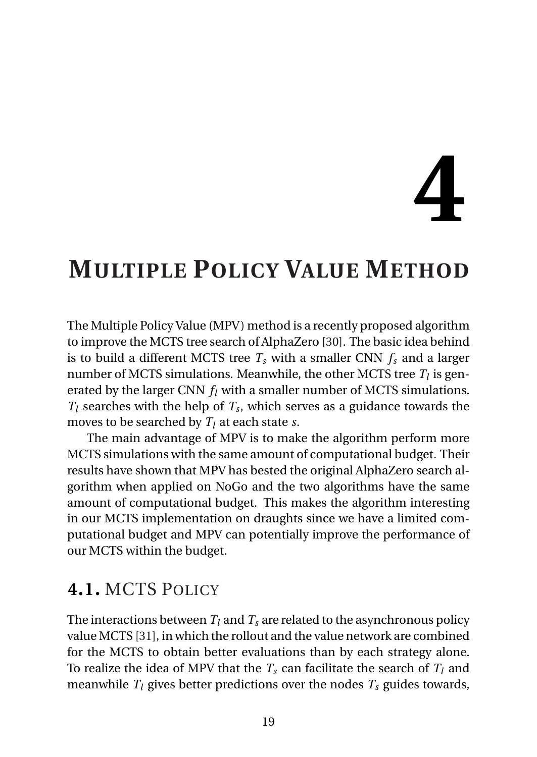# 4 Multiple Policy Value Method

The Multiple Policy Value (MPV) method is a recently proposed algorithm to improve the MCTS tree search of AlphaZero [30]. The basic idea behind is to build a different MCTS tree $T_s$ with a smaller CNN $f_s$ and a larger number of MCTS simulations. Meanwhile, the other MCTS tree $T_l$ is generated by the larger CNN $f_l$ with a smaller number of MCTS simulations. $T_l$ searches with the help of $T_s$, which serves as a guidance towards the moves to be searched by $T_l$ at each state $s$.

The main advantage of MPV is to make the algorithm perform more MCTS simulations with the same amount of computational budget. Their results have shown that MPV has bested the original AlphaZero search algorithm when applied on NoGo and the two algorithms have the same amount of computational budget. This makes the algorithm interesting in our MCTS implementation on draughts since we have a limited computational budget and MPV can potentially improve the performance of our MCTS within the budget.

## 4.1. MCTS Policy

The interactions between $T_l$ and $T_s$ are related to the asynchronous policy value MCTS [31], in which the rollout and the value network are combined for the MCTS to obtain better evaluations than by each strategy alone. To realize the idea of MPV that the $T_s$ can facilitate the search of $T_l$ and meanwhile $T_l$ gives better predictions over the nodes $T_s$ guides towards,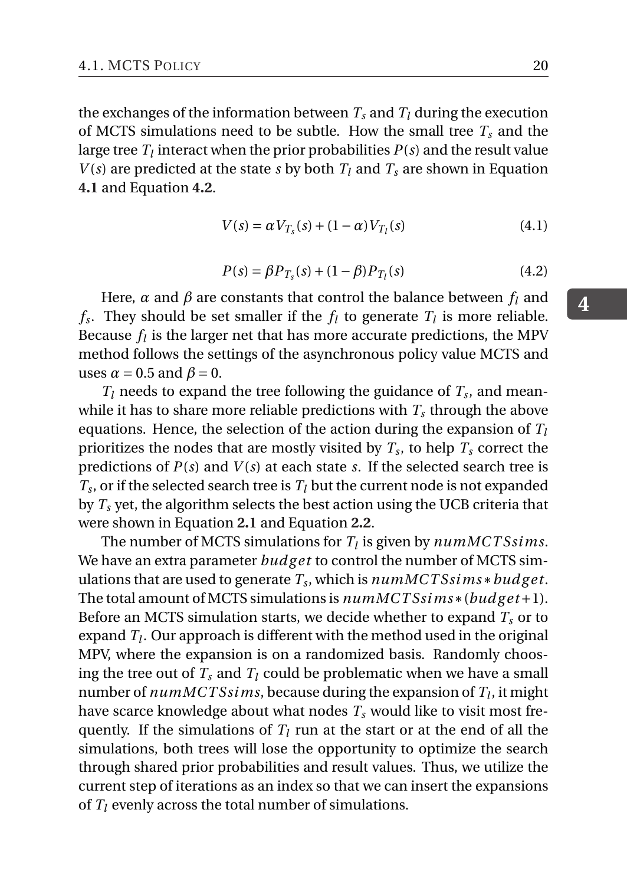the exchanges of the information between $T_s$ and $T_l$ during the execution of MCTS simulations need to be subtle. How the small tree $T_s$ and the large tree $T_l$ interact when the prior probabilities $P(s)$ and the result value $V(s)$ are predicted at the state $s$ by both $T_l$ and $T_s$ are shown in Equation **4.1** and Equation **4.2**.

$$V(s) = \alpha V_{T_s}(s) + (1-\alpha)V_{T_l}(s) \tag{4.1}$$

$$P(s) = \beta P_{T_s}(s) + (1-\beta)P_{T_l}(s) \tag{4.2}$$

Here, $\alpha$ and $\beta$ are constants that control the balance between $f_l$ and $f_s$. They should be set smaller if the $f_l$ to generate $T_l$ is more reliable. Because $f_l$ is the larger net that has more accurate predictions, the MPV method follows the settings of the asynchronous policy value MCTS and uses $\alpha = 0.5$ and $\beta = 0$.

$T_l$ needs to expand the tree following the guidance of $T_s$, and meanwhile it has to share more reliable predictions with $T_s$ through the above equations. Hence, the selection of the action during the expansion of $T_l$ prioritizes the nodes that are mostly visited by $T_s$, to help $T_s$ correct the predictions of $P(s)$ and $V(s)$ at each state $s$. If the selected search tree is $T_s$, or if the selected search tree is $T_l$ but the current node is not expanded by $T_s$ yet, the algorithm selects the best action using the UCB criteria that were shown in Equation **2.1** and Equation **2.2**.

The number of MCTS simulations for $T_l$ is given by $numMCTSsims$. We have an extra parameter $budget$ to control the number of MCTS simulations that are used to generate $T_s$, which is $numMCTSsims * budget$. The total amount of MCTS simulations is $numMCTSsims * (budget+1)$. Before an MCTS simulation starts, we decide whether to expand $T_s$ or to expand $T_l$. Our approach is different with the method used in the original MPV, where the expansion is on a randomized basis. Randomly choosing the tree out of $T_s$ and $T_l$ could be problematic when we have a small number of $numMCTSsims$, because during the expansion of $T_l$, it might have scarce knowledge about what nodes $T_s$ would like to visit most frequently. If the simulations of $T_l$ run at the start or at the end of all the simulations, both trees will lose the opportunity to optimize the search through shared prior probabilities and result values. Thus, we utilize the current step of iterations as an index so that we can insert the expansions of $T_l$ evenly across the total number of simulations.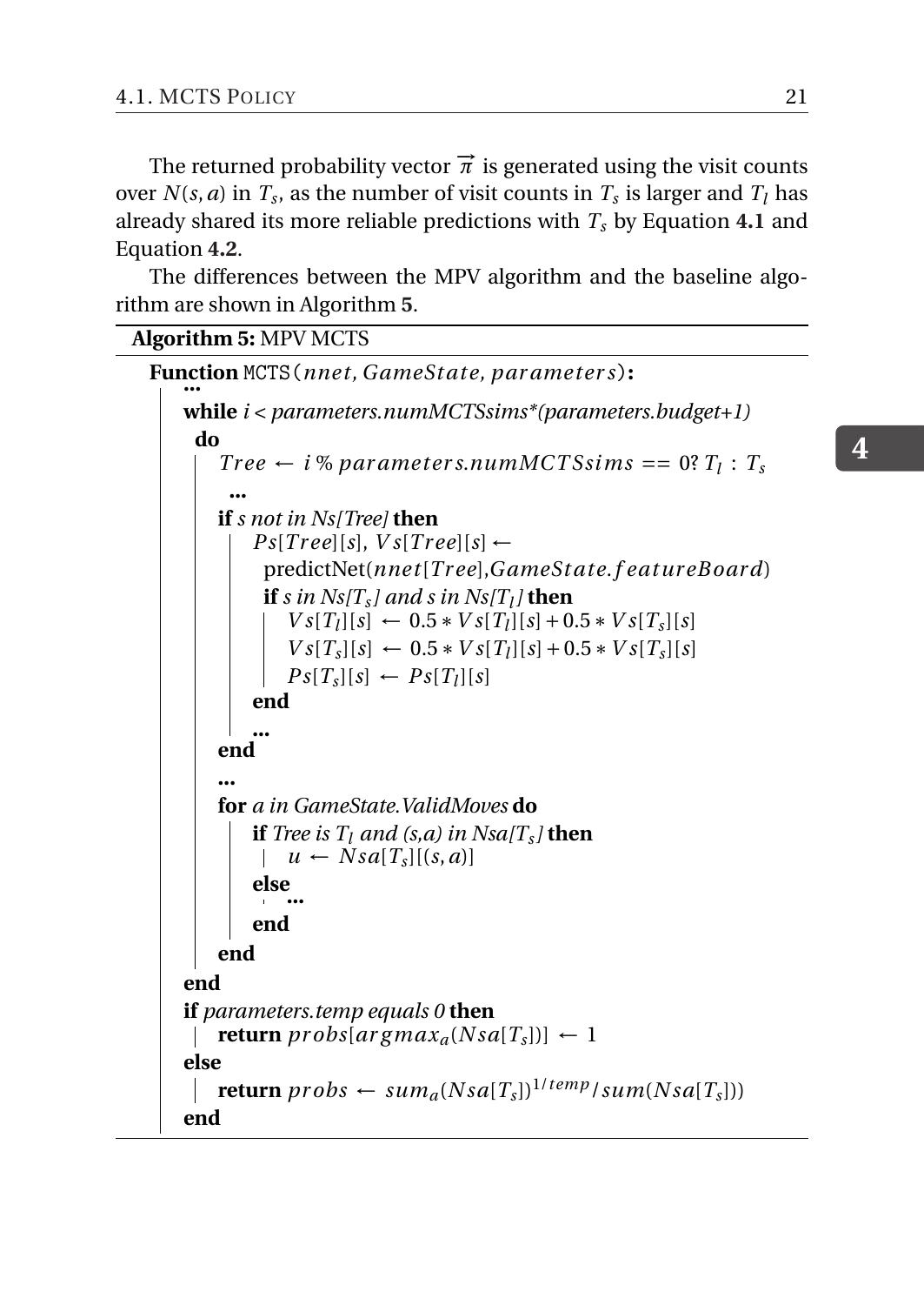The returned probability vector $\overrightarrow{\pi}$ is generated using the visit counts over $N(s,a)$ in $T_s$, as the number of visit counts in $T_s$ is larger and $T_l$ has already shared its more reliable predictions with $T_s$ by Equation **4.1** and Equation **4.2**.

The differences between the MPV algorithm and the baseline algorithm are shown in Algorithm **5**.

**Algorithm 5:** MPV MCTS

```
Function MCTS(nnet, GameState, parameters):
    ...
    while i < parameters.numMCTSsims*(parameters.budget+1) do
        Tree ← i % parameters.numMCTSsims == 0? T_l : T_s
        ...
        if s not in Ns[Tree] then
            Ps[Tree][s], Vs[Tree][s] ←
              predictNet(nnet[Tree],GameState.featureBoard)
            if s in Ns[T_s] and s in Ns[T_l] then
                Vs[T_l][s] ← 0.5 * Vs[T_l][s] + 0.5 * Vs[T_s][s]
                Vs[T_s][s] ← 0.5 * Vs[T_l][s] + 0.5 * Vs[T_s][s]
                Ps[T_s][s] ← Ps[T_l][s]
            end
            ...
        end
        ...
        for a in GameState.ValidMoves do
            if Tree is T_l and (s,a) in Nsa[T_s] then
                u ← Nsa[T_s][(s,a)]
            else
                ...
            end
        end
    end
    if parameters.temp equals 0 then
        return probs[argmax_a(Nsa[T_s])] ← 1
    else
        return probs ← sum_a(Nsa[T_s])^(1/temp) / sum(Nsa[T_s]))
    end
```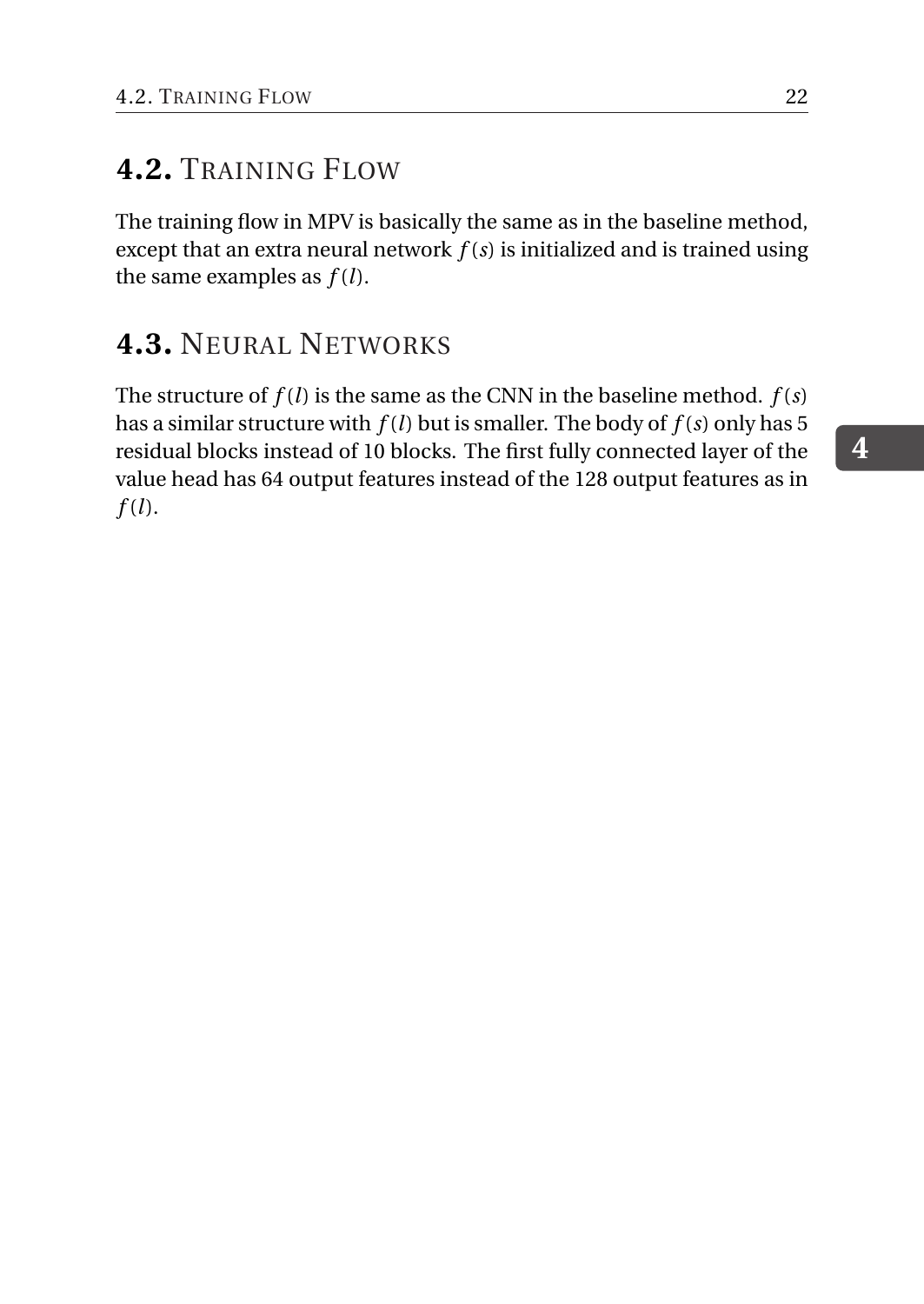## 4.2. Training Flow

The training flow in MPV is basically the same as in the baseline method, except that an extra neural network $f(s)$ is initialized and is trained using the same examples as $f(l)$.

## 4.3. Neural Networks

The structure of $f(l)$ is the same as the CNN in the baseline method. $f(s)$ has a similar structure with $f(l)$ but is smaller. The body of $f(s)$ only has 5 residual blocks instead of 10 blocks. The first fully connected layer of the value head has 64 output features instead of the 128 output features as in $f(l)$.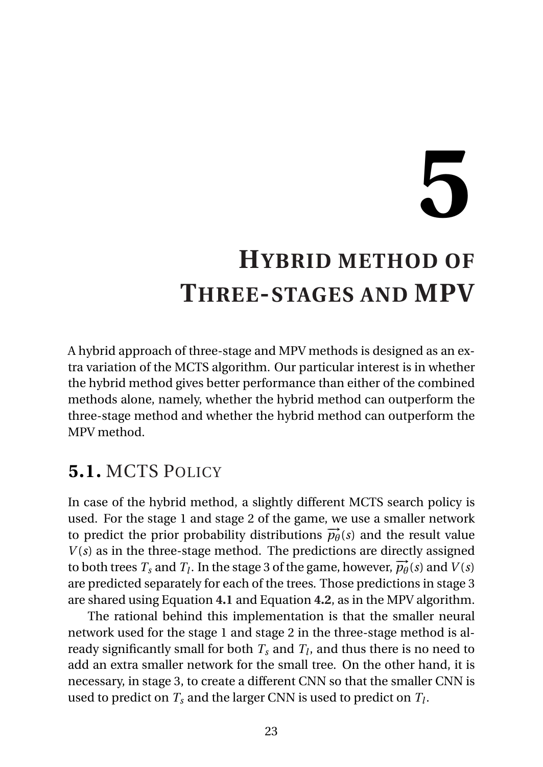# 5 Hybrid method of Three-stages and MPV

A hybrid approach of three-stage and MPV methods is designed as an extra variation of the MCTS algorithm. Our particular interest is in whether the hybrid method gives better performance than either of the combined methods alone, namely, whether the hybrid method can outperform the three-stage method and whether the hybrid method can outperform the MPV method.

## 5.1. MCTS Policy

In case of the hybrid method, a slightly different MCTS search policy is used. For the stage 1 and stage 2 of the game, we use a smaller network to predict the prior probability distributions $\overrightarrow{p_\theta}(s)$ and the result value $V(s)$ as in the three-stage method. The predictions are directly assigned to both trees $T_s$ and $T_l$. In the stage 3 of the game, however, $\overrightarrow{p_\theta}(s)$ and $V(s)$ are predicted separately for each of the trees. Those predictions in stage 3 are shared using Equation **4.1** and Equation **4.2**, as in the MPV algorithm.

The rational behind this implementation is that the smaller neural network used for the stage 1 and stage 2 in the three-stage method is already significantly small for both $T_s$ and $T_l$, and thus there is no need to add an extra smaller network for the small tree. On the other hand, it is necessary, in stage 3, to create a different CNN so that the smaller CNN is used to predict on $T_s$ and the larger CNN is used to predict on $T_l$.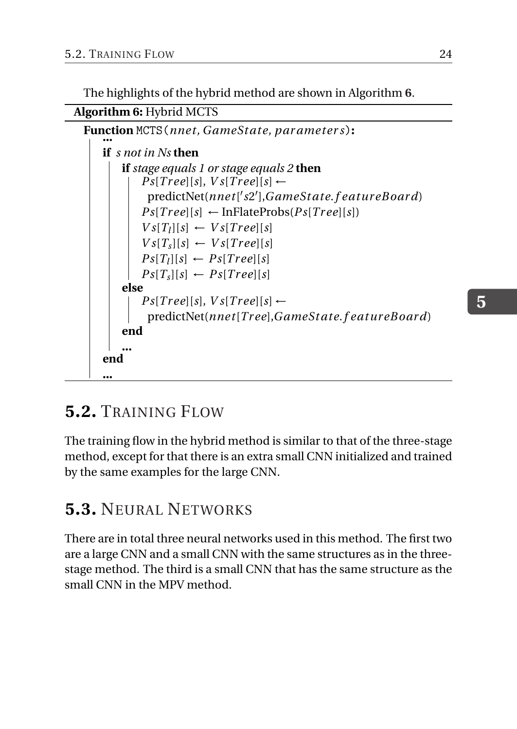The highlights of the hybrid method are shown in Algorithm **6**.

**Algorithm 6:** Hybrid MCTS

```
Function MCTS(nnet, GameState, parameters):
    ...
    if s not in Ns then
        if stage equals 1 or stage equals 2 then
            Ps[Tree][s], Vs[Tree][s] ←
              predictNet(nnet['s2'],GameState.featureBoard)
            Ps[Tree][s] ← InFlateProbs(Ps[Tree][s])
            Vs[T_l][s] ← Vs[Tree][s]
            Vs[T_s][s] ← Vs[Tree][s]
            Ps[T_l][s] ← Ps[Tree][s]
            Ps[T_s][s] ← Ps[Tree][s]
        else
            Ps[Tree][s], Vs[Tree][s] ←
              predictNet(nnet[Tree],GameState.featureBoard)
        end
        ...
    end
    ...
```

## 5.2. Training Flow

The training flow in the hybrid method is similar to that of the three-stage method, except for that there is an extra small CNN initialized and trained by the same examples for the large CNN.

## 5.3. Neural Networks

There are in total three neural networks used in this method. The first two are a large CNN and a small CNN with the same structures as in the three-stage method. The third is a small CNN that has the same structure as the small CNN in the MPV method.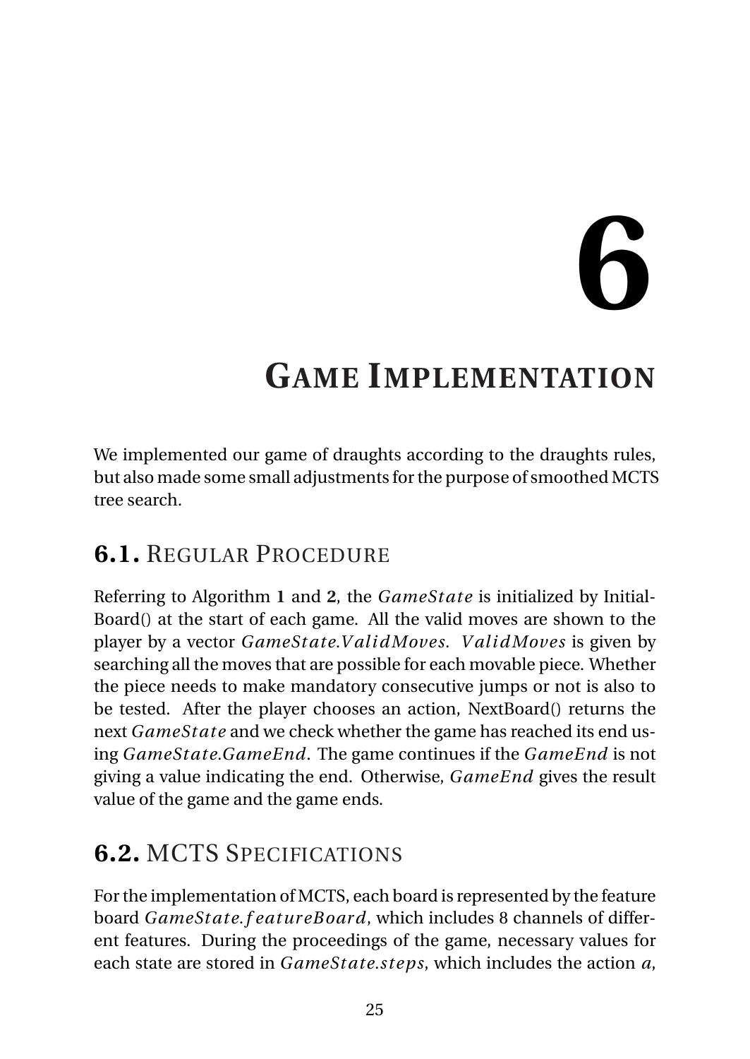# 6 GAME IMPLEMENTATION

We implemented our game of draughts according to the draughts rules, but also made some small adjustments for the purpose of smoothed MCTS tree search.

## 6.1. REGULAR PROCEDURE

Referring to Algorithm 1 and 2, the $GameState$ is initialized by InitialBoard() at the start of each game. All the valid moves are shown to the player by a vector $GameState.ValidMoves$. $ValidMoves$ is given by searching all the moves that are possible for each movable piece. Whether the piece needs to make mandatory consecutive jumps or not is also to be tested. After the player chooses an action, NextBoard() returns the next $GameState$ and we check whether the game has reached its end using $GameState.GameEnd$. The game continues if the $GameEnd$ is not giving a value indicating the end. Otherwise, $GameEnd$ gives the result value of the game and the game ends.

## 6.2. MCTS SPECIFICATIONS

For the implementation of MCTS, each board is represented by the feature board $GameState.featureBoard$, which includes 8 channels of different features. During the proceedings of the game, necessary values for each state are stored in $GameState.steps$, which includes the action $a$,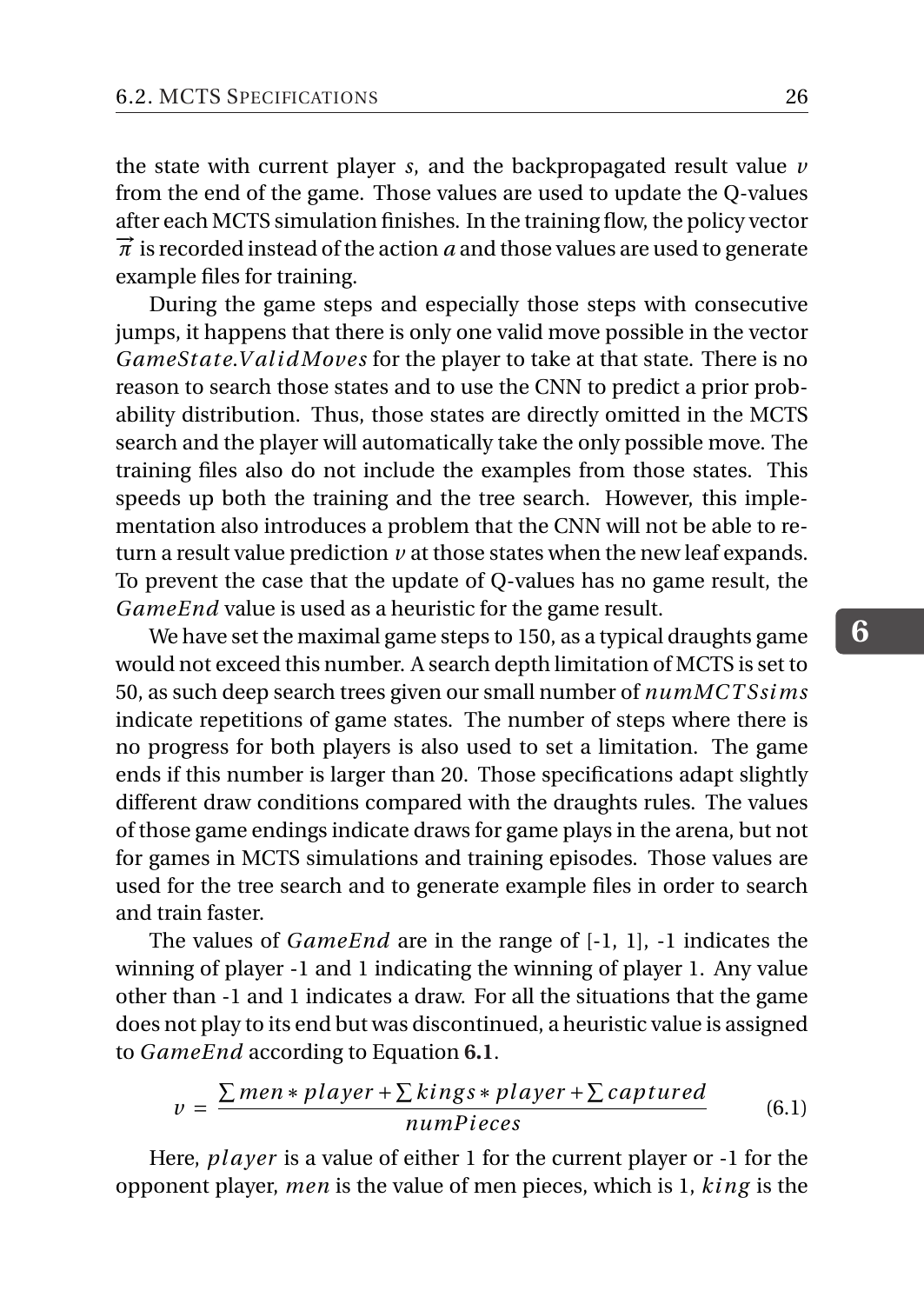the state with current player $s$, and the backpropagated result value $v$ from the end of the game. Those values are used to update the Q-values after each MCTS simulation finishes. In the training flow, the policy vector $\vec{\pi}$ is recorded instead of the action $a$ and those values are used to generate example files for training.

During the game steps and especially those steps with consecutive jumps, it happens that there is only one valid move possible in the vector $GameState.ValidMoves$ for the player to take at that state. There is no reason to search those states and to use the CNN to predict a prior probability distribution. Thus, those states are directly omitted in the MCTS search and the player will automatically take the only possible move. The training files also do not include the examples from those states. This speeds up both the training and the tree search. However, this implementation also introduces a problem that the CNN will not be able to return a result value prediction $v$ at those states when the new leaf expands. To prevent the case that the update of Q-values has no game result, the $GameEnd$ value is used as a heuristic for the game result.

We have set the maximal game steps to 150, as a typical draughts game would not exceed this number. A search depth limitation of MCTS is set to 50, as such deep search trees given our small number of $numMCTSsims$ indicate repetitions of game states. The number of steps where there is no progress for both players is also used to set a limitation. The game ends if this number is larger than 20. Those specifications adapt slightly different draw conditions compared with the draughts rules. The values of those game endings indicate draws for game plays in the arena, but not for games in MCTS simulations and training episodes. Those values are used for the tree search and to generate example files in order to search and train faster.

The values of $GameEnd$ are in the range of [-1, 1], -1 indicates the winning of player -1 and 1 indicating the winning of player 1. Any value other than -1 and 1 indicates a draw. For all the situations that the game does not play to its end but was discontinued, a heuristic value is assigned to $GameEnd$ according to Equation **6.1**.

$$v = \frac{\sum men * player + \sum kings * player + \sum captured}{numPieces} \tag{6.1}$$

Here, $player$ is a value of either 1 for the current player or -1 for the opponent player, $men$ is the value of men pieces, which is 1, $king$ is the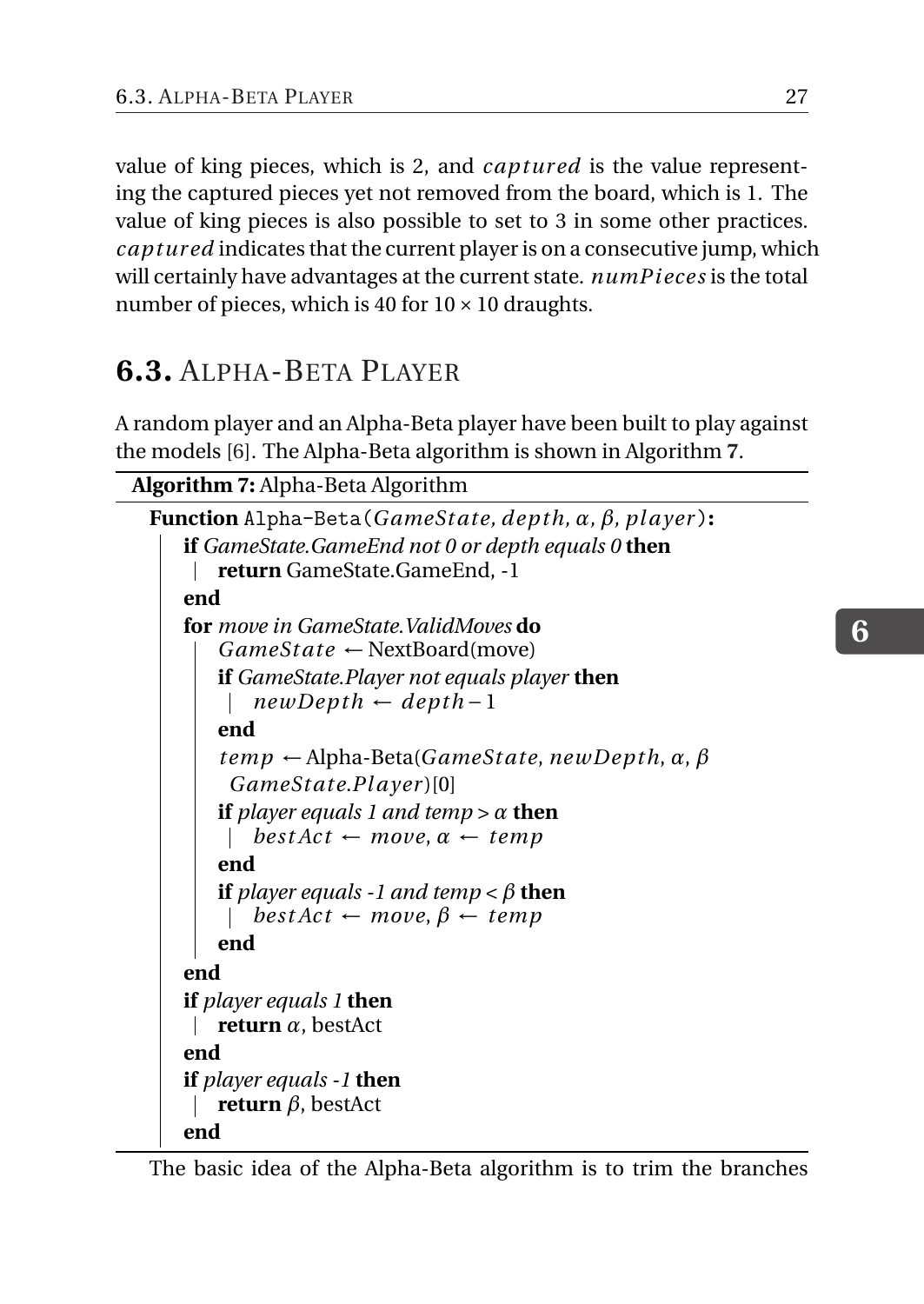value of king pieces, which is 2, and *captured* is the value representing the captured pieces yet not removed from the board, which is 1. The value of king pieces is also possible to set to 3 in some other practices. *captured* indicates that the current player is on a consecutive jump, which will certainly have advantages at the current state. *numPieces* is the total number of pieces, which is 40 for $10 \times 10$ draughts.

## 6.3. Alpha-Beta Player

A random player and an Alpha-Beta player have been built to play against the models [6]. The Alpha-Beta algorithm is shown in Algorithm **7**.

**Algorithm 7:** Alpha-Beta Algorithm

```
Function Alpha-Beta(GameState, depth, α, β, player):
    if GameState.GameEnd not 0 or depth equals 0 then
        return GameState.GameEnd, -1
    end
    for move in GameState.ValidMoves do
        GameState ← NextBoard(move)
        if GameState.Player not equals player then
            newDepth ← depth − 1
        end
        temp ← Alpha-Beta(GameState, newDepth, α, β
          GameState.Player)[0]
        if player equals 1 and temp > α then
            bestAct ← move, α ← temp
        end
        if player equals -1 and temp < β then
            bestAct ← move, β ← temp
        end
    end
    if player equals 1 then
        return α, bestAct
    end
    if player equals -1 then
        return β, bestAct
    end
```

The basic idea of the Alpha-Beta algorithm is to trim the branches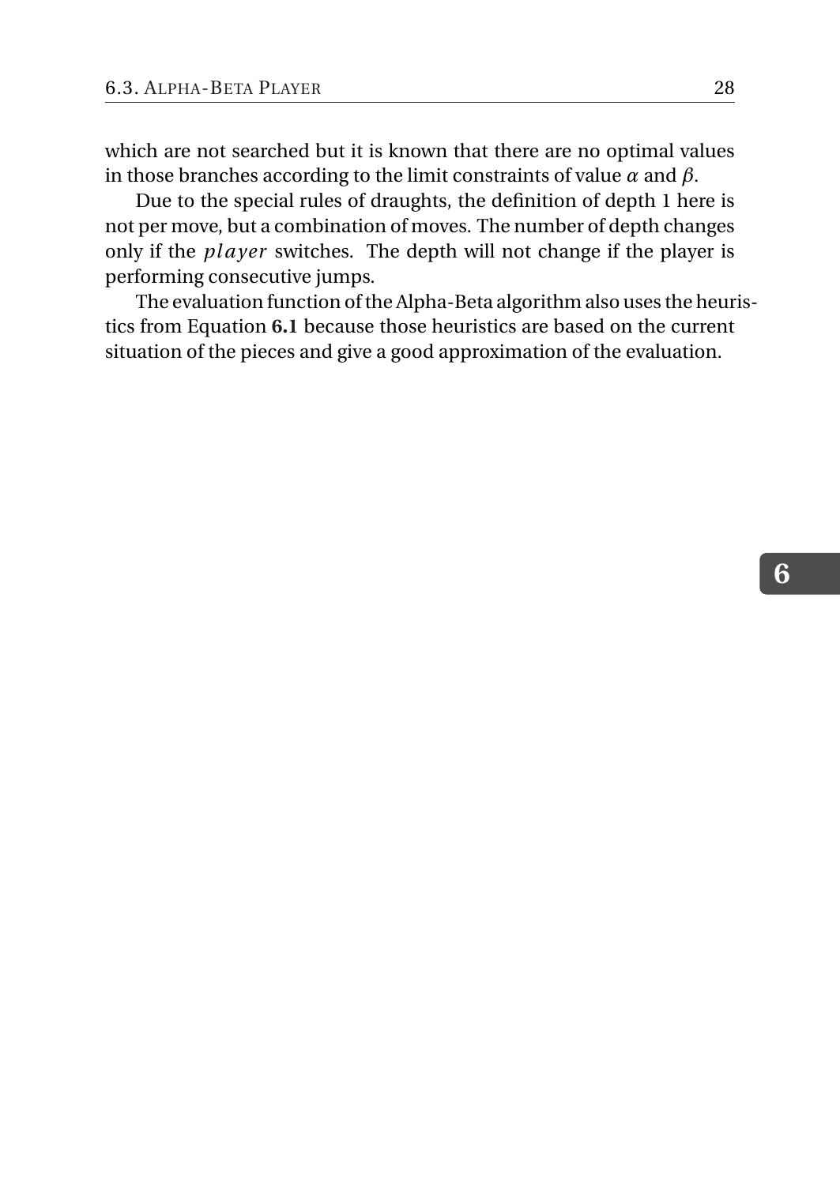which are not searched but it is known that there are no optimal values in those branches according to the limit constraints of value $\alpha$ and $\beta$.

Due to the special rules of draughts, the definition of depth 1 here is not per move, but a combination of moves. The number of depth changes only if the $player$ switches. The depth will not change if the player is performing consecutive jumps.

The evaluation function of the Alpha-Beta algorithm also uses the heuristics from Equation **6.1** because those heuristics are based on the current situation of the pieces and give a good approximation of the evaluation.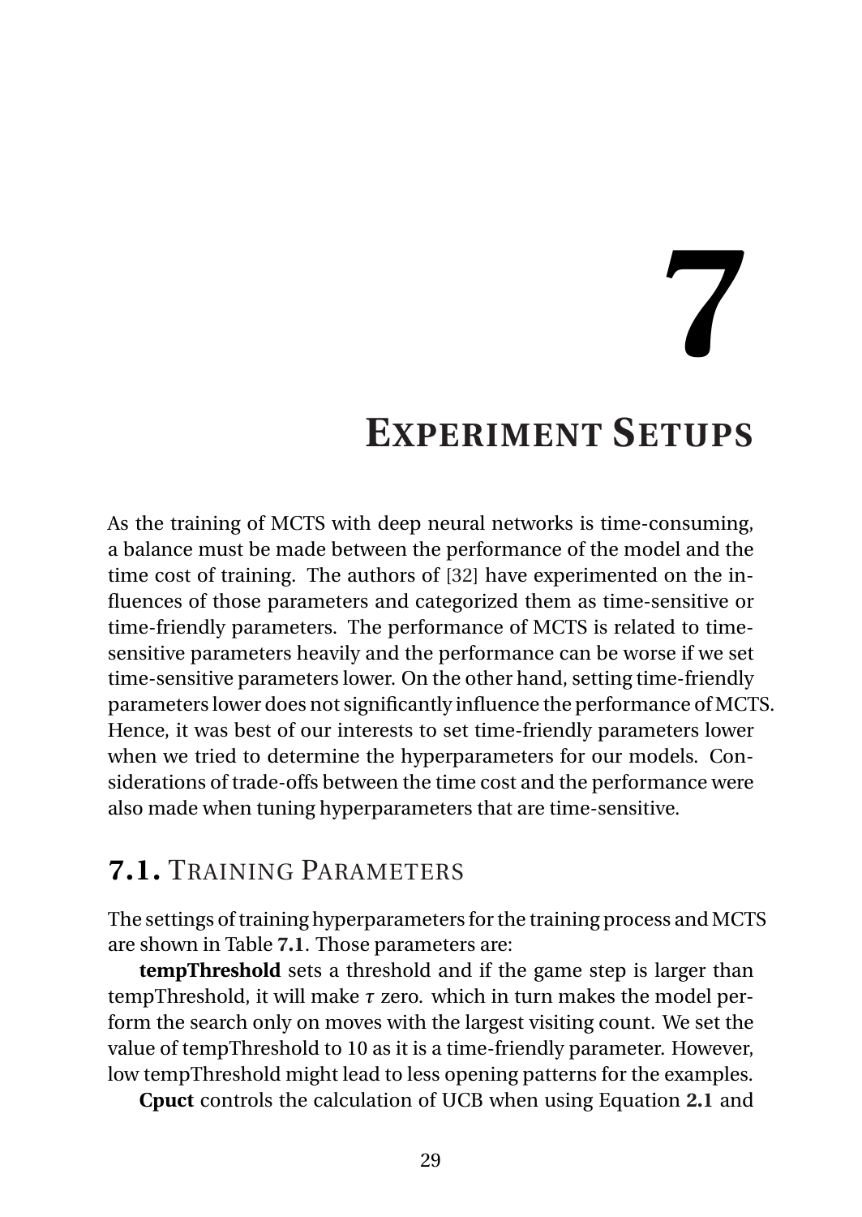# 7 EXPERIMENT SETUPS

As the training of MCTS with deep neural networks is time-consuming, a balance must be made between the performance of the model and the time cost of training. The authors of [32] have experimented on the influences of those parameters and categorized them as time-sensitive or time-friendly parameters. The performance of MCTS is related to time-sensitive parameters heavily and the performance can be worse if we set time-sensitive parameters lower. On the other hand, setting time-friendly parameters lower does not significantly influence the performance of MCTS. Hence, it was best of our interests to set time-friendly parameters lower when we tried to determine the hyperparameters for our models. Considerations of trade-offs between the time cost and the performance were also made when tuning hyperparameters that are time-sensitive.

## 7.1. TRAINING PARAMETERS

The settings of training hyperparameters for the training process and MCTS are shown in Table **7.1**. Those parameters are:

**tempThreshold** sets a threshold and if the game step is larger than tempThreshold, it will make $\tau$ zero. which in turn makes the model perform the search only on moves with the largest visiting count. We set the value of tempThreshold to 10 as it is a time-friendly parameter. However, low tempThreshold might lead to less opening patterns for the examples.

**Cpuct** controls the calculation of UCB when using Equation **2.1** and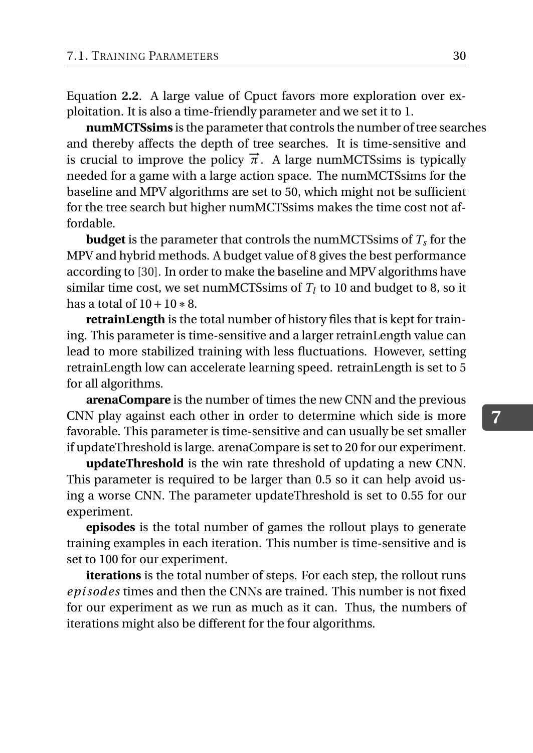Equation **2.2**. A large value of Cpuct favors more exploration over exploitation. It is also a time-friendly parameter and we set it to 1.

**numMCTSsims** is the parameter that controls the number of tree searches and thereby affects the depth of tree searches. It is time-sensitive and is crucial to improve the policy $\vec{\pi}$. A large numMCTSsims is typically needed for a game with a large action space. The numMCTSsims for the baseline and MPV algorithms are set to 50, which might not be sufficient for the tree search but higher numMCTSsims makes the time cost not affordable.

**budget** is the parameter that controls the numMCTSsims of $T_s$ for the MPV and hybrid methods. A budget value of 8 gives the best performance according to [30]. In order to make the baseline and MPV algorithms have similar time cost, we set numMCTSsims of $T_l$ to 10 and budget to 8, so it has a total of $10 + 10 * 8$.

**retrainLength** is the total number of history files that is kept for training. This parameter is time-sensitive and a larger retrainLength value can lead to more stabilized training with less fluctuations. However, setting retrainLength low can accelerate learning speed. retrainLength is set to 5 for all algorithms.

**arenaCompare** is the number of times the new CNN and the previous CNN play against each other in order to determine which side is more favorable. This parameter is time-sensitive and can usually be set smaller if updateThreshold is large. arenaCompare is set to 20 for our experiment.

**updateThreshold** is the win rate threshold of updating a new CNN. This parameter is required to be larger than 0.5 so it can help avoid using a worse CNN. The parameter updateThreshold is set to 0.55 for our experiment.

**episodes** is the total number of games the rollout plays to generate training examples in each iteration. This number is time-sensitive and is set to 100 for our experiment.

**iterations** is the total number of steps. For each step, the rollout runs *episodes* times and then the CNNs are trained. This number is not fixed for our experiment as we run as much as it can. Thus, the numbers of iterations might also be different for the four algorithms.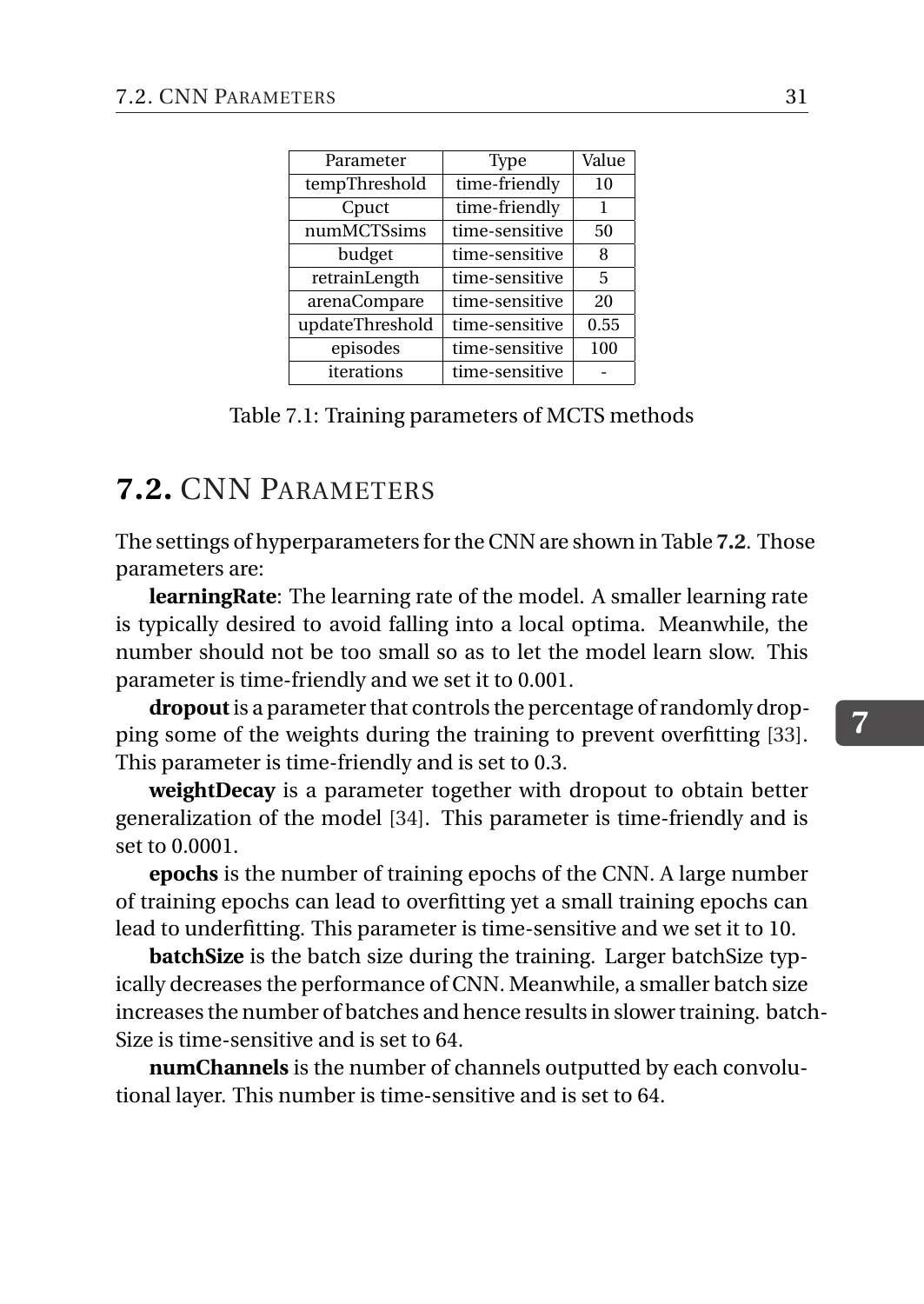| Parameter | Type | Value |
|---|---|---|
| tempThreshold | time-friendly | 10 |
| Cpuct | time-friendly | 1 |
| numMCTSsims | time-sensitive | 50 |
| budget | time-sensitive | 8 |
| retrainLength | time-sensitive | 5 |
| arenaCompare | time-sensitive | 20 |
| updateThreshold | time-sensitive | 0.55 |
| episodes | time-sensitive | 100 |
| iterations | time-sensitive | - |

Table 7.1: Training parameters of MCTS methods

## 7.2. CNN PARAMETERS

The settings of hyperparameters for the CNN are shown in Table **7.2**. Those parameters are:

**learningRate**: The learning rate of the model. A smaller learning rate is typically desired to avoid falling into a local optima. Meanwhile, the number should not be too small so as to let the model learn slow. This parameter is time-friendly and we set it to 0.001.

**dropout** is a parameter that controls the percentage of randomly dropping some of the weights during the training to prevent overfitting [33]. This parameter is time-friendly and is set to 0.3.

**weightDecay** is a parameter together with dropout to obtain better generalization of the model [34]. This parameter is time-friendly and is set to 0.0001.

**epochs** is the number of training epochs of the CNN. A large number of training epochs can lead to overfitting yet a small training epochs can lead to underfitting. This parameter is time-sensitive and we set it to 10.

**batchSize** is the batch size during the training. Larger batchSize typically decreases the performance of CNN. Meanwhile, a smaller batch size increases the number of batches and hence results in slower training. batchSize is time-sensitive and is set to 64.

**numChannels** is the number of channels outputted by each convolutional layer. This number is time-sensitive and is set to 64.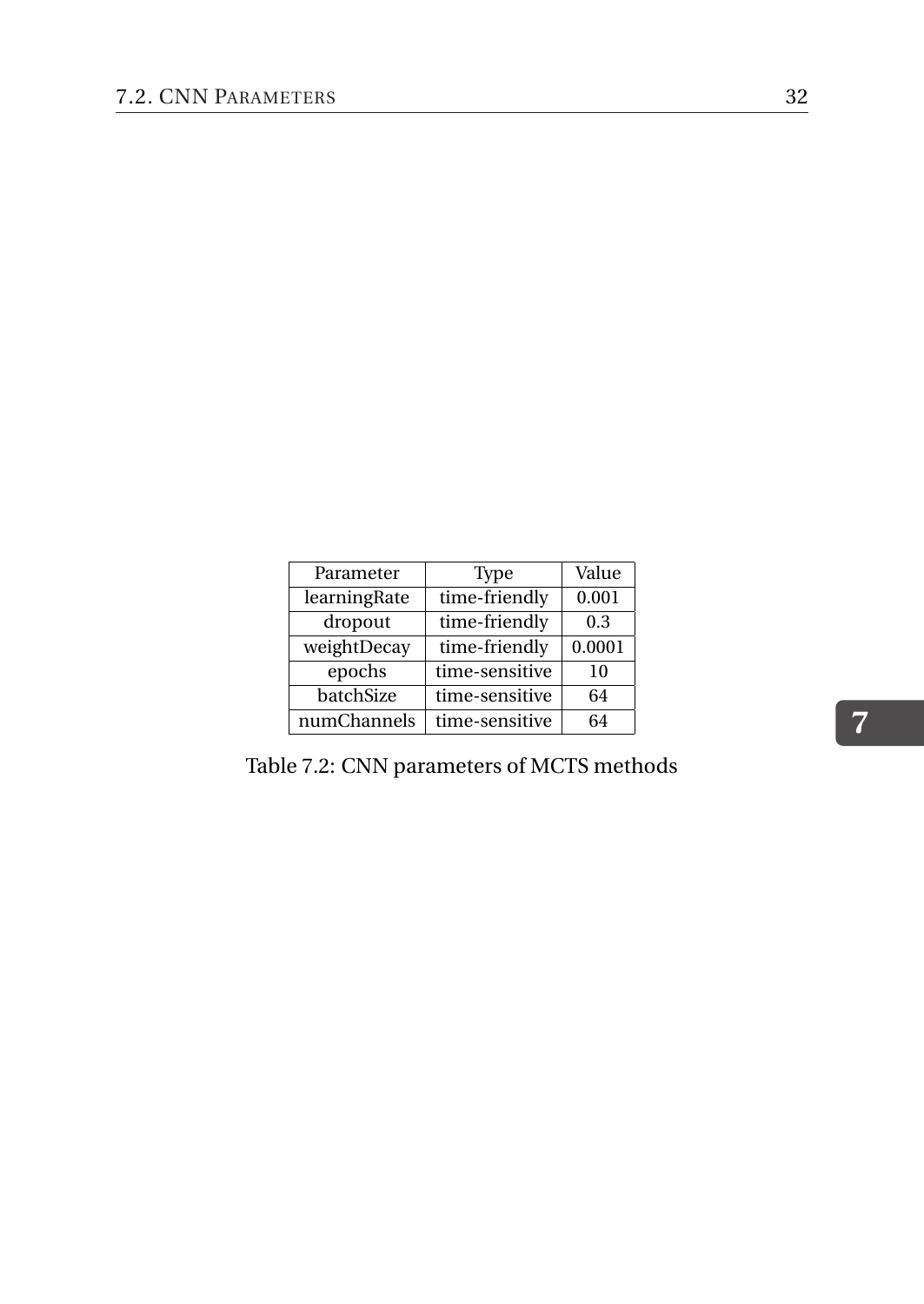| Parameter | Type | Value |
|---|---|---|
| learningRate | time-friendly | 0.001 |
| dropout | time-friendly | 0.3 |
| weightDecay | time-friendly | 0.0001 |
| epochs | time-sensitive | 10 |
| batchSize | time-sensitive | 64 |
| numChannels | time-sensitive | 64 |

Table 7.2: CNN parameters of MCTS methods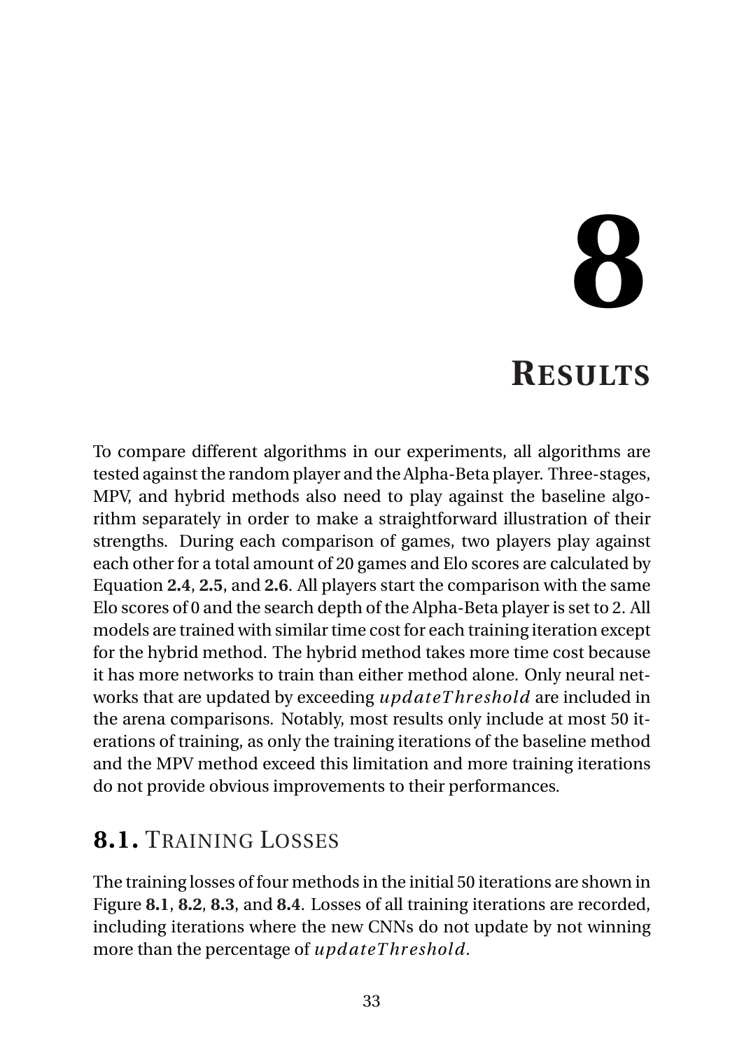# 8 Results

To compare different algorithms in our experiments, all algorithms are tested against the random player and the Alpha-Beta player. Three-stages, MPV, and hybrid methods also need to play against the baseline algorithm separately in order to make a straightforward illustration of their strengths. During each comparison of games, two players play against each other for a total amount of 20 games and Elo scores are calculated by Equation **2.4**, **2.5**, and **2.6**. All players start the comparison with the same Elo scores of 0 and the search depth of the Alpha-Beta player is set to 2. All models are trained with similar time cost for each training iteration except for the hybrid method. The hybrid method takes more time cost because it has more networks to train than either method alone. Only neural networks that are updated by exceeding $updateThreshold$ are included in the arena comparisons. Notably, most results only include at most 50 iterations of training, as only the training iterations of the baseline method and the MPV method exceed this limitation and more training iterations do not provide obvious improvements to their performances.

## 8.1. Training Losses

The training losses of four methods in the initial 50 iterations are shown in Figure **8.1**, **8.2**, **8.3**, and **8.4**. Losses of all training iterations are recorded, including iterations where the new CNNs do not update by not winning more than the percentage of $updateThreshold$.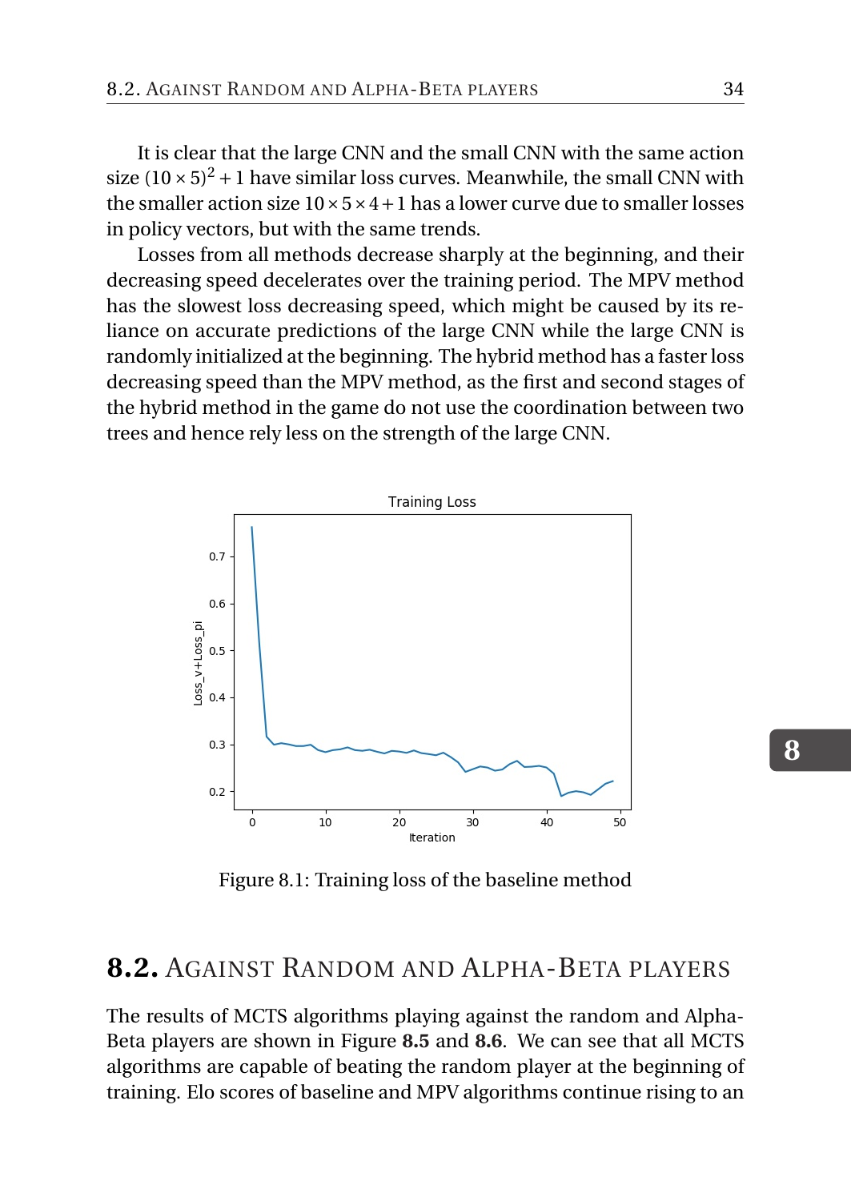It is clear that the large CNN and the small CNN with the same action size $(10\times5)^2+1$ have similar loss curves. Meanwhile, the small CNN with the smaller action size $10\times5\times4+1$ has a lower curve due to smaller losses in policy vectors, but with the same trends.

Losses from all methods decrease sharply at the beginning, and their decreasing speed decelerates over the training period. The MPV method has the slowest loss decreasing speed, which might be caused by its reliance on accurate predictions of the large CNN while the large CNN is randomly initialized at the beginning. The hybrid method has a faster loss decreasing speed than the MPV method, as the first and second stages of the hybrid method in the game do not use the coordination between two trees and hence rely less on the strength of the large CNN.

Figure 8.1: Training loss of the baseline method

## 8.2. Against Random and Alpha-Beta players

The results of MCTS algorithms playing against the random and Alpha-Beta players are shown in Figure **8.5** and **8.6**. We can see that all MCTS algorithms are capable of beating the random player at the beginning of training. Elo scores of baseline and MPV algorithms continue rising to an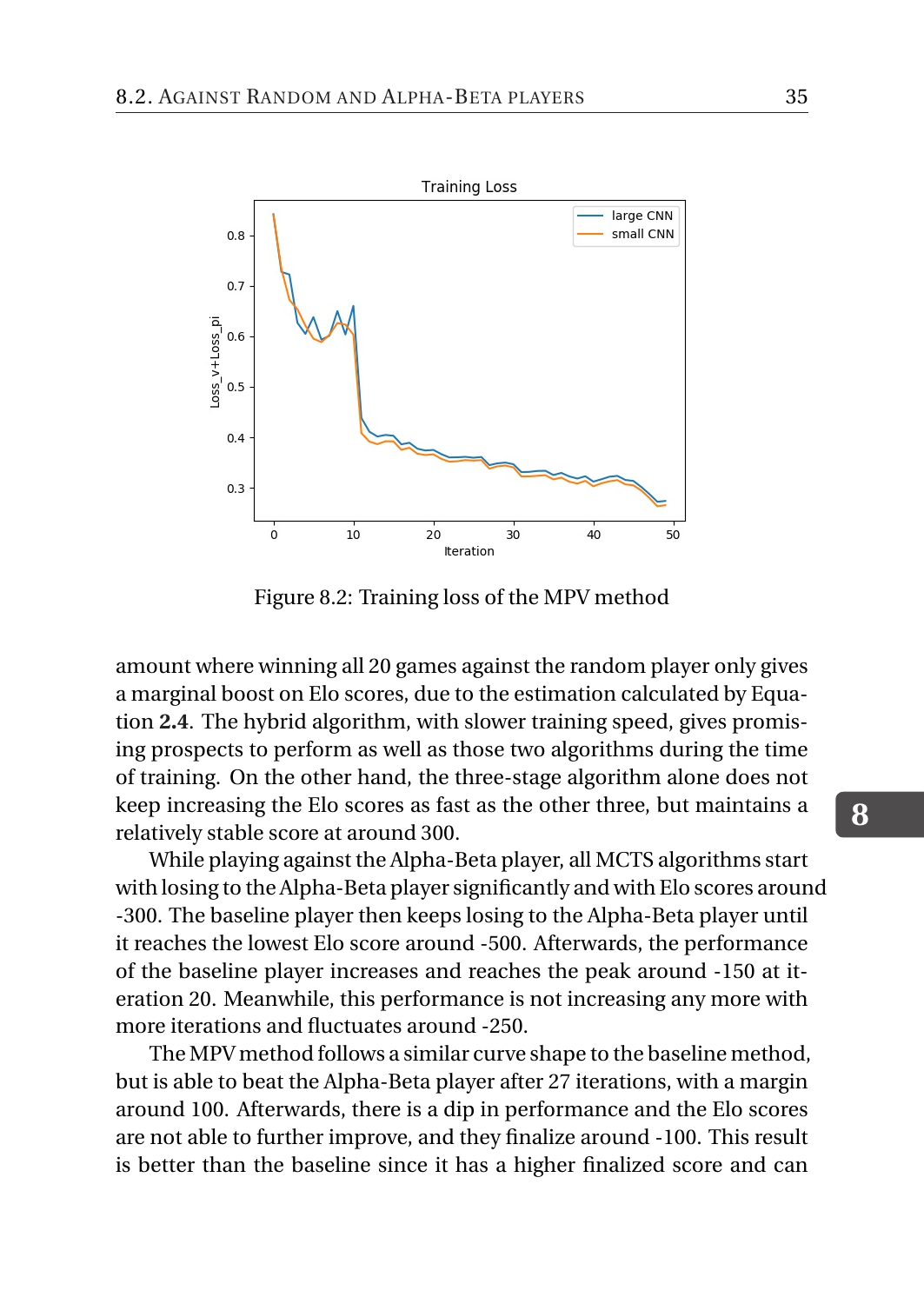Figure 8.2: Training loss of the MPV method

amount where winning all 20 games against the random player only gives a marginal boost on Elo scores, due to the estimation calculated by Equation **2.4**. The hybrid algorithm, with slower training speed, gives promising prospects to perform as well as those two algorithms during the time of training. On the other hand, the three-stage algorithm alone does not keep increasing the Elo scores as fast as the other three, but maintains a relatively stable score at around 300.

While playing against the Alpha-Beta player, all MCTS algorithms start with losing to the Alpha-Beta player significantly and with Elo scores around -300. The baseline player then keeps losing to the Alpha-Beta player until it reaches the lowest Elo score around -500. Afterwards, the performance of the baseline player increases and reaches the peak around -150 at iteration 20. Meanwhile, this performance is not increasing any more with more iterations and fluctuates around -250.

The MPV method follows a similar curve shape to the baseline method, but is able to beat the Alpha-Beta player after 27 iterations, with a margin around 100. Afterwards, there is a dip in performance and the Elo scores are not able to further improve, and they finalize around -100. This result is better than the baseline since it has a higher finalized score and can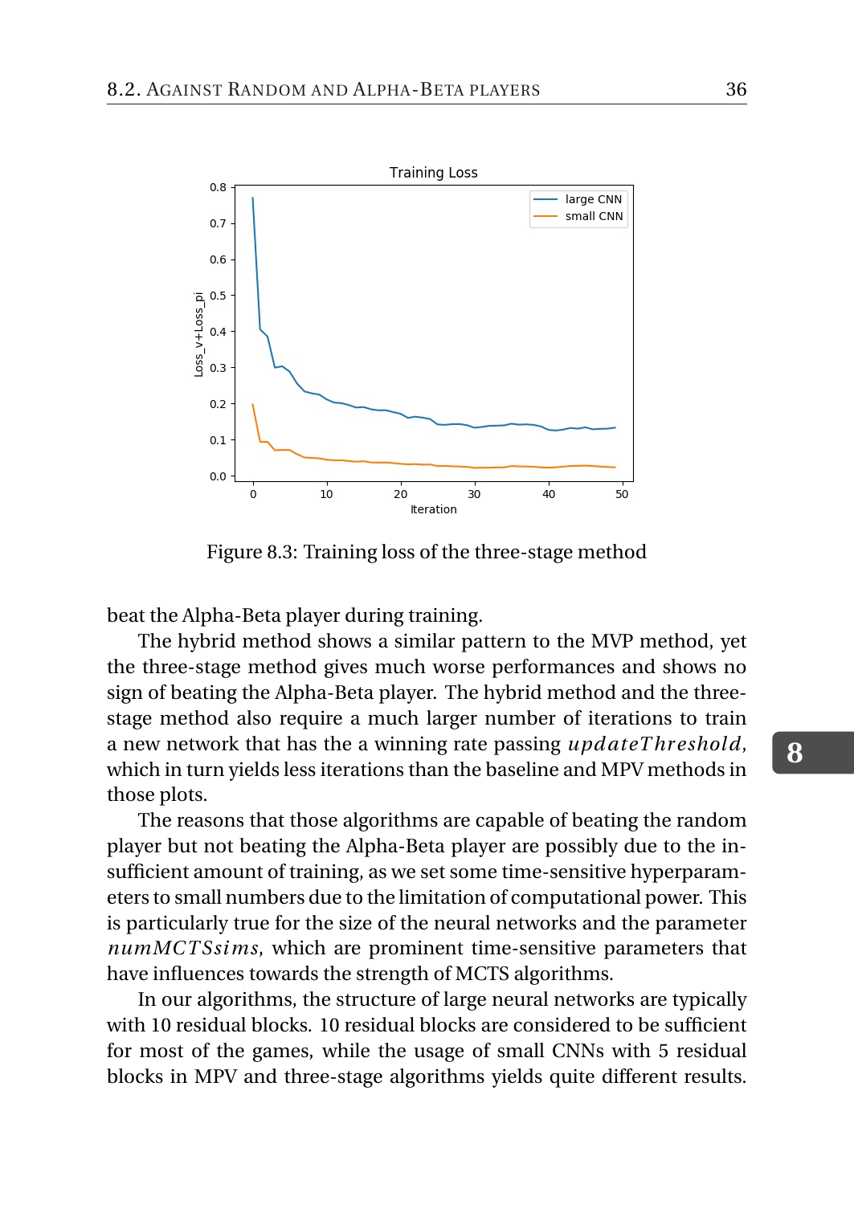Figure 8.3: Training loss of the three-stage method

beat the Alpha-Beta player during training.

The hybrid method shows a similar pattern to the MVP method, yet the three-stage method gives much worse performances and shows no sign of beating the Alpha-Beta player. The hybrid method and the three-stage method also require a much larger number of iterations to train a new network that has the a winning rate passing *updateThreshold*, which in turn yields less iterations than the baseline and MPV methods in those plots.

The reasons that those algorithms are capable of beating the random player but not beating the Alpha-Beta player are possibly due to the insufficient amount of training, as we set some time-sensitive hyperparameters to small numbers due to the limitation of computational power. This is particularly true for the size of the neural networks and the parameter *numMCTSsims*, which are prominent time-sensitive parameters that have influences towards the strength of MCTS algorithms.

In our algorithms, the structure of large neural networks are typically with 10 residual blocks. 10 residual blocks are considered to be sufficient for most of the games, while the usage of small CNNs with 5 residual blocks in MPV and three-stage algorithms yields quite different results.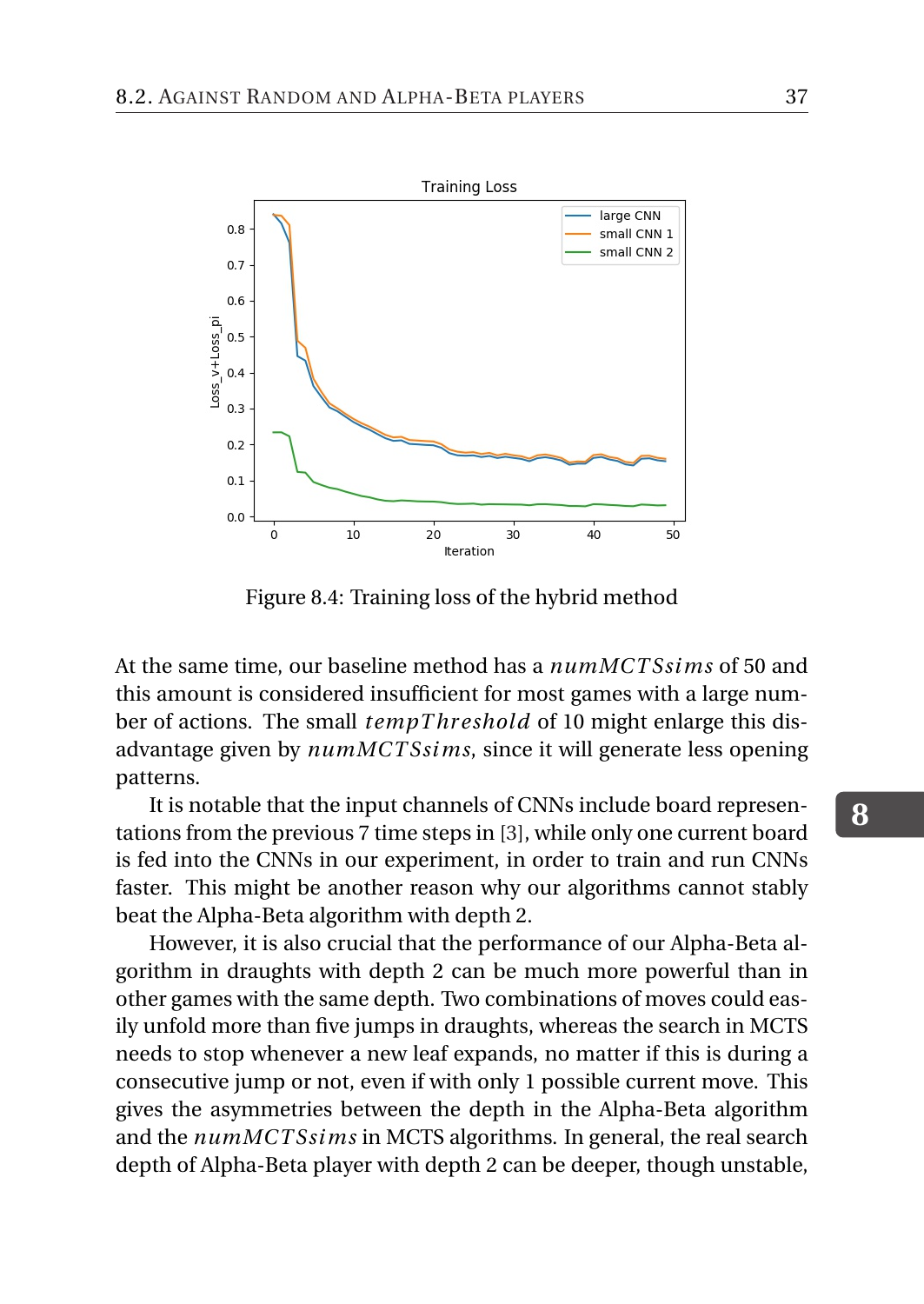Figure 8.4: Training loss of the hybrid method

At the same time, our baseline method has a $numMCTSsims$ of 50 and this amount is considered insufficient for most games with a large number of actions. The small $tempThreshold$ of 10 might enlarge this disadvantage given by $numMCTSsims$, since it will generate less opening patterns.

It is notable that the input channels of CNNs include board representations from the previous 7 time steps in [3], while only one current board is fed into the CNNs in our experiment, in order to train and run CNNs faster. This might be another reason why our algorithms cannot stably beat the Alpha-Beta algorithm with depth 2.

However, it is also crucial that the performance of our Alpha-Beta algorithm in draughts with depth 2 can be much more powerful than in other games with the same depth. Two combinations of moves could easily unfold more than five jumps in draughts, whereas the search in MCTS needs to stop whenever a new leaf expands, no matter if this is during a consecutive jump or not, even if with only 1 possible current move. This gives the asymmetries between the depth in the Alpha-Beta algorithm and the $numMCTSsims$ in MCTS algorithms. In general, the real search depth of Alpha-Beta player with depth 2 can be deeper, though unstable,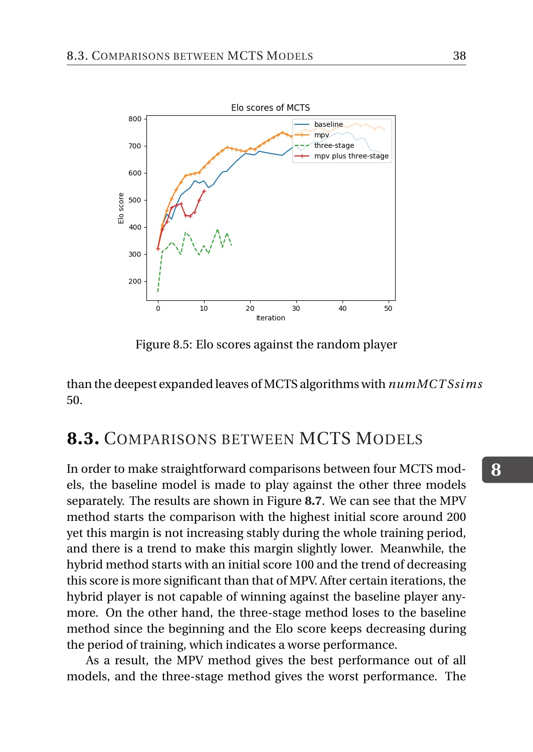Figure 8.5: Elo scores against the random player

than the deepest expanded leaves of MCTS algorithms with $numMCTSsims$ 50.

## 8.3. Comparisons between MCTS Models

In order to make straightforward comparisons between four MCTS models, the baseline model is made to play against the other three models separately. The results are shown in Figure **8.7**. We can see that the MPV method starts the comparison with the highest initial score around 200 yet this margin is not increasing stably during the whole training period, and there is a trend to make this margin slightly lower. Meanwhile, the hybrid method starts with an initial score 100 and the trend of decreasing this score is more significant than that of MPV. After certain iterations, the hybrid player is not capable of winning against the baseline player anymore. On the other hand, the three-stage method loses to the baseline method since the beginning and the Elo score keeps decreasing during the period of training, which indicates a worse performance.

As a result, the MPV method gives the best performance out of all models, and the three-stage method gives the worst performance. The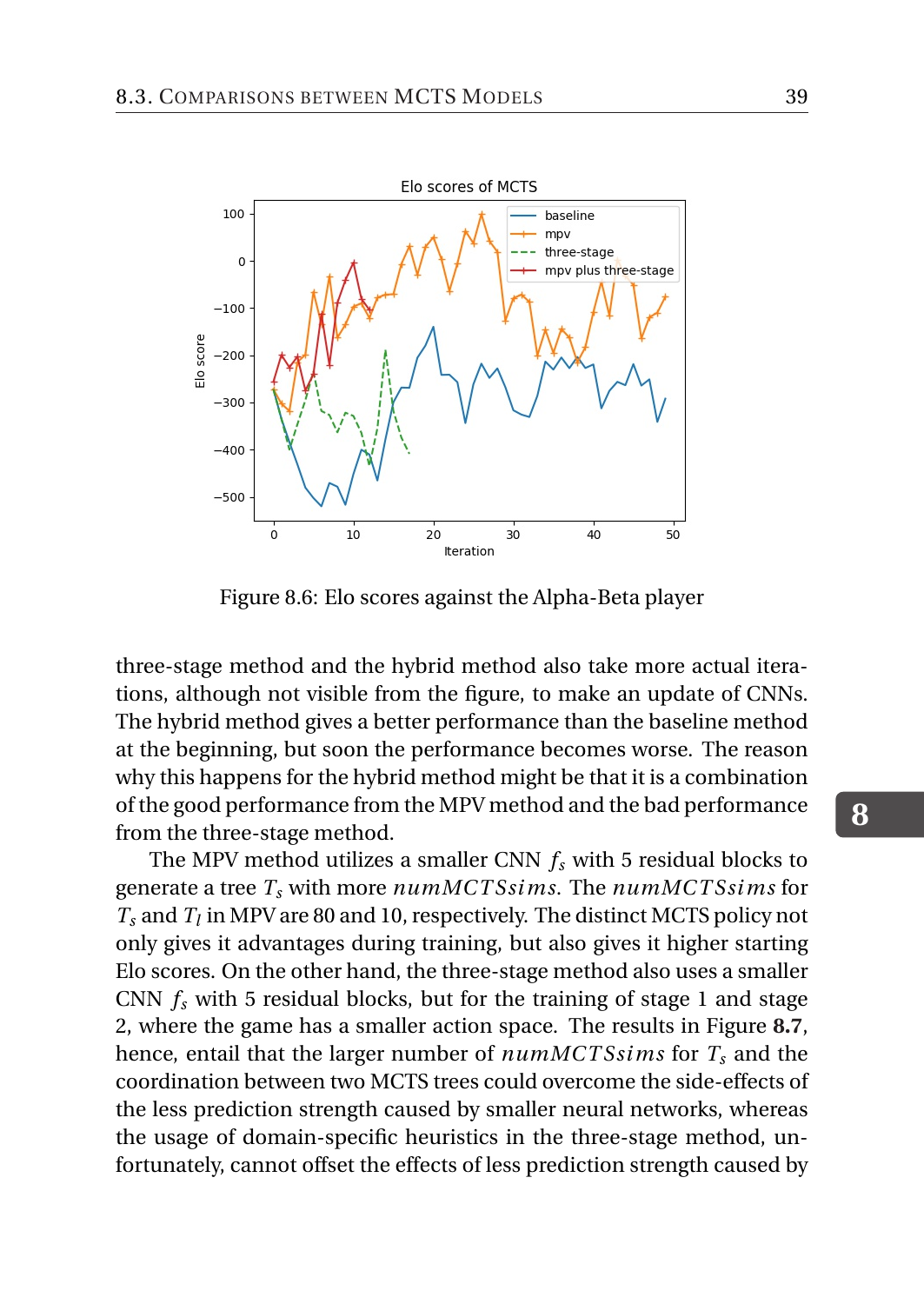Figure 8.6: Elo scores against the Alpha-Beta player

three-stage method and the hybrid method also take more actual iterations, although not visible from the figure, to make an update of CNNs. The hybrid method gives a better performance than the baseline method at the beginning, but soon the performance becomes worse. The reason why this happens for the hybrid method might be that it is a combination of the good performance from the MPV method and the bad performance from the three-stage method.

The MPV method utilizes a smaller CNN $f_s$ with 5 residual blocks to generate a tree $T_s$ with more $numMCTSsims$. The $numMCTSsims$ for $T_s$ and $T_l$ in MPV are 80 and 10, respectively. The distinct MCTS policy not only gives it advantages during training, but also gives it higher starting Elo scores. On the other hand, the three-stage method also uses a smaller CNN $f_s$ with 5 residual blocks, but for the training of stage 1 and stage 2, where the game has a smaller action space. The results in Figure **8.7**, hence, entail that the larger number of $numMCTSsims$ for $T_s$ and the coordination between two MCTS trees could overcome the side-effects of the less prediction strength caused by smaller neural networks, whereas the usage of domain-specific heuristics in the three-stage method, unfortunately, cannot offset the effects of less prediction strength caused by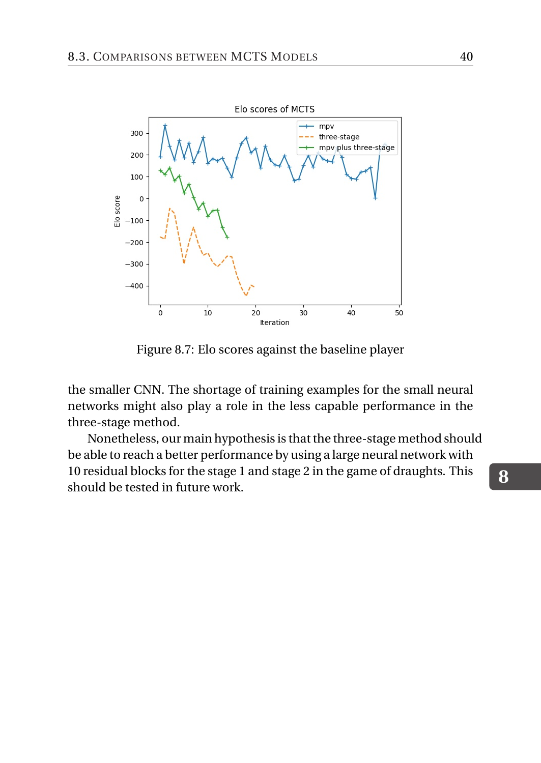Figure 8.7: Elo scores against the baseline player

the smaller CNN. The shortage of training examples for the small neural networks might also play a role in the less capable performance in the three-stage method.

Nonetheless, our main hypothesis is that the three-stage method should be able to reach a better performance by using a large neural network with 10 residual blocks for the stage 1 and stage 2 in the game of draughts. This should be tested in future work.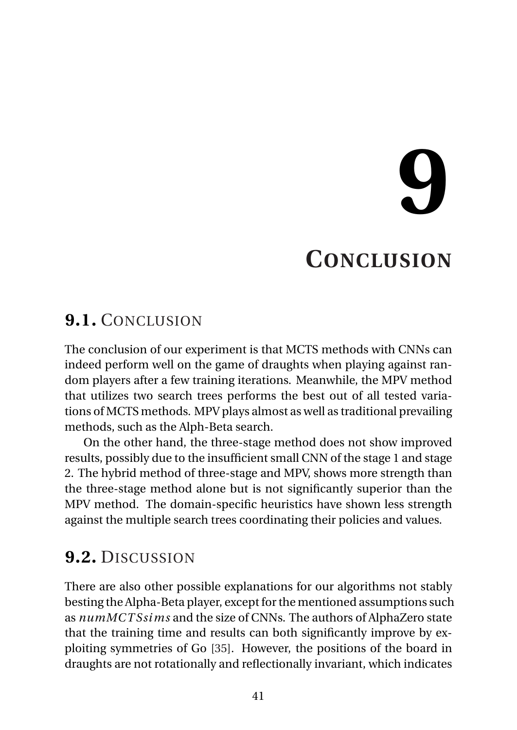# 9 CONCLUSION

## 9.1. CONCLUSION

The conclusion of our experiment is that MCTS methods with CNNs can indeed perform well on the game of draughts when playing against random players after a few training iterations. Meanwhile, the MPV method that utilizes two search trees performs the best out of all tested variations of MCTS methods. MPV plays almost as well as traditional prevailing methods, such as the Alph-Beta search.

On the other hand, the three-stage method does not show improved results, possibly due to the insufficient small CNN of the stage 1 and stage 2. The hybrid method of three-stage and MPV, shows more strength than the three-stage method alone but is not significantly superior than the MPV method. The domain-specific heuristics have shown less strength against the multiple search trees coordinating their policies and values.

## 9.2. DISCUSSION

There are also other possible explanations for our algorithms not stably besting the Alpha-Beta player, except for the mentioned assumptions such as $numMCTSsims$ and the size of CNNs. The authors of AlphaZero state that the training time and results can both significantly improve by exploiting symmetries of Go [35]. However, the positions of the board in draughts are not rotationally and reflectionally invariant, which indicates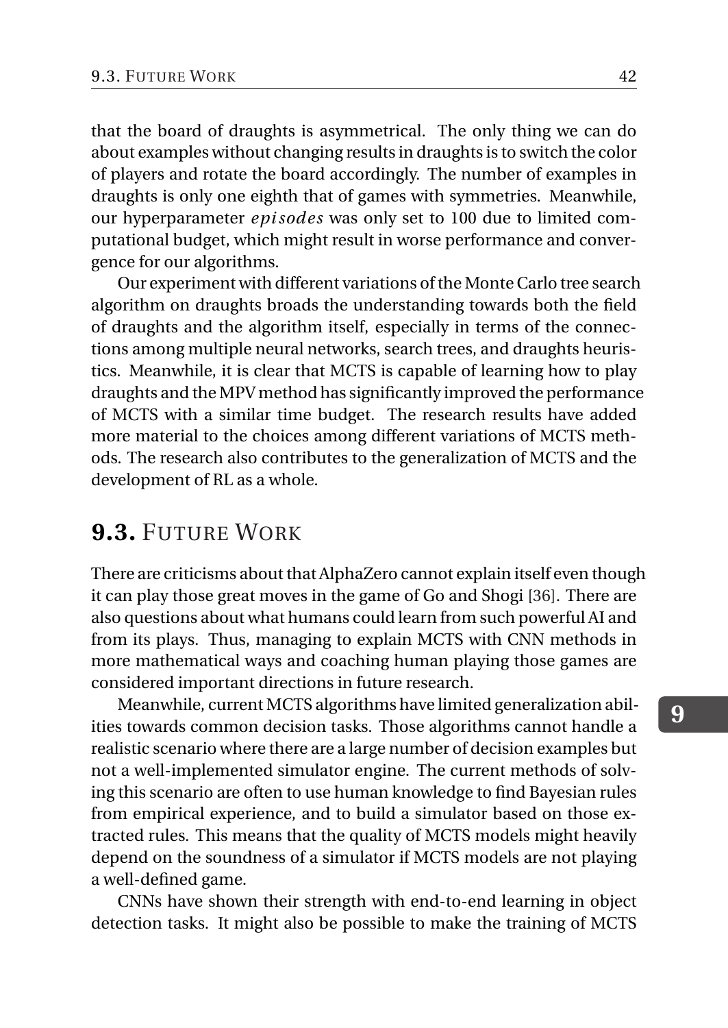that the board of draughts is asymmetrical. The only thing we can do about examples without changing results in draughts is to switch the color of players and rotate the board accordingly. The number of examples in draughts is only one eighth that of games with symmetries. Meanwhile, our hyperparameter $episodes$ was only set to 100 due to limited computational budget, which might result in worse performance and convergence for our algorithms.

Our experiment with different variations of the Monte Carlo tree search algorithm on draughts broads the understanding towards both the field of draughts and the algorithm itself, especially in terms of the connections among multiple neural networks, search trees, and draughts heuristics. Meanwhile, it is clear that MCTS is capable of learning how to play draughts and the MPV method has significantly improved the performance of MCTS with a similar time budget. The research results have added more material to the choices among different variations of MCTS methods. The research also contributes to the generalization of MCTS and the development of RL as a whole.

## 9.3. Future Work

There are criticisms about that AlphaZero cannot explain itself even though it can play those great moves in the game of Go and Shogi [36]. There are also questions about what humans could learn from such powerful AI and from its plays. Thus, managing to explain MCTS with CNN methods in more mathematical ways and coaching human playing those games are considered important directions in future research.

Meanwhile, current MCTS algorithms have limited generalization abilities towards common decision tasks. Those algorithms cannot handle a realistic scenario where there are a large number of decision examples but not a well-implemented simulator engine. The current methods of solving this scenario are often to use human knowledge to find Bayesian rules from empirical experience, and to build a simulator based on those extracted rules. This means that the quality of MCTS models might heavily depend on the soundness of a simulator if MCTS models are not playing a well-defined game.

CNNs have shown their strength with end-to-end learning in object detection tasks. It might also be possible to make the training of MCTS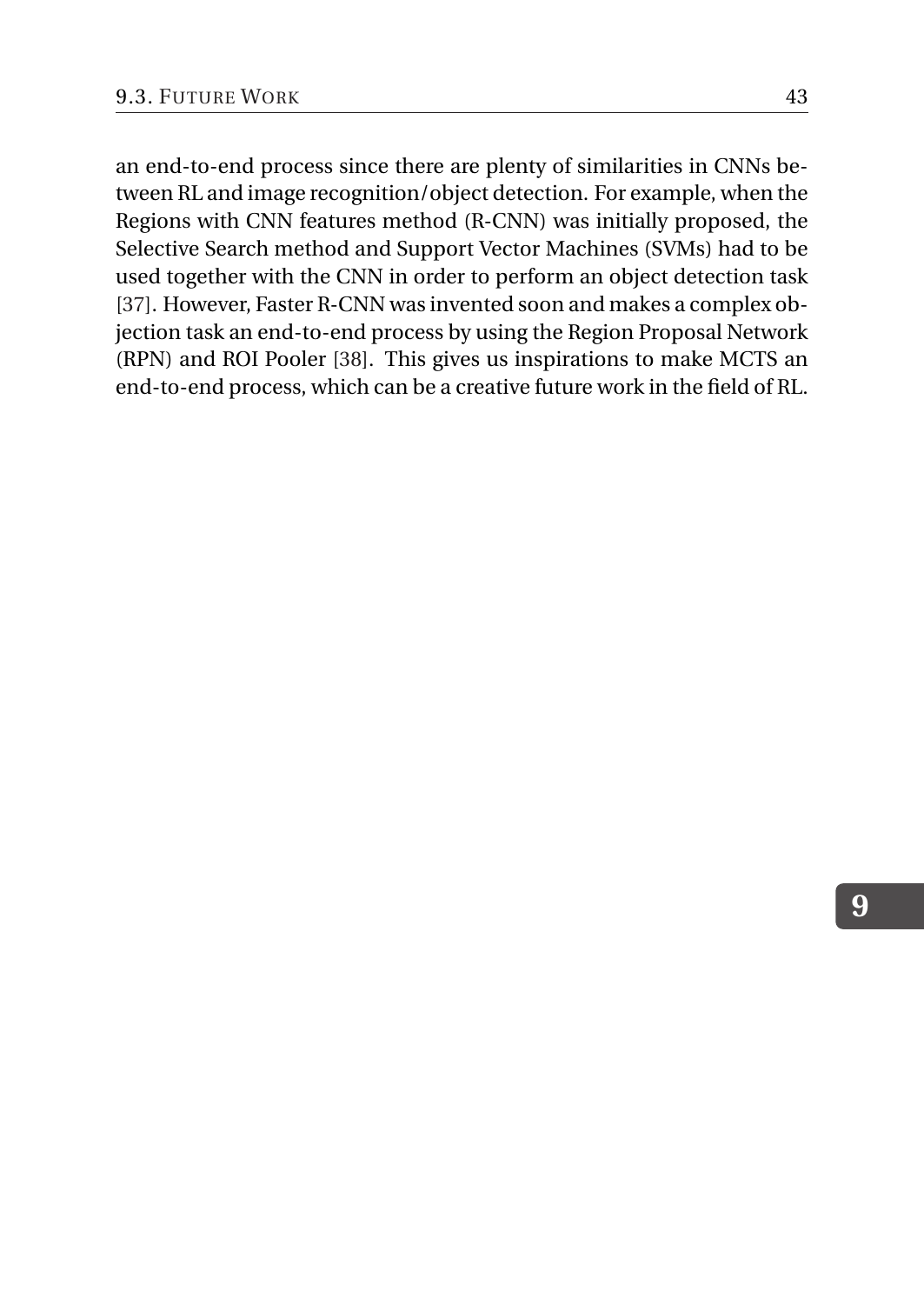an end-to-end process since there are plenty of similarities in CNNs between RL and image recognition/object detection. For example, when the Regions with CNN features method (R-CNN) was initially proposed, the Selective Search method and Support Vector Machines (SVMs) had to be used together with the CNN in order to perform an object detection task [37]. However, Faster R-CNN was invented soon and makes a complex objection task an end-to-end process by using the Region Proposal Network (RPN) and ROI Pooler [38]. This gives us inspirations to make MCTS an end-to-end process, which can be a creative future work in the field of RL.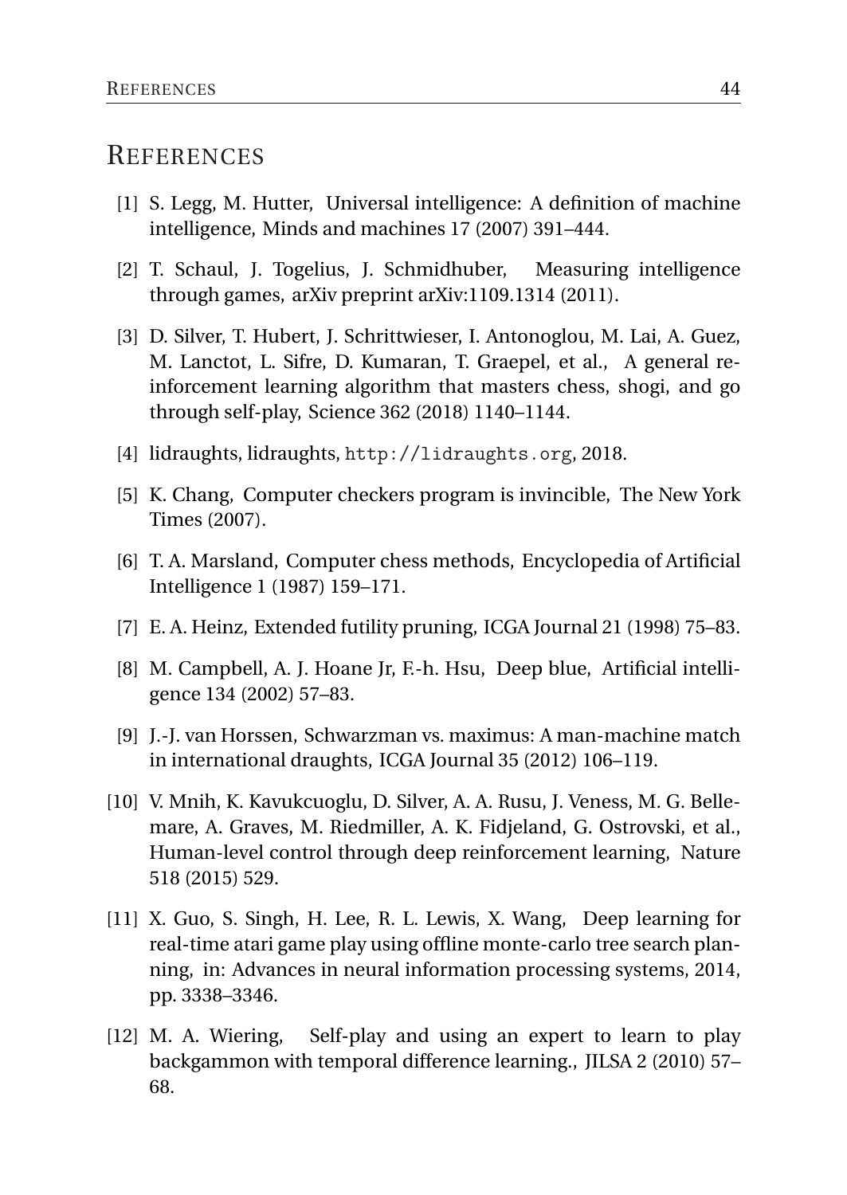# REFERENCES

[1] S. Legg, M. Hutter, Universal intelligence: A definition of machine intelligence, Minds and machines 17 (2007) 391–444.

[2] T. Schaul, J. Togelius, J. Schmidhuber, Measuring intelligence through games, arXiv preprint arXiv:1109.1314 (2011).

[3] D. Silver, T. Hubert, J. Schrittwieser, I. Antonoglou, M. Lai, A. Guez, M. Lanctot, L. Sifre, D. Kumaran, T. Graepel, et al., A general reinforcement learning algorithm that masters chess, shogi, and go through self-play, Science 362 (2018) 1140–1144.

[4] lidraughts, lidraughts, `http://lidraughts.org`, 2018.

[5] K. Chang, Computer checkers program is invincible, The New York Times (2007).

[6] T. A. Marsland, Computer chess methods, Encyclopedia of Artificial Intelligence 1 (1987) 159–171.

[7] E. A. Heinz, Extended futility pruning, ICGA Journal 21 (1998) 75–83.

[8] M. Campbell, A. J. Hoane Jr, F.-h. Hsu, Deep blue, Artificial intelligence 134 (2002) 57–83.

[9] J.-J. van Horssen, Schwarzman vs. maximus: A man-machine match in international draughts, ICGA Journal 35 (2012) 106–119.

[10] V. Mnih, K. Kavukcuoglu, D. Silver, A. A. Rusu, J. Veness, M. G. Bellemare, A. Graves, M. Riedmiller, A. K. Fidjeland, G. Ostrovski, et al., Human-level control through deep reinforcement learning, Nature 518 (2015) 529.

[11] X. Guo, S. Singh, H. Lee, R. L. Lewis, X. Wang, Deep learning for real-time atari game play using offline monte-carlo tree search planning, in: Advances in neural information processing systems, 2014, pp. 3338–3346.

[12] M. A. Wiering, Self-play and using an expert to learn to play backgammon with temporal difference learning., JILSA 2 (2010) 57–68.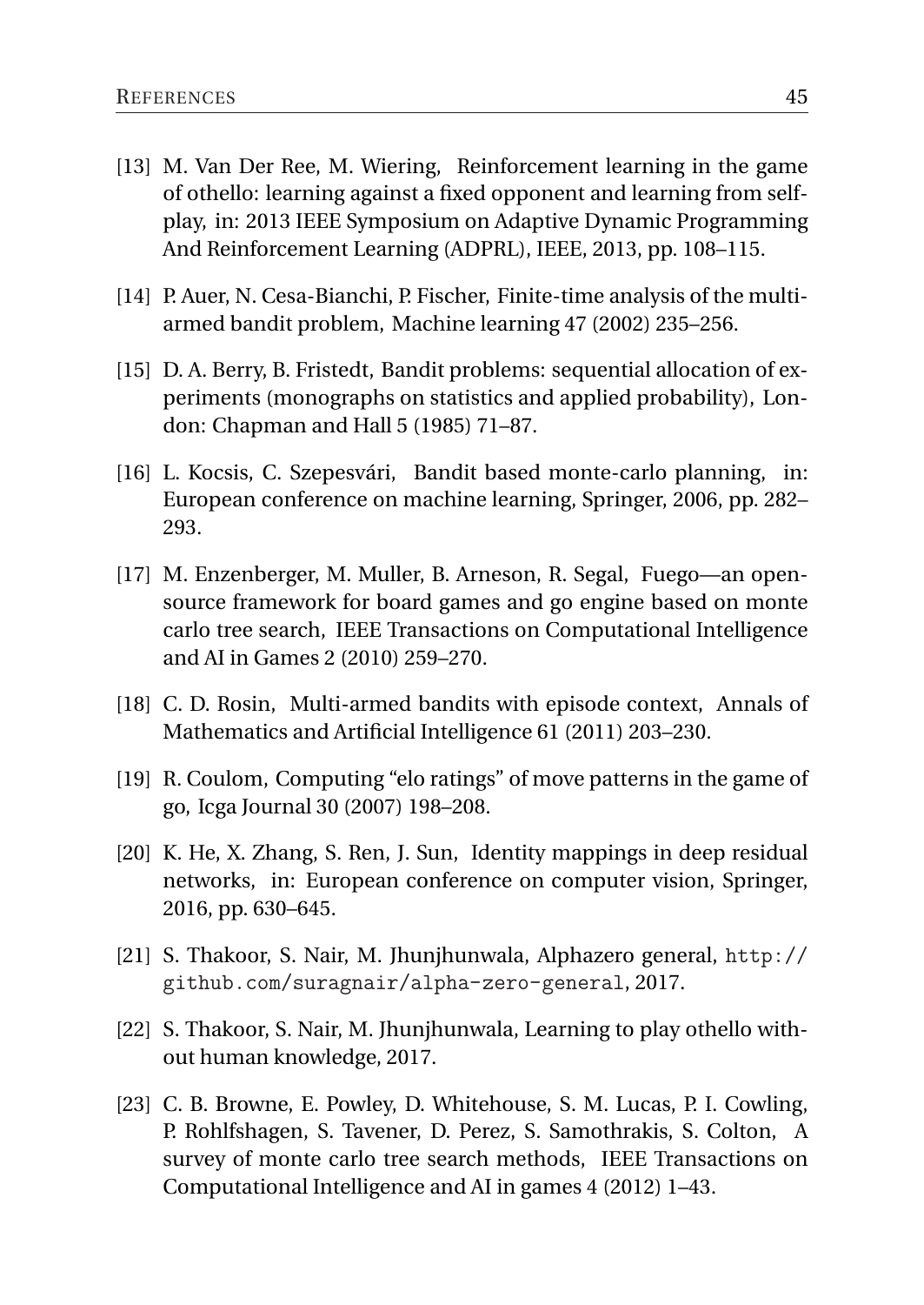[13] M. Van Der Ree, M. Wiering, Reinforcement learning in the game of othello: learning against a fixed opponent and learning from self-play, in: 2013 IEEE Symposium on Adaptive Dynamic Programming And Reinforcement Learning (ADPRL), IEEE, 2013, pp. 108–115.

[14] P. Auer, N. Cesa-Bianchi, P. Fischer, Finite-time analysis of the multi-armed bandit problem, Machine learning 47 (2002) 235–256.

[15] D. A. Berry, B. Fristedt, Bandit problems: sequential allocation of experiments (monographs on statistics and applied probability), London: Chapman and Hall 5 (1985) 71–87.

[16] L. Kocsis, C. Szepesvári, Bandit based monte-carlo planning, in: European conference on machine learning, Springer, 2006, pp. 282–293.

[17] M. Enzenberger, M. Muller, B. Arneson, R. Segal, Fuego—an open-source framework for board games and go engine based on monte carlo tree search, IEEE Transactions on Computational Intelligence and AI in Games 2 (2010) 259–270.

[18] C. D. Rosin, Multi-armed bandits with episode context, Annals of Mathematics and Artificial Intelligence 61 (2011) 203–230.

[19] R. Coulom, Computing "elo ratings" of move patterns in the game of go, Icga Journal 30 (2007) 198–208.

[20] K. He, X. Zhang, S. Ren, J. Sun, Identity mappings in deep residual networks, in: European conference on computer vision, Springer, 2016, pp. 630–645.

[21] S. Thakoor, S. Nair, M. Jhunjhunwala, Alphazero general, `http://github.com/suragnair/alpha-zero-general`, 2017.

[22] S. Thakoor, S. Nair, M. Jhunjhunwala, Learning to play othello without human knowledge, 2017.

[23] C. B. Browne, E. Powley, D. Whitehouse, S. M. Lucas, P. I. Cowling, P. Rohlfshagen, S. Tavener, D. Perez, S. Samothrakis, S. Colton, A survey of monte carlo tree search methods, IEEE Transactions on Computational Intelligence and AI in games 4 (2012) 1–43.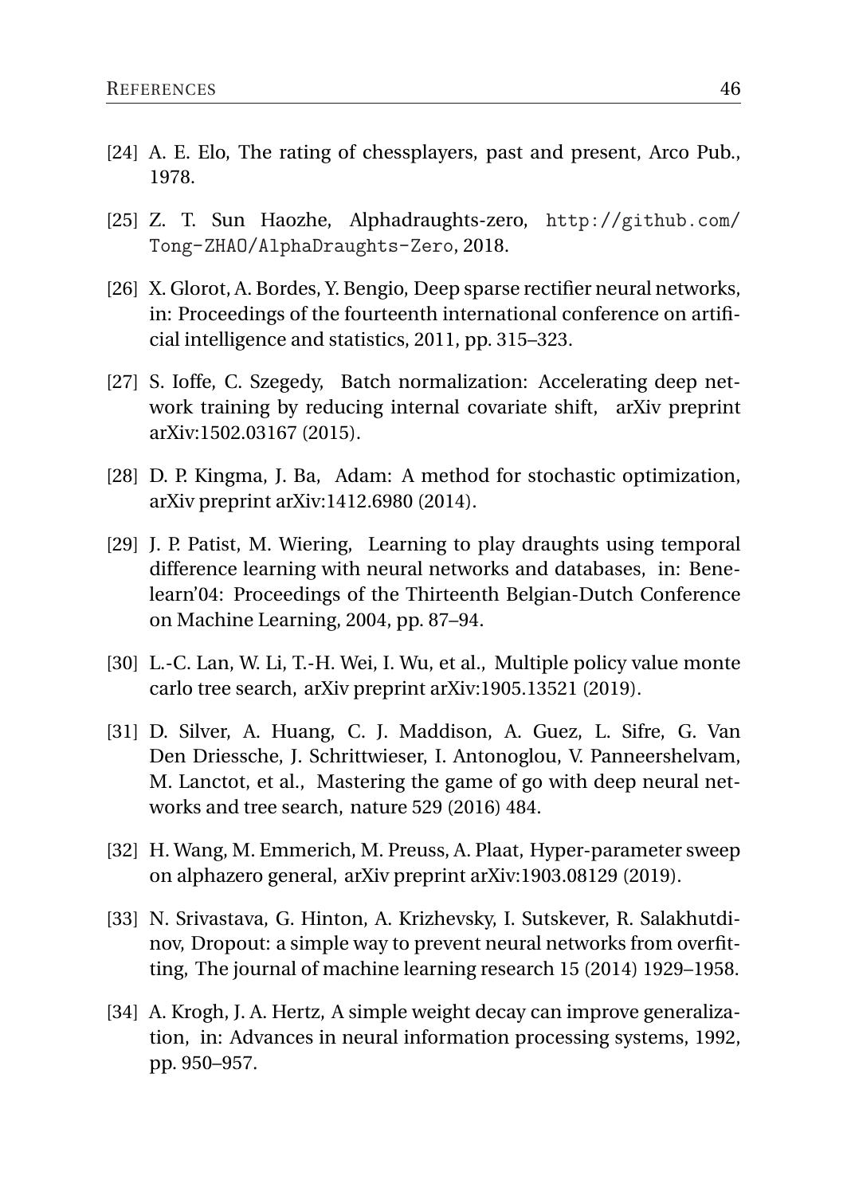[24] A. E. Elo, The rating of chessplayers, past and present, Arco Pub., 1978.

[25] Z. T. Sun Haozhe, Alphadraughts-zero, http://github.com/Tong-ZHAO/AlphaDraughts-Zero, 2018.

[26] X. Glorot, A. Bordes, Y. Bengio, Deep sparse rectifier neural networks, in: Proceedings of the fourteenth international conference on artificial intelligence and statistics, 2011, pp. 315–323.

[27] S. Ioffe, C. Szegedy, Batch normalization: Accelerating deep network training by reducing internal covariate shift, arXiv preprint arXiv:1502.03167 (2015).

[28] D. P. Kingma, J. Ba, Adam: A method for stochastic optimization, arXiv preprint arXiv:1412.6980 (2014).

[29] J. P. Patist, M. Wiering, Learning to play draughts using temporal difference learning with neural networks and databases, in: Benelearn'04: Proceedings of the Thirteenth Belgian-Dutch Conference on Machine Learning, 2004, pp. 87–94.

[30] L.-C. Lan, W. Li, T.-H. Wei, I. Wu, et al., Multiple policy value monte carlo tree search, arXiv preprint arXiv:1905.13521 (2019).

[31] D. Silver, A. Huang, C. J. Maddison, A. Guez, L. Sifre, G. Van Den Driessche, J. Schrittwieser, I. Antonoglou, V. Panneershelvam, M. Lanctot, et al., Mastering the game of go with deep neural networks and tree search, nature 529 (2016) 484.

[32] H. Wang, M. Emmerich, M. Preuss, A. Plaat, Hyper-parameter sweep on alphazero general, arXiv preprint arXiv:1903.08129 (2019).

[33] N. Srivastava, G. Hinton, A. Krizhevsky, I. Sutskever, R. Salakhutdinov, Dropout: a simple way to prevent neural networks from overfitting, The journal of machine learning research 15 (2014) 1929–1958.

[34] A. Krogh, J. A. Hertz, A simple weight decay can improve generalization, in: Advances in neural information processing systems, 1992, pp. 950–957.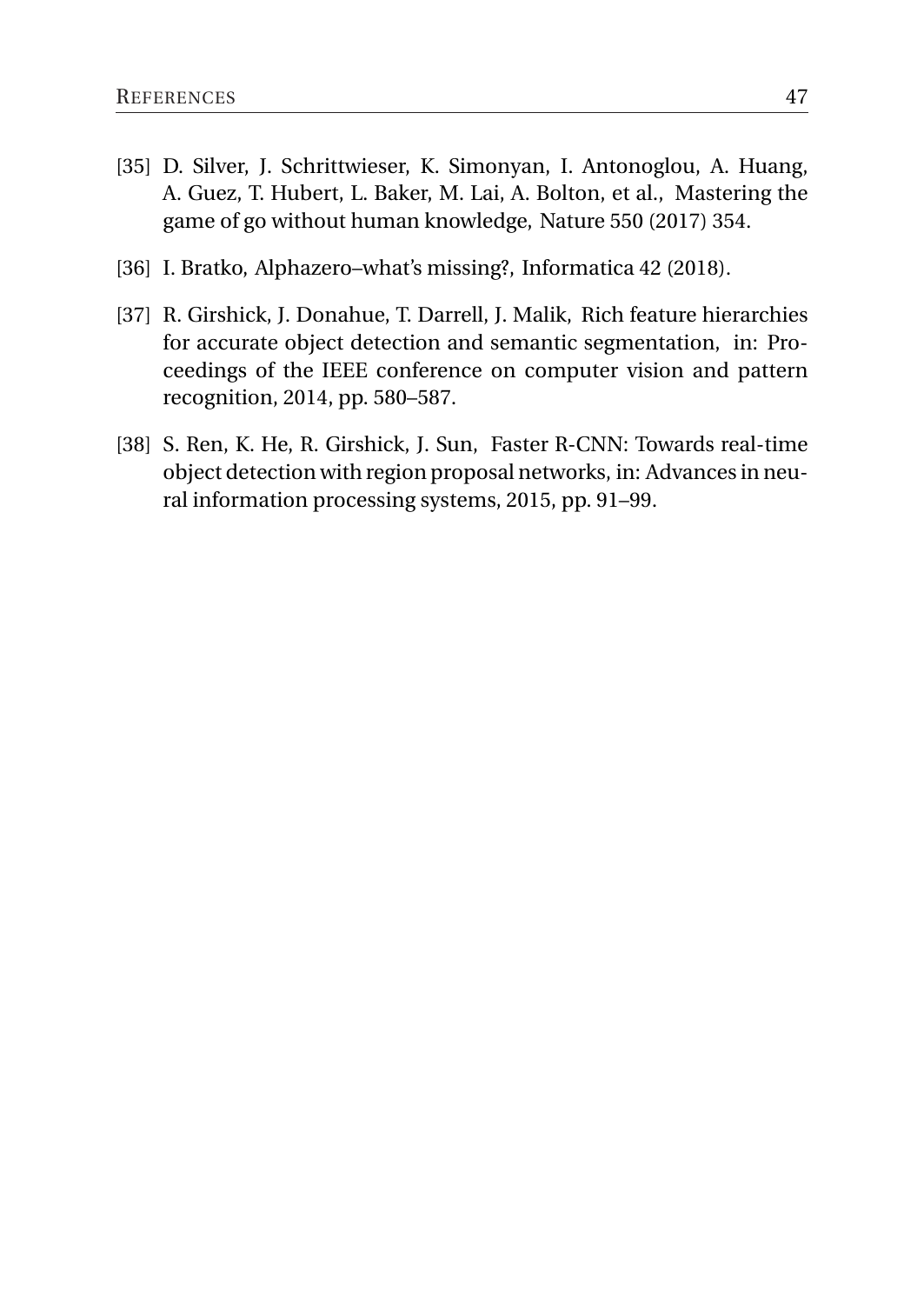[35] D. Silver, J. Schrittwieser, K. Simonyan, I. Antonoglou, A. Huang, A. Guez, T. Hubert, L. Baker, M. Lai, A. Bolton, et al., Mastering the game of go without human knowledge, Nature 550 (2017) 354.

[36] I. Bratko, Alphazero–what's missing?, Informatica 42 (2018).

[37] R. Girshick, J. Donahue, T. Darrell, J. Malik, Rich feature hierarchies for accurate object detection and semantic segmentation, in: Proceedings of the IEEE conference on computer vision and pattern recognition, 2014, pp. 580–587.

[38] S. Ren, K. He, R. Girshick, J. Sun, Faster R-CNN: Towards real-time object detection with region proposal networks, in: Advances in neural information processing systems, 2015, pp. 91–99.